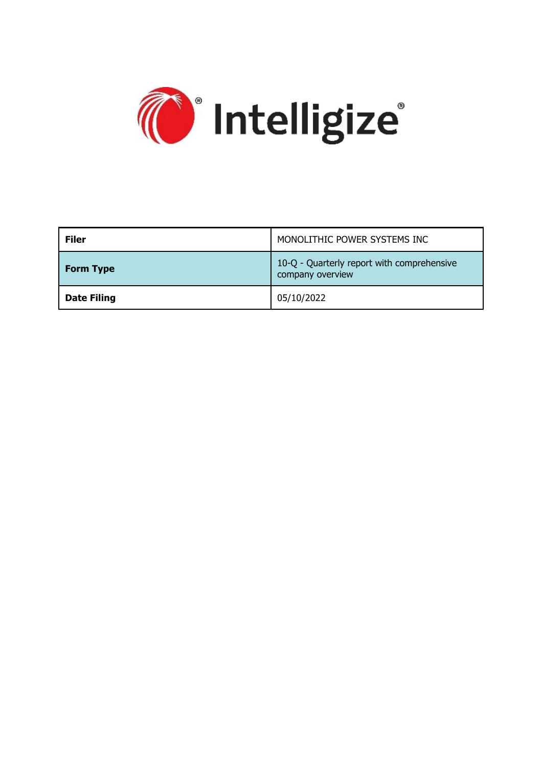Intelligize®

| Filer | MONOLITHIC POWER SYSTEMS INC |
| --- | --- |
| Form Type | 10-Q - Quarterly report with comprehensive company overview |
| Date Filing | 05/10/2022 |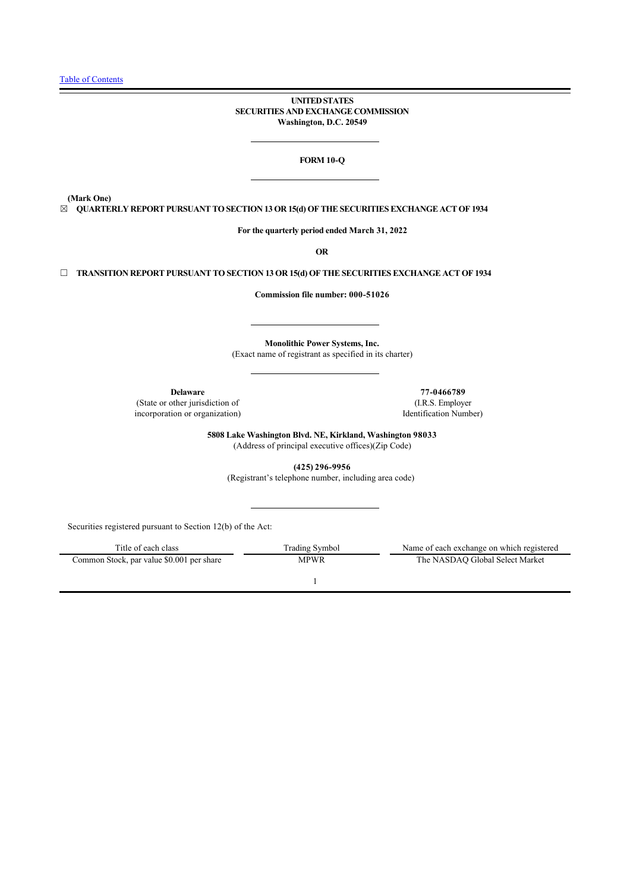[Table of Contents](#)

**UNITED STATES**
**SECURITIES AND EXCHANGE COMMISSION**
**Washington, D.C. 20549**

---

**FORM 10-Q**

---

**(Mark One)**

☒ **QUARTERLY REPORT PURSUANT TO SECTION 13 OR 15(d) OF THE SECURITIES EXCHANGE ACT OF 1934**

**For the quarterly period ended March 31, 2022**

**OR**

☐ **TRANSITION REPORT PURSUANT TO SECTION 13 OR 15(d) OF THE SECURITIES EXCHANGE ACT OF 1934**

**Commission file number: 000-51026**

---

**Monolithic Power Systems, Inc.**
(Exact name of registrant as specified in its charter)

---

| **Delaware** | **77-0466789** |
|---|---|
| (State or other jurisdiction of incorporation or organization) | (I.R.S. Employer Identification Number) |

**5808 Lake Washington Blvd. NE, Kirkland, Washington 98033**
(Address of principal executive offices)(Zip Code)

**(425) 296-9956**
(Registrant's telephone number, including area code)

---

Securities registered pursuant to Section 12(b) of the Act:

| Title of each class | Trading Symbol | Name of each exchange on which registered |
|---|---|---|
| Common Stock, par value $0.001 per share | MPWR | The NASDAQ Global Select Market |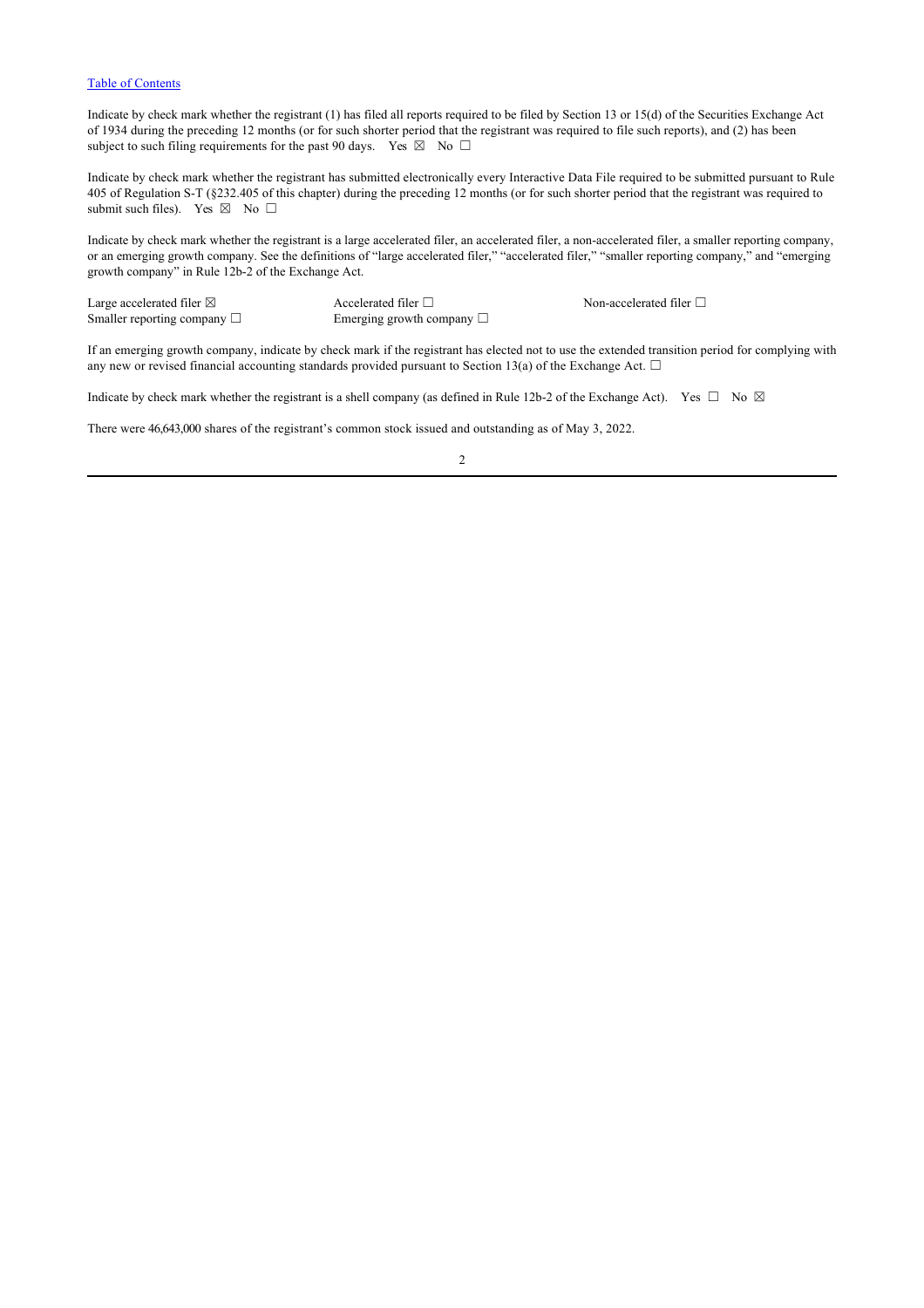[Table of Contents](#)

Indicate by check mark whether the registrant (1) has filed all reports required to be filed by Section 13 or 15(d) of the Securities Exchange Act of 1934 during the preceding 12 months (or for such shorter period that the registrant was required to file such reports), and (2) has been subject to such filing requirements for the past 90 days. Yes ☒ No ☐

Indicate by check mark whether the registrant has submitted electronically every Interactive Data File required to be submitted pursuant to Rule 405 of Regulation S-T (§232.405 of this chapter) during the preceding 12 months (or for such shorter period that the registrant was required to submit such files). Yes ☒ No ☐

Indicate by check mark whether the registrant is a large accelerated filer, an accelerated filer, a non-accelerated filer, a smaller reporting company, or an emerging growth company. See the definitions of "large accelerated filer," "accelerated filer," "smaller reporting company," and "emerging growth company" in Rule 12b-2 of the Exchange Act.

| | | |
|---|---|---|
| Large accelerated filer ☒ | Accelerated filer ☐ | Non-accelerated filer ☐ |
| Smaller reporting company ☐ | Emerging growth company ☐ | |

If an emerging growth company, indicate by check mark if the registrant has elected not to use the extended transition period for complying with any new or revised financial accounting standards provided pursuant to Section 13(a) of the Exchange Act. ☐

Indicate by check mark whether the registrant is a shell company (as defined in Rule 12b-2 of the Exchange Act). Yes ☐ No ☒

There were 46,643,000 shares of the registrant's common stock issued and outstanding as of May 3, 2022.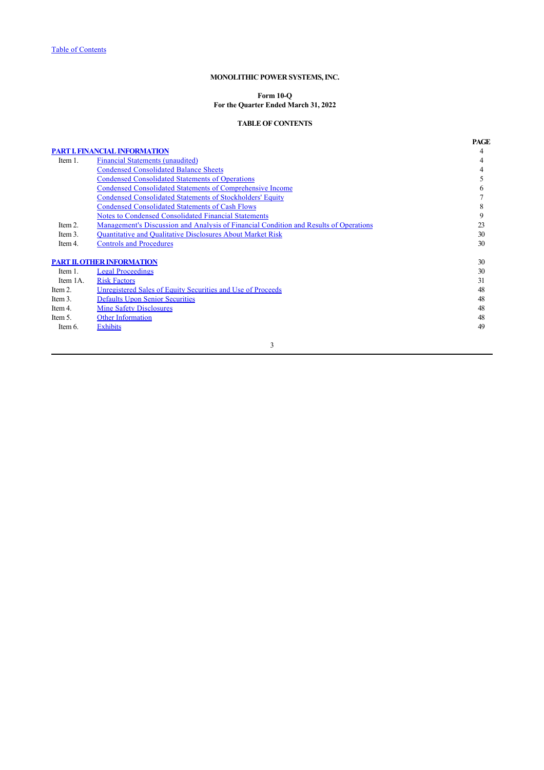Table of Contents

**MONOLITHIC POWER SYSTEMS, INC.**

**Form 10-Q**
**For the Quarter Ended March 31, 2022**

**TABLE OF CONTENTS**

| | | PAGE |
|---|---|---|
| **PART I. FINANCIAL INFORMATION** | | 4 |
| Item 1. | Financial Statements (unaudited) | 4 |
| | Condensed Consolidated Balance Sheets | 4 |
| | Condensed Consolidated Statements of Operations | 5 |
| | Condensed Consolidated Statements of Comprehensive Income | 6 |
| | Condensed Consolidated Statements of Stockholders' Equity | 7 |
| | Condensed Consolidated Statements of Cash Flows | 8 |
| | Notes to Condensed Consolidated Financial Statements | 9 |
| Item 2. | Management's Discussion and Analysis of Financial Condition and Results of Operations | 23 |
| Item 3. | Quantitative and Qualitative Disclosures About Market Risk | 30 |
| Item 4. | Controls and Procedures | 30 |
| **PART II. OTHER INFORMATION** | | 30 |
| Item 1. | Legal Proceedings | 30 |
| Item 1A. | Risk Factors | 31 |
| Item 2. | Unregistered Sales of Equity Securities and Use of Proceeds | 48 |
| Item 3. | Defaults Upon Senior Securities | 48 |
| Item 4. | Mine Safety Disclosures | 48 |
| Item 5. | Other Information | 48 |
| Item 6. | Exhibits | 49 |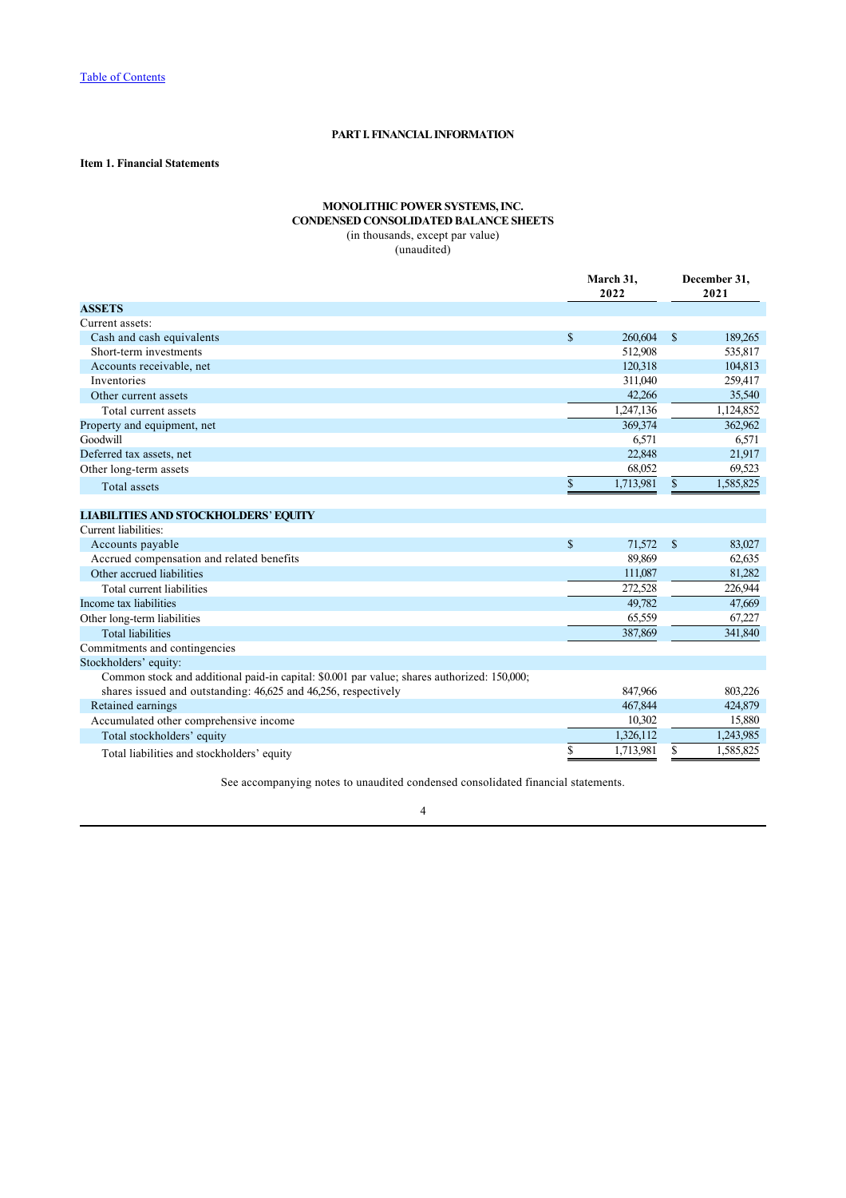# PART I. FINANCIAL INFORMATION

## Item 1. Financial Statements

### MONOLITHIC POWER SYSTEMS, INC.
### CONDENSED CONSOLIDATED BALANCE SHEETS
(in thousands, except par value)
(unaudited)

| | March 31, 2022 | December 31, 2021 |
|---|---|---|
| **ASSETS** | | |
| Current assets: | | |
| Cash and cash equivalents | $ 260,604 | $ 189,265 |
| Short-term investments | 512,908 | 535,817 |
| Accounts receivable, net | 120,318 | 104,813 |
| Inventories | 311,040 | 259,417 |
| Other current assets | 42,266 | 35,540 |
| Total current assets | 1,247,136 | 1,124,852 |
| Property and equipment, net | 369,374 | 362,962 |
| Goodwill | 6,571 | 6,571 |
| Deferred tax assets, net | 22,848 | 21,917 |
| Other long-term assets | 68,052 | 69,523 |
| Total assets | $ 1,713,981 | $ 1,585,825 |
| **LIABILITIES AND STOCKHOLDERS' EQUITY** | | |
| Current liabilities: | | |
| Accounts payable | $ 71,572 | $ 83,027 |
| Accrued compensation and related benefits | 89,869 | 62,635 |
| Other accrued liabilities | 111,087 | 81,282 |
| Total current liabilities | 272,528 | 226,944 |
| Income tax liabilities | 49,782 | 47,669 |
| Other long-term liabilities | 65,559 | 67,227 |
| Total liabilities | 387,869 | 341,840 |
| Commitments and contingencies | | |
| Stockholders' equity: | | |
| Common stock and additional paid-in capital: $0.001 par value; shares authorized: 150,000; shares issued and outstanding: 46,625 and 46,256, respectively | 847,966 | 803,226 |
| Retained earnings | 467,844 | 424,879 |
| Accumulated other comprehensive income | 10,302 | 15,880 |
| Total stockholders' equity | 1,326,112 | 1,243,985 |
| Total liabilities and stockholders' equity | $ 1,713,981 | $ 1,585,825 |

See accompanying notes to unaudited condensed consolidated financial statements.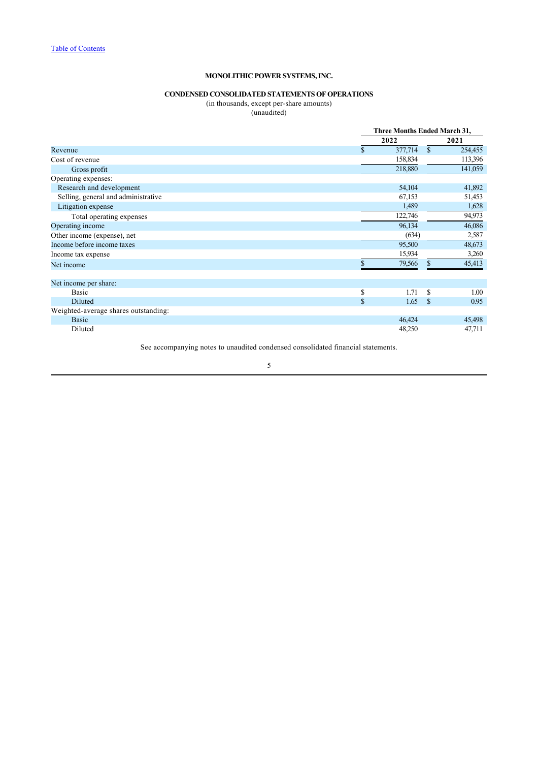[Table of Contents](#)

**MONOLITHIC POWER SYSTEMS, INC.**

**CONDENSED CONSOLIDATED STATEMENTS OF OPERATIONS**

(in thousands, except per-share amounts)
(unaudited)

| | Three Months Ended March 31, | |
|---|---|---|
| | **2022** | **2021** |
| Revenue | $ 377,714 | $ 254,455 |
| Cost of revenue | 158,834 | 113,396 |
| Gross profit | 218,880 | 141,059 |
| Operating expenses: | | |
| Research and development | 54,104 | 41,892 |
| Selling, general and administrative | 67,153 | 51,453 |
| Litigation expense | 1,489 | 1,628 |
| Total operating expenses | 122,746 | 94,973 |
| Operating income | 96,134 | 46,086 |
| Other income (expense), net | (634) | 2,587 |
| Income before income taxes | 95,500 | 48,673 |
| Income tax expense | 15,934 | 3,260 |
| Net income | $ 79,566 | $ 45,413 |
| | | |
| Net income per share: | | |
| Basic | $ 1.71 | $ 1.00 |
| Diluted | $ 1.65 | $ 0.95 |
| Weighted-average shares outstanding: | | |
| Basic | 46,424 | 45,498 |
| Diluted | 48,250 | 47,711 |

See accompanying notes to unaudited condensed consolidated financial statements.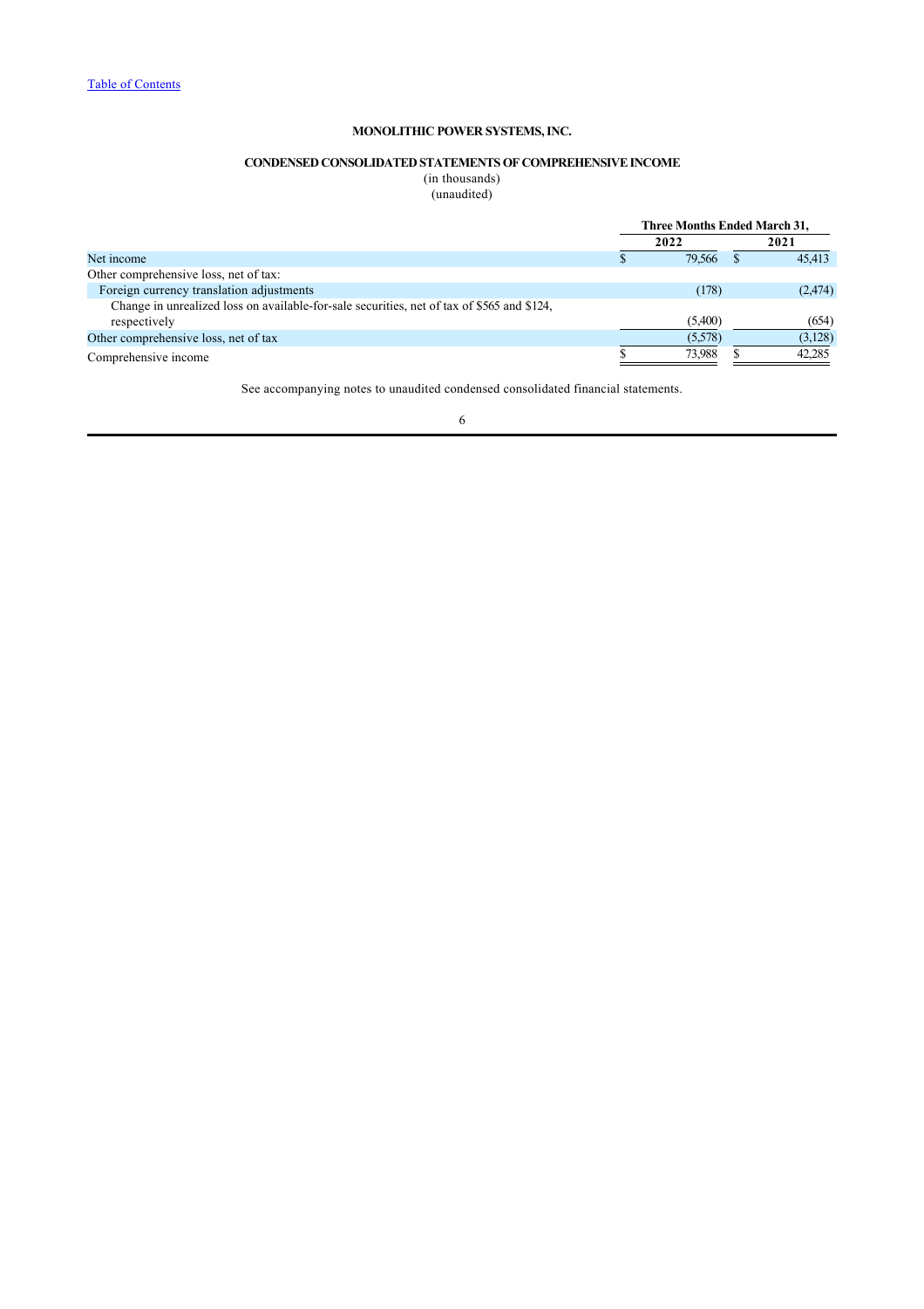[Table of Contents](#)

**MONOLITHIC POWER SYSTEMS, INC.**

**CONDENSED CONSOLIDATED STATEMENTS OF COMPREHENSIVE INCOME**

(in thousands)
(unaudited)

| | Three Months Ended March 31, | |
|---|---|---|
| | **2022** | **2021** |
| Net income | $ 79,566 | $ 45,413 |
| Other comprehensive loss, net of tax: | | |
| Foreign currency translation adjustments | (178) | (2,474) |
| Change in unrealized loss on available-for-sale securities, net of tax of $565 and $124, respectively | (5,400) | (654) |
| Other comprehensive loss, net of tax | (5,578) | (3,128) |
| Comprehensive income | $ 73,988 | $ 42,285 |

See accompanying notes to unaudited condensed consolidated financial statements.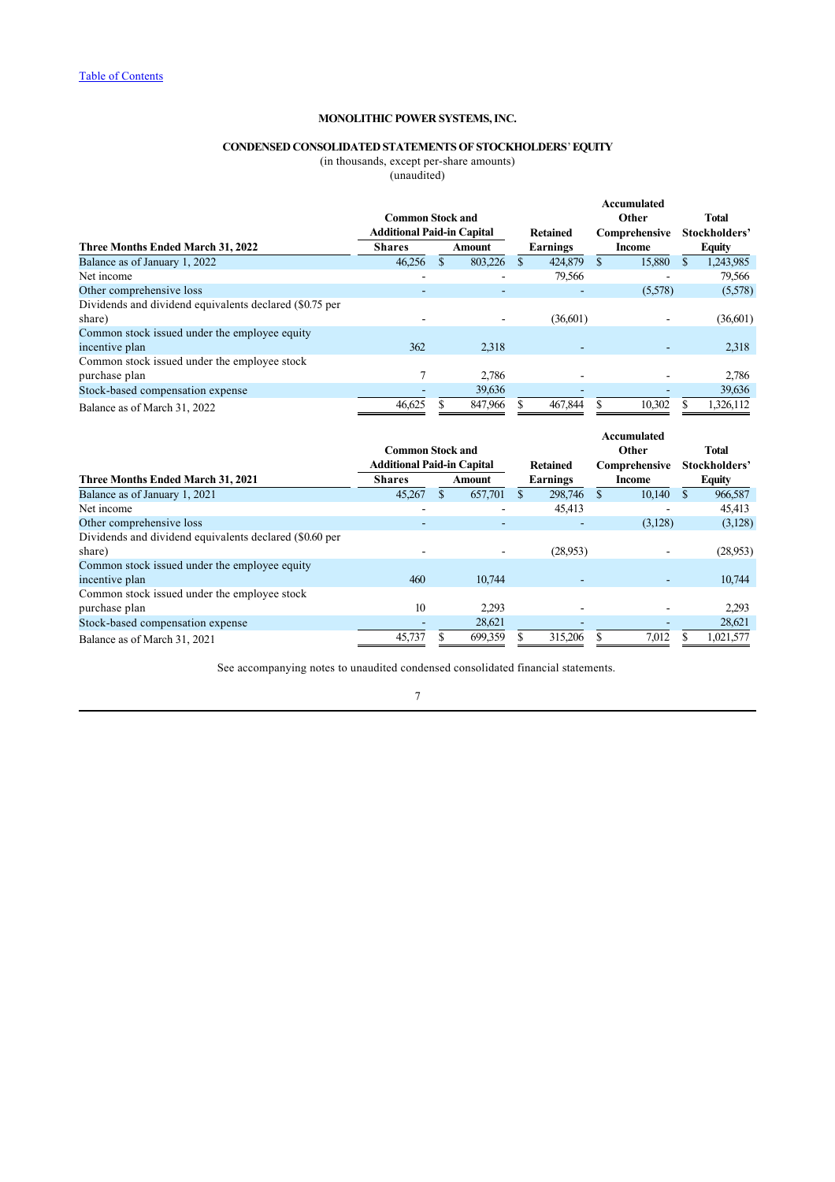Table of Contents

**MONOLITHIC POWER SYSTEMS, INC.**

**CONDENSED CONSOLIDATED STATEMENTS OF STOCKHOLDERS' EQUITY**
(in thousands, except per-share amounts)
(unaudited)

| Three Months Ended March 31, 2022 | Common Stock and Additional Paid-in Capital Shares | Common Stock and Additional Paid-in Capital Amount | Retained Earnings | Accumulated Other Comprehensive Income | Total Stockholders' Equity |
|---|---|---|---|---|---|
| Balance as of January 1, 2022 | 46,256 | $ 803,226 | $ 424,879 | $ 15,880 | $ 1,243,985 |
| Net income | - | - | 79,566 | - | 79,566 |
| Other comprehensive loss | - | - | - | (5,578) | (5,578) |
| Dividends and dividend equivalents declared ($0.75 per share) | - | - | (36,601) | - | (36,601) |
| Common stock issued under the employee equity incentive plan | 362 | 2,318 | - | - | 2,318 |
| Common stock issued under the employee stock purchase plan | 7 | 2,786 | - | - | 2,786 |
| Stock-based compensation expense | - | 39,636 | - | - | 39,636 |
| Balance as of March 31, 2022 | 46,625 | $ 847,966 | $ 467,844 | $ 10,302 | $ 1,326,112 |

| Three Months Ended March 31, 2021 | Common Stock and Additional Paid-in Capital Shares | Common Stock and Additional Paid-in Capital Amount | Retained Earnings | Accumulated Other Comprehensive Income | Total Stockholders' Equity |
|---|---|---|---|---|---|
| Balance as of January 1, 2021 | 45,267 | $ 657,701 | $ 298,746 | $ 10,140 | $ 966,587 |
| Net income | - | - | 45,413 | - | 45,413 |
| Other comprehensive loss | - | - | - | (3,128) | (3,128) |
| Dividends and dividend equivalents declared ($0.60 per share) | - | - | (28,953) | - | (28,953) |
| Common stock issued under the employee equity incentive plan | 460 | 10,744 | - | - | 10,744 |
| Common stock issued under the employee stock purchase plan | 10 | 2,293 | - | - | 2,293 |
| Stock-based compensation expense | - | 28,621 | - | - | 28,621 |
| Balance as of March 31, 2021 | 45,737 | $ 699,359 | $ 315,206 | $ 7,012 | $ 1,021,577 |

See accompanying notes to unaudited condensed consolidated financial statements.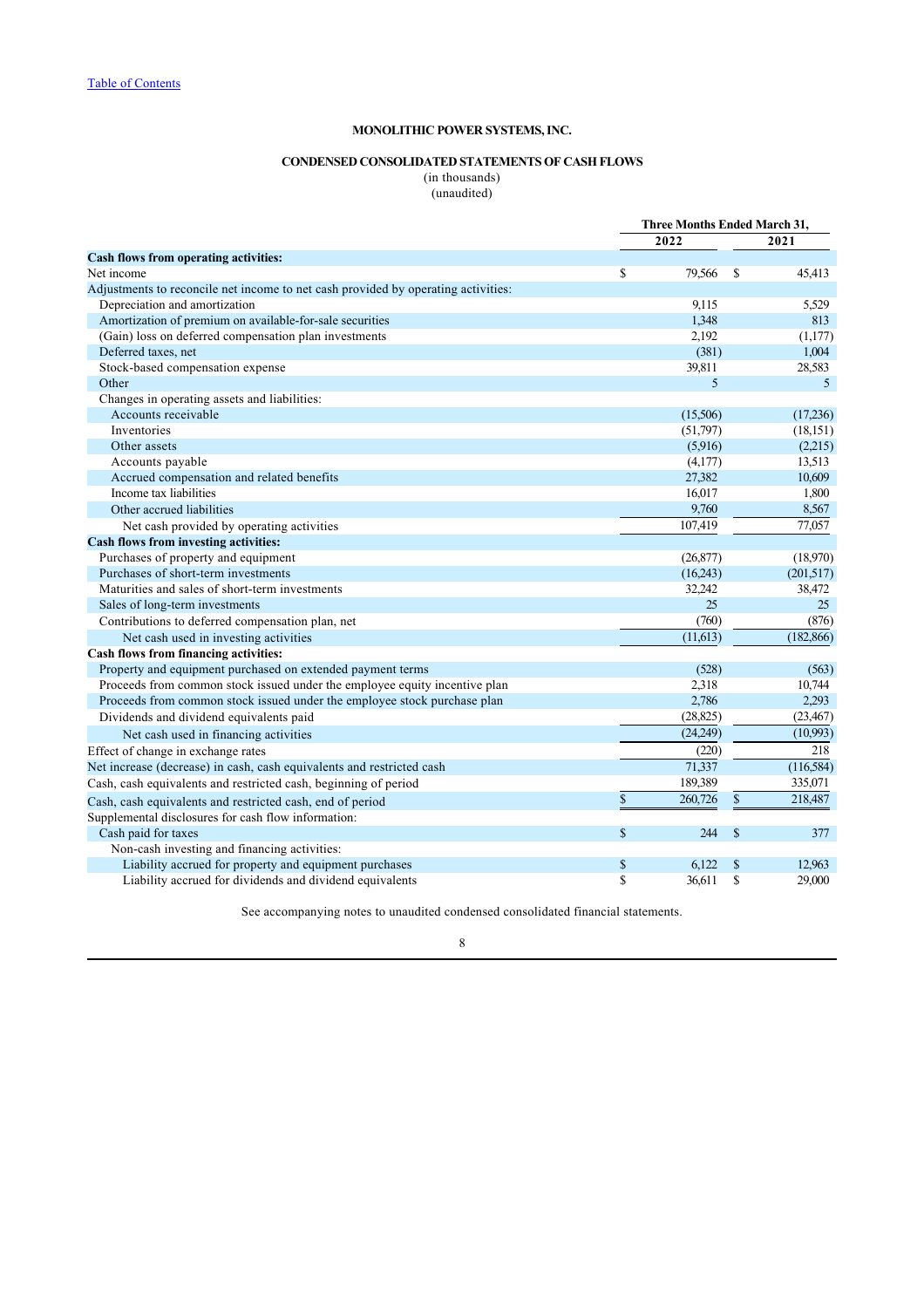Table of Contents

**MONOLITHIC POWER SYSTEMS, INC.**

**CONDENSED CONSOLIDATED STATEMENTS OF CASH FLOWS**
(in thousands)
(unaudited)

| | Three Months Ended March 31, | |
|---|---|---|
| | 2022 | 2021 |
| **Cash flows from operating activities:** | | |
| Net income | $ 79,566 | $ 45,413 |
| Adjustments to reconcile net income to net cash provided by operating activities: | | |
| Depreciation and amortization | 9,115 | 5,529 |
| Amortization of premium on available-for-sale securities | 1,348 | 813 |
| (Gain) loss on deferred compensation plan investments | 2,192 | (1,177) |
| Deferred taxes, net | (381) | 1,004 |
| Stock-based compensation expense | 39,811 | 28,583 |
| Other | 5 | 5 |
| Changes in operating assets and liabilities: | | |
| Accounts receivable | (15,506) | (17,236) |
| Inventories | (51,797) | (18,151) |
| Other assets | (5,916) | (2,215) |
| Accounts payable | (4,177) | 13,513 |
| Accrued compensation and related benefits | 27,382 | 10,609 |
| Income tax liabilities | 16,017 | 1,800 |
| Other accrued liabilities | 9,760 | 8,567 |
| Net cash provided by operating activities | 107,419 | 77,057 |
| **Cash flows from investing activities:** | | |
| Purchases of property and equipment | (26,877) | (18,970) |
| Purchases of short-term investments | (16,243) | (201,517) |
| Maturities and sales of short-term investments | 32,242 | 38,472 |
| Sales of long-term investments | 25 | 25 |
| Contributions to deferred compensation plan, net | (760) | (876) |
| Net cash used in investing activities | (11,613) | (182,866) |
| **Cash flows from financing activities:** | | |
| Property and equipment purchased on extended payment terms | (528) | (563) |
| Proceeds from common stock issued under the employee equity incentive plan | 2,318 | 10,744 |
| Proceeds from common stock issued under the employee stock purchase plan | 2,786 | 2,293 |
| Dividends and dividend equivalents paid | (28,825) | (23,467) |
| Net cash used in financing activities | (24,249) | (10,993) |
| Effect of change in exchange rates | (220) | 218 |
| Net increase (decrease) in cash, cash equivalents and restricted cash | 71,337 | (116,584) |
| Cash, cash equivalents and restricted cash, beginning of period | 189,389 | 335,071 |
| Cash, cash equivalents and restricted cash, end of period | $ 260,726 | $ 218,487 |
| Supplemental disclosures for cash flow information: | | |
| Cash paid for taxes | $ 244 | $ 377 |
| Non-cash investing and financing activities: | | |
| Liability accrued for property and equipment purchases | $ 6,122 | $ 12,963 |
| Liability accrued for dividends and dividend equivalents | $ 36,611 | $ 29,000 |

See accompanying notes to unaudited condensed consolidated financial statements.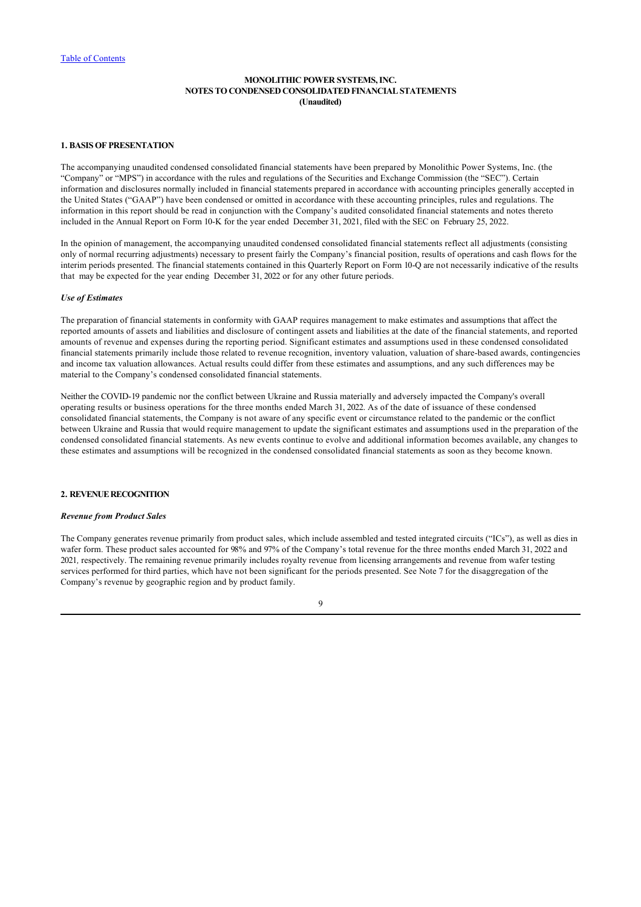MONOLITHIC POWER SYSTEMS, INC.
NOTES TO CONDENSED CONSOLIDATED FINANCIAL STATEMENTS
(Unaudited)

## 1. BASIS OF PRESENTATION

The accompanying unaudited condensed consolidated financial statements have been prepared by Monolithic Power Systems, Inc. (the "Company" or "MPS") in accordance with the rules and regulations of the Securities and Exchange Commission (the "SEC"). Certain information and disclosures normally included in financial statements prepared in accordance with accounting principles generally accepted in the United States ("GAAP") have been condensed or omitted in accordance with these accounting principles, rules and regulations. The information in this report should be read in conjunction with the Company's audited consolidated financial statements and notes thereto included in the Annual Report on Form 10-K for the year ended December 31, 2021, filed with the SEC on February 25, 2022.

In the opinion of management, the accompanying unaudited condensed consolidated financial statements reflect all adjustments (consisting only of normal recurring adjustments) necessary to present fairly the Company's financial position, results of operations and cash flows for the interim periods presented. The financial statements contained in this Quarterly Report on Form 10-Q are not necessarily indicative of the results that may be expected for the year ending December 31, 2022 or for any other future periods.

### *Use of Estimates*

The preparation of financial statements in conformity with GAAP requires management to make estimates and assumptions that affect the reported amounts of assets and liabilities and disclosure of contingent assets and liabilities at the date of the financial statements, and reported amounts of revenue and expenses during the reporting period. Significant estimates and assumptions used in these condensed consolidated financial statements primarily include those related to revenue recognition, inventory valuation, valuation of share-based awards, contingencies and income tax valuation allowances. Actual results could differ from these estimates and assumptions, and any such differences may be material to the Company's condensed consolidated financial statements.

Neither the COVID-19 pandemic nor the conflict between Ukraine and Russia materially and adversely impacted the Company's overall operating results or business operations for the three months ended March 31, 2022. As of the date of issuance of these condensed consolidated financial statements, the Company is not aware of any specific event or circumstance related to the pandemic or the conflict between Ukraine and Russia that would require management to update the significant estimates and assumptions used in the preparation of the condensed consolidated financial statements. As new events continue to evolve and additional information becomes available, any changes to these estimates and assumptions will be recognized in the condensed consolidated financial statements as soon as they become known.

## 2. REVENUE RECOGNITION

### *Revenue from Product Sales*

The Company generates revenue primarily from product sales, which include assembled and tested integrated circuits ("ICs"), as well as dies in wafer form. These product sales accounted for 98% and 97% of the Company's total revenue for the three months ended March 31, 2022 and 2021, respectively. The remaining revenue primarily includes royalty revenue from licensing arrangements and revenue from wafer testing services performed for third parties, which have not been significant for the periods presented. See Note 7 for the disaggregation of the Company's revenue by geographic region and by product family.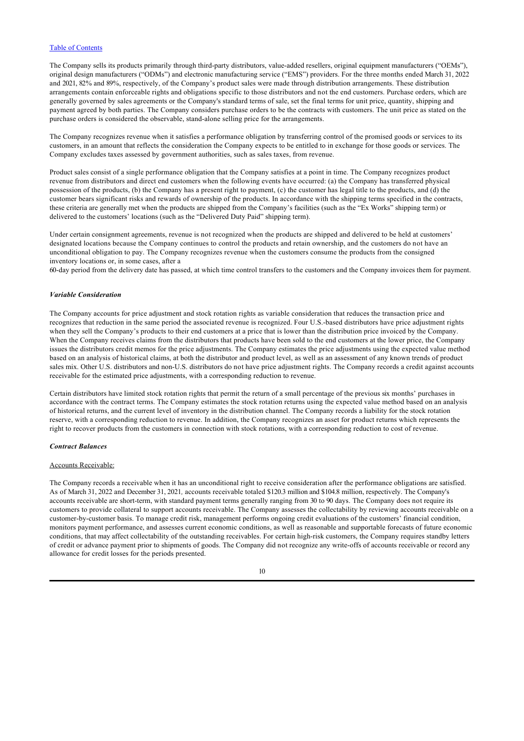The Company sells its products primarily through third-party distributors, value-added resellers, original equipment manufacturers ("OEMs"), original design manufacturers ("ODMs") and electronic manufacturing service ("EMS") providers. For the three months ended March 31, 2022 and 2021, 82% and 89%, respectively, of the Company's product sales were made through distribution arrangements. These distribution arrangements contain enforceable rights and obligations specific to those distributors and not the end customers. Purchase orders, which are generally governed by sales agreements or the Company's standard terms of sale, set the final terms for unit price, quantity, shipping and payment agreed by both parties. The Company considers purchase orders to be the contracts with customers. The unit price as stated on the purchase orders is considered the observable, stand-alone selling price for the arrangements.

The Company recognizes revenue when it satisfies a performance obligation by transferring control of the promised goods or services to its customers, in an amount that reflects the consideration the Company expects to be entitled to in exchange for those goods or services. The Company excludes taxes assessed by government authorities, such as sales taxes, from revenue.

Product sales consist of a single performance obligation that the Company satisfies at a point in time. The Company recognizes product revenue from distributors and direct end customers when the following events have occurred: (a) the Company has transferred physical possession of the products, (b) the Company has a present right to payment, (c) the customer has legal title to the products, and (d) the customer bears significant risks and rewards of ownership of the products. In accordance with the shipping terms specified in the contracts, these criteria are generally met when the products are shipped from the Company's facilities (such as the "Ex Works" shipping term) or delivered to the customers' locations (such as the "Delivered Duty Paid" shipping term).

Under certain consignment agreements, revenue is not recognized when the products are shipped and delivered to be held at customers' designated locations because the Company continues to control the products and retain ownership, and the customers do not have an unconditional obligation to pay. The Company recognizes revenue when the customers consume the products from the consigned inventory locations or, in some cases, after a 60-day period from the delivery date has passed, at which time control transfers to the customers and the Company invoices them for payment.

***Variable Consideration***

The Company accounts for price adjustment and stock rotation rights as variable consideration that reduces the transaction price and recognizes that reduction in the same period the associated revenue is recognized. Four U.S.-based distributors have price adjustment rights when they sell the Company's products to their end customers at a price that is lower than the distribution price invoiced by the Company. When the Company receives claims from the distributors that products have been sold to the end customers at the lower price, the Company issues the distributors credit memos for the price adjustments. The Company estimates the price adjustments using the expected value method based on an analysis of historical claims, at both the distributor and product level, as well as an assessment of any known trends of product sales mix. Other U.S. distributors and non-U.S. distributors do not have price adjustment rights. The Company records a credit against accounts receivable for the estimated price adjustments, with a corresponding reduction to revenue.

Certain distributors have limited stock rotation rights that permit the return of a small percentage of the previous six months' purchases in accordance with the contract terms. The Company estimates the stock rotation returns using the expected value method based on an analysis of historical returns, and the current level of inventory in the distribution channel. The Company records a liability for the stock rotation reserve, with a corresponding reduction to revenue. In addition, the Company recognizes an asset for product returns which represents the right to recover products from the customers in connection with stock rotations, with a corresponding reduction to cost of revenue.

***Contract Balances***

Accounts Receivable:

The Company records a receivable when it has an unconditional right to receive consideration after the performance obligations are satisfied. As of March 31, 2022 and December 31, 2021, accounts receivable totaled $120.3 million and $104.8 million, respectively. The Company's accounts receivable are short-term, with standard payment terms generally ranging from 30 to 90 days. The Company does not require its customers to provide collateral to support accounts receivable. The Company assesses the collectability by reviewing accounts receivable on a customer-by-customer basis. To manage credit risk, management performs ongoing credit evaluations of the customers' financial condition, monitors payment performance, and assesses current economic conditions, as well as reasonable and supportable forecasts of future economic conditions, that may affect collectability of the outstanding receivables. For certain high-risk customers, the Company requires standby letters of credit or advance payment prior to shipments of goods. The Company did not recognize any write-offs of accounts receivable or record any allowance for credit losses for the periods presented.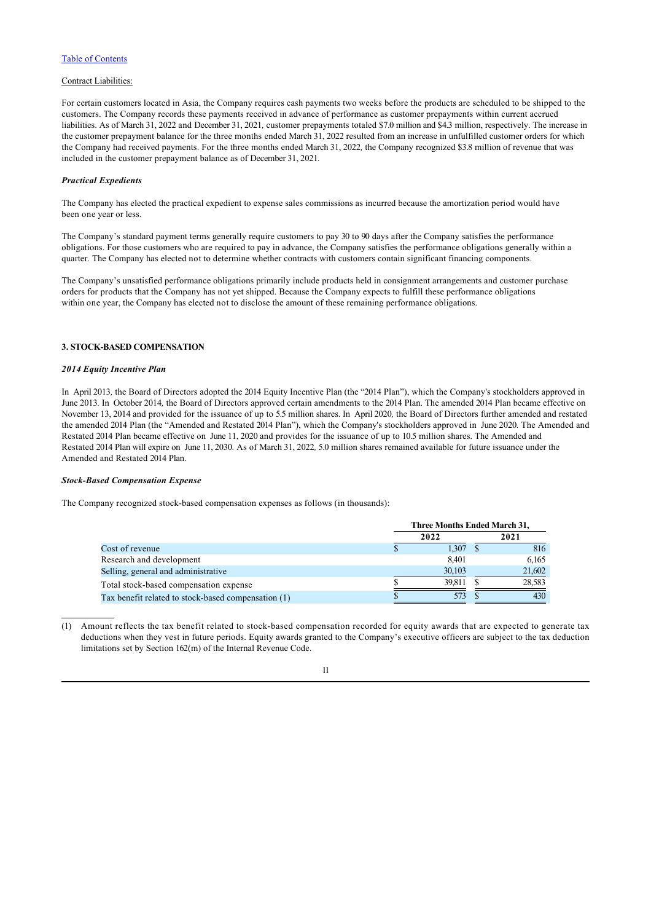[Table of Contents](#)

Contract Liabilities:

For certain customers located in Asia, the Company requires cash payments two weeks before the products are scheduled to be shipped to the customers. The Company records these payments received in advance of performance as customer prepayments within current accrued liabilities. As of March 31, 2022 and December 31, 2021, customer prepayments totaled $7.0 million and $4.3 million, respectively. The increase in the customer prepayment balance for the three months ended March 31, 2022 resulted from an increase in unfulfilled customer orders for which the Company had received payments. For the three months ended March 31, 2022, the Company recognized $3.8 million of revenue that was included in the customer prepayment balance as of December 31, 2021.

***Practical Expedients***

The Company has elected the practical expedient to expense sales commissions as incurred because the amortization period would have been one year or less.

The Company's standard payment terms generally require customers to pay 30 to 90 days after the Company satisfies the performance obligations. For those customers who are required to pay in advance, the Company satisfies the performance obligations generally within a quarter. The Company has elected not to determine whether contracts with customers contain significant financing components.

The Company's unsatisfied performance obligations primarily include products held in consignment arrangements and customer purchase orders for products that the Company has not yet shipped. Because the Company expects to fulfill these performance obligations within one year, the Company has elected not to disclose the amount of these remaining performance obligations.

**3. STOCK-BASED COMPENSATION**

***2014 Equity Incentive Plan***

In April 2013, the Board of Directors adopted the 2014 Equity Incentive Plan (the "2014 Plan"), which the Company's stockholders approved in June 2013. In October 2014, the Board of Directors approved certain amendments to the 2014 Plan. The amended 2014 Plan became effective on November 13, 2014 and provided for the issuance of up to 5.5 million shares. In April 2020, the Board of Directors further amended and restated the amended 2014 Plan (the "Amended and Restated 2014 Plan"), which the Company's stockholders approved in June 2020. The Amended and Restated 2014 Plan became effective on June 11, 2020 and provides for the issuance of up to 10.5 million shares. The Amended and Restated 2014 Plan will expire on June 11, 2030. As of March 31, 2022, 5.0 million shares remained available for future issuance under the Amended and Restated 2014 Plan.

***Stock-Based Compensation Expense***

The Company recognized stock-based compensation expenses as follows (in thousands):

| | Three Months Ended March 31, | |
|---|---|---|
| | 2022 | 2021 |
| Cost of revenue | $ 1,307 | $ 816 |
| Research and development | 8,401 | 6,165 |
| Selling, general and administrative | 30,103 | 21,602 |
| Total stock-based compensation expense | $ 39,811 | $ 28,583 |
| Tax benefit related to stock-based compensation (1) | $ 573 | $ 430 |

(1) Amount reflects the tax benefit related to stock-based compensation recorded for equity awards that are expected to generate tax deductions when they vest in future periods. Equity awards granted to the Company's executive officers are subject to the tax deduction limitations set by Section 162(m) of the Internal Revenue Code.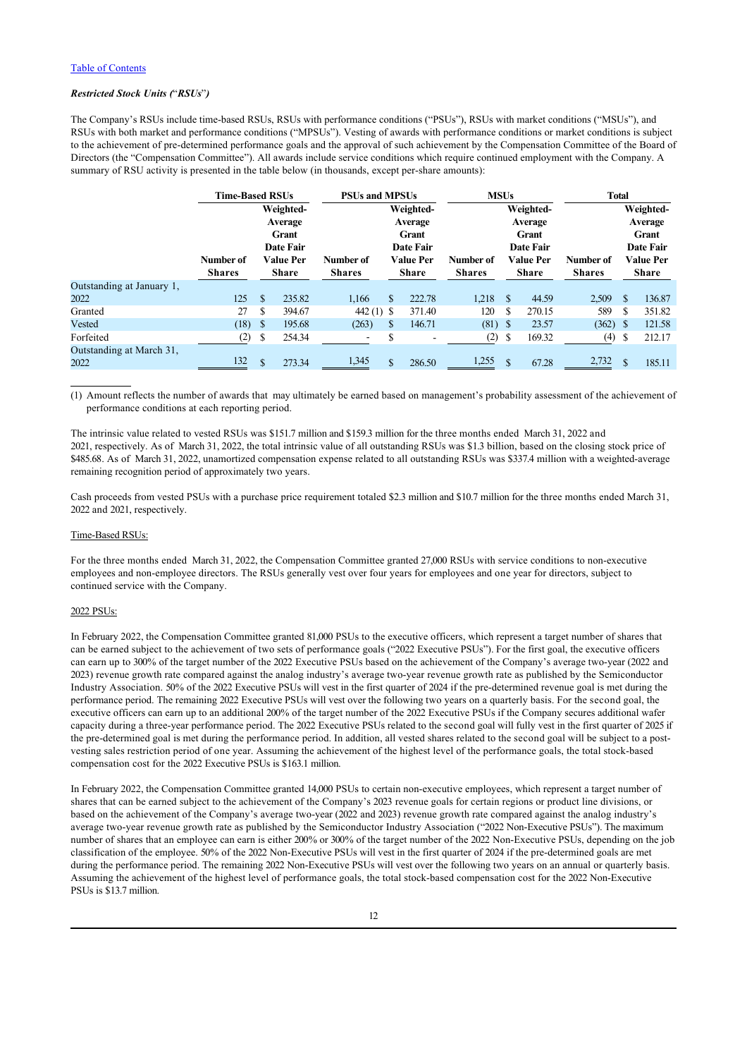[Table of Contents](#)

***Restricted Stock Units ("RSUs")***

The Company's RSUs include time-based RSUs, RSUs with performance conditions ("PSUs"), RSUs with market conditions ("MSUs"), and RSUs with both market and performance conditions ("MPSUs"). Vesting of awards with performance conditions or market conditions is subject to the achievement of pre-determined performance goals and the approval of such achievement by the Compensation Committee of the Board of Directors (the "Compensation Committee"). All awards include service conditions which require continued employment with the Company. A summary of RSU activity is presented in the table below (in thousands, except per-share amounts):

| | Time-Based RSUs | | PSUs and MPSUs | | MSUs | | Total | |
|---|---|---|---|---|---|---|---|---|
| | Number of Shares | Weighted-Average Grant Date Fair Value Per Share | Number of Shares | Weighted-Average Grant Date Fair Value Per Share | Number of Shares | Weighted-Average Grant Date Fair Value Per Share | Number of Shares | Weighted-Average Grant Date Fair Value Per Share |
| Outstanding at January 1, 2022 | 125 | $ 235.82 | 1,166 | $ 222.78 | 1,218 | $ 44.59 | 2,509 | $ 136.87 |
| Granted | 27 | $ 394.67 | 442 (1) | $ 371.40 | 120 | $ 270.15 | 589 | $ 351.82 |
| Vested | (18) | $ 195.68 | (263) | $ 146.71 | (81) | $ 23.57 | (362) | $ 121.58 |
| Forfeited | (2) | $ 254.34 | - | $ - | (2) | $ 169.32 | (4) | $ 212.17 |
| Outstanding at March 31, 2022 | 132 | $ 273.34 | 1,345 | $ 286.50 | 1,255 | $ 67.28 | 2,732 | $ 185.11 |

(1) Amount reflects the number of awards that may ultimately be earned based on management's probability assessment of the achievement of performance conditions at each reporting period.

The intrinsic value related to vested RSUs was $151.7 million and $159.3 million for the three months ended March 31, 2022 and 2021, respectively. As of March 31, 2022, the total intrinsic value of all outstanding RSUs was $1.3 billion, based on the closing stock price of $485.68. As of March 31, 2022, unamortized compensation expense related to all outstanding RSUs was $337.4 million with a weighted-average remaining recognition period of approximately two years.

Cash proceeds from vested PSUs with a purchase price requirement totaled $2.3 million and $10.7 million for the three months ended March 31, 2022 and 2021, respectively.

Time-Based RSUs:

For the three months ended March 31, 2022, the Compensation Committee granted 27,000 RSUs with service conditions to non-executive employees and non-employee directors. The RSUs generally vest over four years for employees and one year for directors, subject to continued service with the Company.

2022 PSUs:

In February 2022, the Compensation Committee granted 81,000 PSUs to the executive officers, which represent a target number of shares that can be earned subject to the achievement of two sets of performance goals ("2022 Executive PSUs"). For the first goal, the executive officers can earn up to 300% of the target number of the 2022 Executive PSUs based on the achievement of the Company's average two-year (2022 and 2023) revenue growth rate compared against the analog industry's average two-year revenue growth rate as published by the Semiconductor Industry Association. 50% of the 2022 Executive PSUs will vest in the first quarter of 2024 if the pre-determined revenue goal is met during the performance period. The remaining 2022 Executive PSUs will vest over the following two years on a quarterly basis. For the second goal, the executive officers can earn up to an additional 200% of the target number of the 2022 Executive PSUs if the Company secures additional wafer capacity during a three-year performance period. The 2022 Executive PSUs related to the second goal will fully vest in the first quarter of 2025 if the pre-determined goal is met during the performance period. In addition, all vested shares related to the second goal will be subject to a post-vesting sales restriction period of one year. Assuming the achievement of the highest level of the performance goals, the total stock-based compensation cost for the 2022 Executive PSUs is $163.1 million.

In February 2022, the Compensation Committee granted 14,000 PSUs to certain non-executive employees, which represent a target number of shares that can be earned subject to the achievement of the Company's 2023 revenue goals for certain regions or product line divisions, or based on the achievement of the Company's average two-year (2022 and 2023) revenue growth rate compared against the analog industry's average two-year revenue growth rate as published by the Semiconductor Industry Association ("2022 Non-Executive PSUs"). The maximum number of shares that an employee can earn is either 200% or 300% of the target number of the 2022 Non-Executive PSUs, depending on the job classification of the employee. 50% of the 2022 Non-Executive PSUs will vest in the first quarter of 2024 if the pre-determined goals are met during the performance period. The remaining 2022 Non-Executive PSUs will vest over the following two years on an annual or quarterly basis. Assuming the achievement of the highest level of performance goals, the total stock-based compensation cost for the 2022 Non-Executive PSUs is $13.7 million.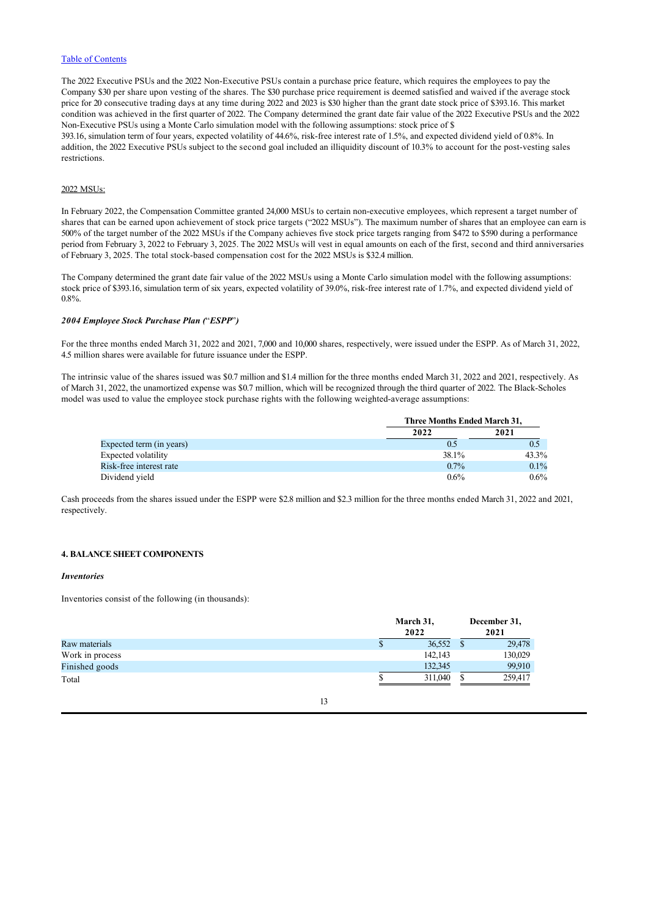The 2022 Executive PSUs and the 2022 Non-Executive PSUs contain a purchase price feature, which requires the employees to pay the Company $30 per share upon vesting of the shares. The $30 purchase price requirement is deemed satisfied and waived if the average stock price for 20 consecutive trading days at any time during 2022 and 2023 is $30 higher than the grant date stock price of $393.16. This market condition was achieved in the first quarter of 2022. The Company determined the grant date fair value of the 2022 Executive PSUs and the 2022 Non-Executive PSUs using a Monte Carlo simulation model with the following assumptions: stock price of $ 393.16, simulation term of four years, expected volatility of 44.6%, risk-free interest rate of 1.5%, and expected dividend yield of 0.8%. In addition, the 2022 Executive PSUs subject to the second goal included an illiquidity discount of 10.3% to account for the post-vesting sales restrictions.

2022 MSUs:

In February 2022, the Compensation Committee granted 24,000 MSUs to certain non-executive employees, which represent a target number of shares that can be earned upon achievement of stock price targets ("2022 MSUs"). The maximum number of shares that an employee can earn is 500% of the target number of the 2022 MSUs if the Company achieves five stock price targets ranging from $472 to $590 during a performance period from February 3, 2022 to February 3, 2025. The 2022 MSUs will vest in equal amounts on each of the first, second and third anniversaries of February 3, 2025. The total stock-based compensation cost for the 2022 MSUs is $32.4 million.

The Company determined the grant date fair value of the 2022 MSUs using a Monte Carlo simulation model with the following assumptions: stock price of $393.16, simulation term of six years, expected volatility of 39.0%, risk-free interest rate of 1.7%, and expected dividend yield of 0.8%.

***2004 Employee Stock Purchase Plan ("ESPP")***

For the three months ended March 31, 2022 and 2021, 7,000 and 10,000 shares, respectively, were issued under the ESPP. As of March 31, 2022, 4.5 million shares were available for future issuance under the ESPP.

The intrinsic value of the shares issued was $0.7 million and $1.4 million for the three months ended March 31, 2022 and 2021, respectively. As of March 31, 2022, the unamortized expense was $0.7 million, which will be recognized through the third quarter of 2022. The Black-Scholes model was used to value the employee stock purchase rights with the following weighted-average assumptions:

| | Three Months Ended March 31, | |
|---|---|---|
| | 2022 | 2021 |
| Expected term (in years) | 0.5 | 0.5 |
| Expected volatility | 38.1% | 43.3% |
| Risk-free interest rate | 0.7% | 0.1% |
| Dividend yield | 0.6% | 0.6% |

Cash proceeds from the shares issued under the ESPP were $2.8 million and $2.3 million for the three months ended March 31, 2022 and 2021, respectively.

## 4. BALANCE SHEET COMPONENTS

***Inventories***

Inventories consist of the following (in thousands):

| | March 31, 2022 | December 31, 2021 |
|---|---|---|
| Raw materials | $ 36,552 | $ 29,478 |
| Work in process | 142,143 | 130,029 |
| Finished goods | 132,345 | 99,910 |
| Total | $ 311,040 | $ 259,417 |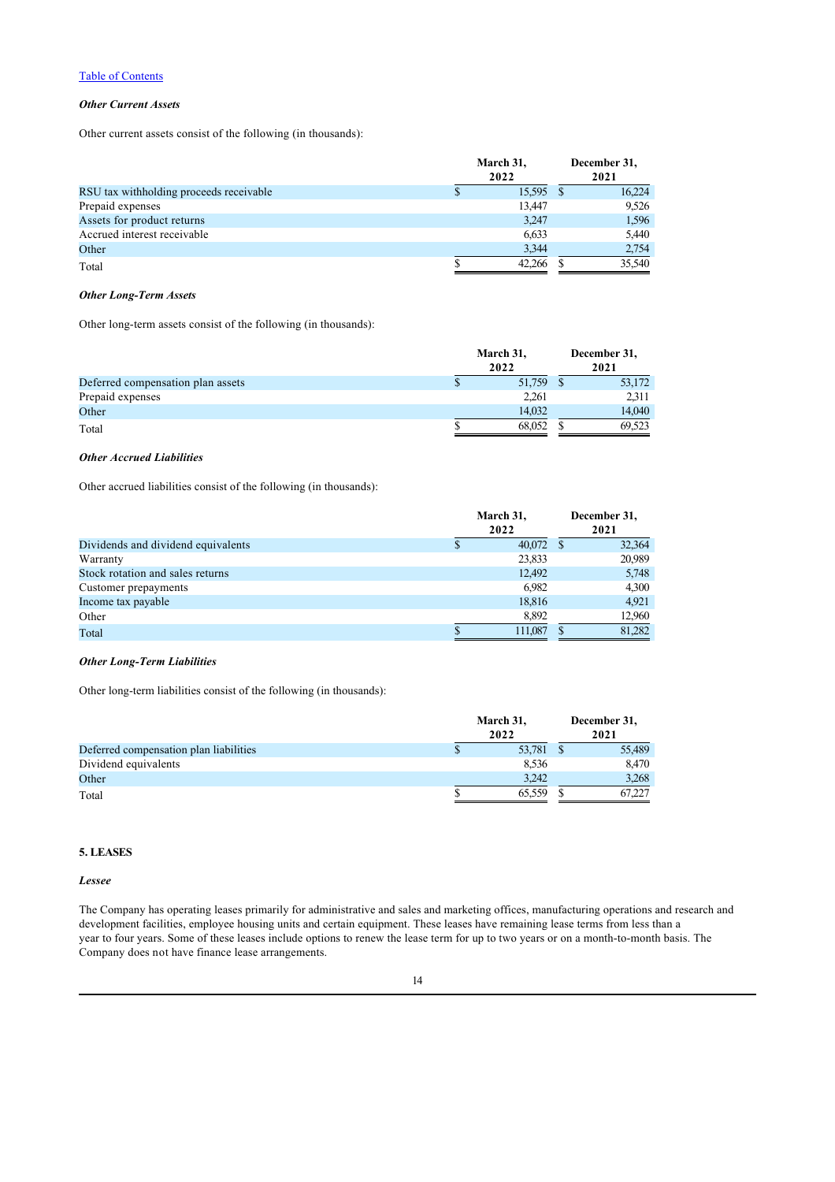[Table of Contents]

***Other Current Assets***

Other current assets consist of the following (in thousands):

| | March 31, 2022 | December 31, 2021 |
|---|---|---|
| RSU tax withholding proceeds receivable | $ 15,595 | $ 16,224 |
| Prepaid expenses | 13,447 | 9,526 |
| Assets for product returns | 3,247 | 1,596 |
| Accrued interest receivable | 6,633 | 5,440 |
| Other | 3,344 | 2,754 |
| Total | $ 42,266 | $ 35,540 |

***Other Long-Term Assets***

Other long-term assets consist of the following (in thousands):

| | March 31, 2022 | December 31, 2021 |
|---|---|---|
| Deferred compensation plan assets | $ 51,759 | $ 53,172 |
| Prepaid expenses | 2,261 | 2,311 |
| Other | 14,032 | 14,040 |
| Total | $ 68,052 | $ 69,523 |

***Other Accrued Liabilities***

Other accrued liabilities consist of the following (in thousands):

| | March 31, 2022 | December 31, 2021 |
|---|---|---|
| Dividends and dividend equivalents | $ 40,072 | $ 32,364 |
| Warranty | 23,833 | 20,989 |
| Stock rotation and sales returns | 12,492 | 5,748 |
| Customer prepayments | 6,982 | 4,300 |
| Income tax payable | 18,816 | 4,921 |
| Other | 8,892 | 12,960 |
| Total | $ 111,087 | $ 81,282 |

***Other Long-Term Liabilities***

Other long-term liabilities consist of the following (in thousands):

| | March 31, 2022 | December 31, 2021 |
|---|---|---|
| Deferred compensation plan liabilities | $ 53,781 | $ 55,489 |
| Dividend equivalents | 8,536 | 8,470 |
| Other | 3,242 | 3,268 |
| Total | $ 65,559 | $ 67,227 |

**5. LEASES**

***Lessee***

The Company has operating leases primarily for administrative and sales and marketing offices, manufacturing operations and research and development facilities, employee housing units and certain equipment. These leases have remaining lease terms from less than a year to four years. Some of these leases include options to renew the lease term for up to two years or on a month-to-month basis. The Company does not have finance lease arrangements.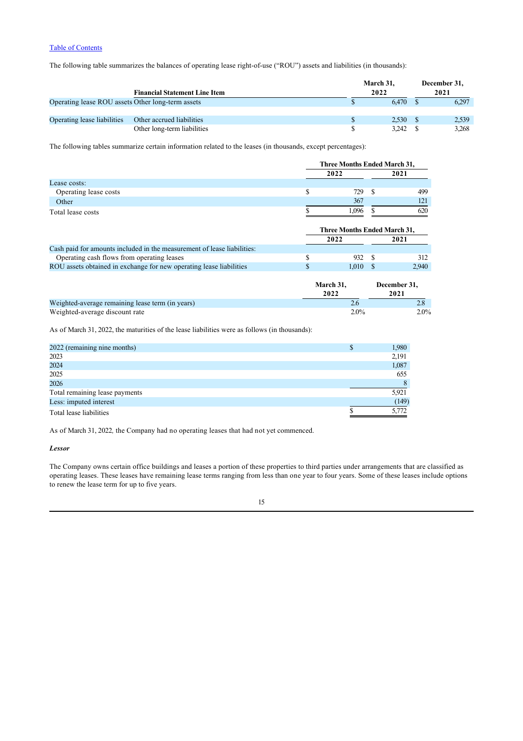[Table of Contents](#)

The following table summarizes the balances of operating lease right-of-use ("ROU") assets and liabilities (in thousands):

| | Financial Statement Line Item | March 31, 2022 | December 31, 2021 |
|---|---|---|---|
| Operating lease ROU assets | Other long-term assets | $ 6,470 | $ 6,297 |
| | | | |
| Operating lease liabilities | Other accrued liabilities | $ 2,530 | $ 2,539 |
| | Other long-term liabilities | $ 3,242 | $ 3,268 |

The following tables summarize certain information related to the leases (in thousands, except percentages):

| | Three Months Ended March 31, | |
|---|---|---|
| | 2022 | 2021 |
| Lease costs: | | |
| Operating lease costs | $ 729 | $ 499 |
| Other | 367 | 121 |
| Total lease costs | $ 1,096 | $ 620 |

| | Three Months Ended March 31, | |
|---|---|---|
| | 2022 | 2021 |
| Cash paid for amounts included in the measurement of lease liabilities: | | |
| Operating cash flows from operating leases | $ 932 | $ 312 |
| ROU assets obtained in exchange for new operating lease liabilities | $ 1,010 | $ 2,940 |

| | March 31, 2022 | December 31, 2021 |
|---|---|---|
| Weighted-average remaining lease term (in years) | 2.6 | 2.8 |
| Weighted-average discount rate | 2.0% | 2.0% |

As of March 31, 2022, the maturities of the lease liabilities were as follows (in thousands):

| | |
|---|---|
| 2022 (remaining nine months) | $ 1,980 |
| 2023 | 2,191 |
| 2024 | 1,087 |
| 2025 | 655 |
| 2026 | 8 |
| Total remaining lease payments | 5,921 |
| Less: imputed interest | (149) |
| Total lease liabilities | $ 5,772 |

As of March 31, 2022*,* the Company had no operating leases that had not yet commenced.

***Lessor***

The Company owns certain office buildings and leases a portion of these properties to third parties under arrangements that are classified as operating leases. These leases have remaining lease terms ranging from less than one year to four years. Some of these leases include options to renew the lease term for up to five years.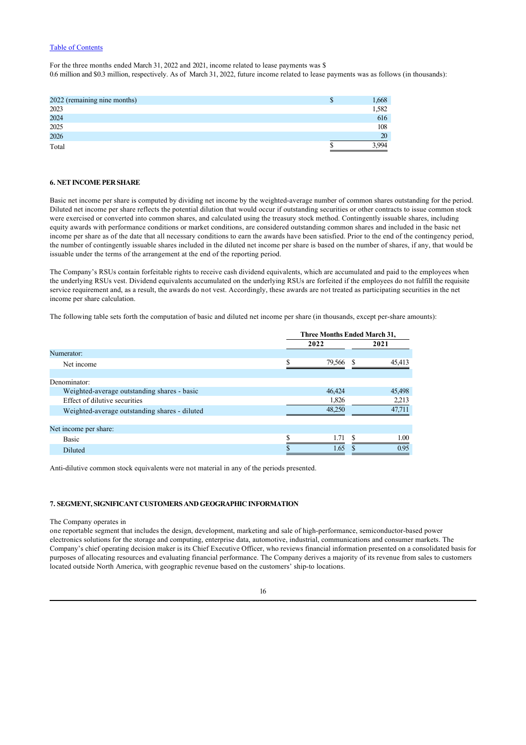For the three months ended March 31, 2022 and 2021, income related to lease payments was $ 0.6 million and $0.3 million, respectively. As of March 31, 2022, future income related to lease payments was as follows (in thousands):

| | |
|---|---|
| 2022 (remaining nine months) | $ 1,668 |
| 2023 | 1,582 |
| 2024 | 616 |
| 2025 | 108 |
| 2026 | 20 |
| Total | $ 3,994 |

### 6. NET INCOME PER SHARE

Basic net income per share is computed by dividing net income by the weighted-average number of common shares outstanding for the period. Diluted net income per share reflects the potential dilution that would occur if outstanding securities or other contracts to issue common stock were exercised or converted into common shares, and calculated using the treasury stock method. Contingently issuable shares, including equity awards with performance conditions or market conditions, are considered outstanding common shares and included in the basic net income per share as of the date that all necessary conditions to earn the awards have been satisfied. Prior to the end of the contingency period, the number of contingently issuable shares included in the diluted net income per share is based on the number of shares, if any, that would be issuable under the terms of the arrangement at the end of the reporting period.

The Company's RSUs contain forfeitable rights to receive cash dividend equivalents, which are accumulated and paid to the employees when the underlying RSUs vest. Dividend equivalents accumulated on the underlying RSUs are forfeited if the employees do not fulfill the requisite service requirement and, as a result, the awards do not vest. Accordingly, these awards are not treated as participating securities in the net income per share calculation.

The following table sets forth the computation of basic and diluted net income per share (in thousands, except per-share amounts):

| | Three Months Ended March 31, | |
|---|---|---|
| | 2022 | 2021 |
| Numerator: | | |
| Net income | $ 79,566 | $ 45,413 |
| Denominator: | | |
| Weighted-average outstanding shares - basic | 46,424 | 45,498 |
| Effect of dilutive securities | 1,826 | 2,213 |
| Weighted-average outstanding shares - diluted | 48,250 | 47,711 |
| Net income per share: | | |
| Basic | $ 1.71 | $ 1.00 |
| Diluted | $ 1.65 | $ 0.95 |

Anti-dilutive common stock equivalents were not material in any of the periods presented.

### 7. SEGMENT, SIGNIFICANT CUSTOMERS AND GEOGRAPHIC INFORMATION

The Company operates in one reportable segment that includes the design, development, marketing and sale of high-performance, semiconductor-based power electronics solutions for the storage and computing, enterprise data, automotive, industrial, communications and consumer markets. The Company's chief operating decision maker is its Chief Executive Officer, who reviews financial information presented on a consolidated basis for purposes of allocating resources and evaluating financial performance. The Company derives a majority of its revenue from sales to customers located outside North America, with geographic revenue based on the customers' ship-to locations.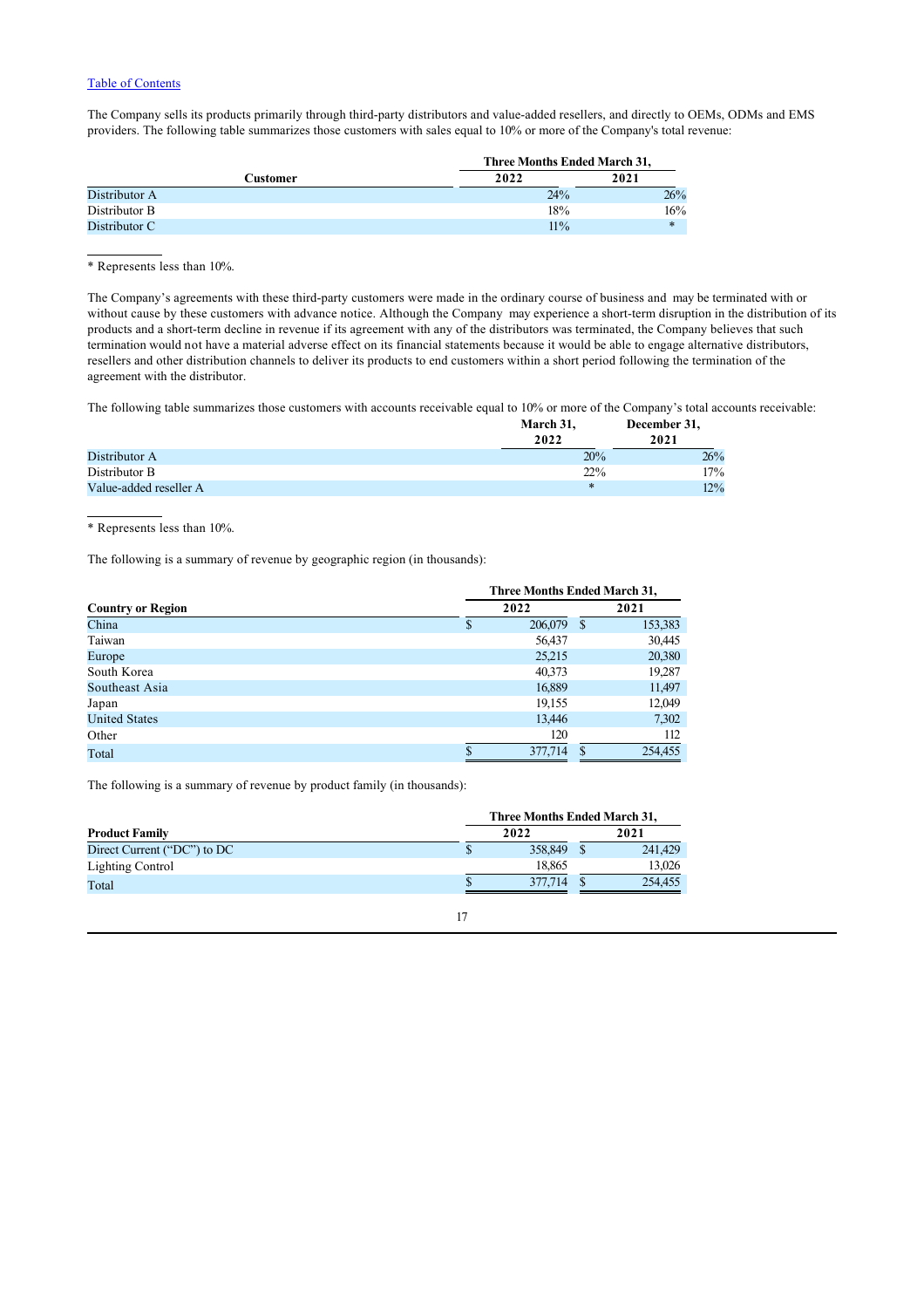[Table of Contents](#)

The Company sells its products primarily through third-party distributors and value-added resellers, and directly to OEMs, ODMs and EMS providers. The following table summarizes those customers with sales equal to 10% or more of the Company's total revenue:

| Customer | Three Months Ended March 31, 2022 | Three Months Ended March 31, 2021 |
|---|---|---|
| Distributor A | 24% | 26% |
| Distributor B | 18% | 16% |
| Distributor C | 11% | * |

\* Represents less than 10%.

The Company's agreements with these third-party customers were made in the ordinary course of business and may be terminated with or without cause by these customers with advance notice. Although the Company may experience a short-term disruption in the distribution of its products and a short-term decline in revenue if its agreement with any of the distributors was terminated, the Company believes that such termination would not have a material adverse effect on its financial statements because it would be able to engage alternative distributors, resellers and other distribution channels to deliver its products to end customers within a short period following the termination of the agreement with the distributor.

The following table summarizes those customers with accounts receivable equal to 10% or more of the Company's total accounts receivable:

| | March 31, 2022 | December 31, 2021 |
|---|---|---|
| Distributor A | 20% | 26% |
| Distributor B | 22% | 17% |
| Value-added reseller A | * | 12% |

\* Represents less than 10%.

The following is a summary of revenue by geographic region (in thousands):

| Country or Region | Three Months Ended March 31, 2022 | Three Months Ended March 31, 2021 |
|---|---|---|
| China | $ 206,079 | $ 153,383 |
| Taiwan | 56,437 | 30,445 |
| Europe | 25,215 | 20,380 |
| South Korea | 40,373 | 19,287 |
| Southeast Asia | 16,889 | 11,497 |
| Japan | 19,155 | 12,049 |
| United States | 13,446 | 7,302 |
| Other | 120 | 112 |
| Total | $ 377,714 | $ 254,455 |

The following is a summary of revenue by product family (in thousands):

| Product Family | Three Months Ended March 31, 2022 | Three Months Ended March 31, 2021 |
|---|---|---|
| Direct Current ("DC") to DC | $ 358,849 | $ 241,429 |
| Lighting Control | 18,865 | 13,026 |
| Total | $ 377,714 | $ 254,455 |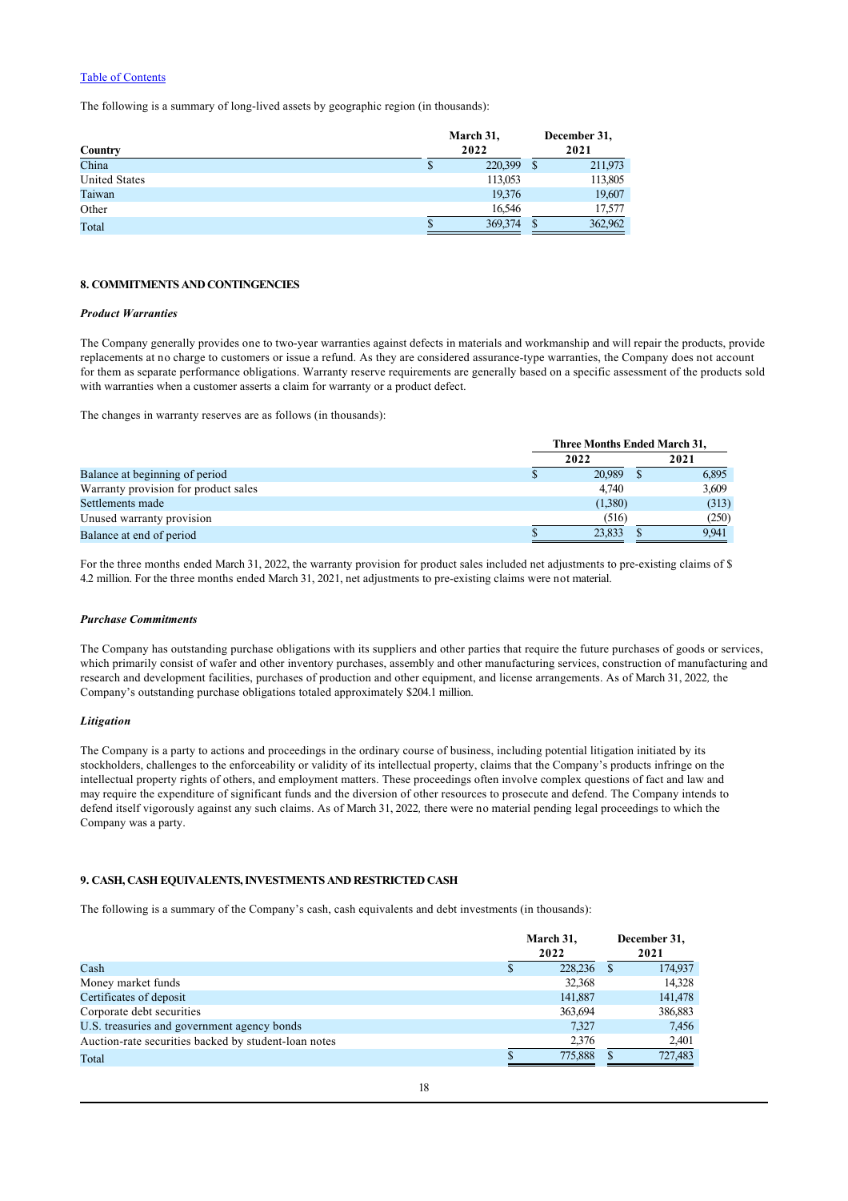The following is a summary of long-lived assets by geographic region (in thousands):

| Country | March 31, 2022 | December 31, 2021 |
|---|---|---|
| China | $ 220,399 | $ 211,973 |
| United States | 113,053 | 113,805 |
| Taiwan | 19,376 | 19,607 |
| Other | 16,546 | 17,577 |
| Total | $ 369,374 | $ 362,962 |

## 8. COMMITMENTS AND CONTINGENCIES

### *Product Warranties*

The Company generally provides one to two-year warranties against defects in materials and workmanship and will repair the products, provide replacements at no charge to customers or issue a refund. As they are considered assurance-type warranties, the Company does not account for them as separate performance obligations. Warranty reserve requirements are generally based on a specific assessment of the products sold with warranties when a customer asserts a claim for warranty or a product defect.

The changes in warranty reserves are as follows (in thousands):

| | Three Months Ended March 31, | |
|---|---|---|
| | 2022 | 2021 |
| Balance at beginning of period | $ 20,989 | $ 6,895 |
| Warranty provision for product sales | 4,740 | 3,609 |
| Settlements made | (1,380) | (313) |
| Unused warranty provision | (516) | (250) |
| Balance at end of period | $ 23,833 | $ 9,941 |

For the three months ended March 31, 2022, the warranty provision for product sales included net adjustments to pre-existing claims of $ 4.2 million. For the three months ended March 31, 2021, net adjustments to pre-existing claims were not material.

### *Purchase Commitments*

The Company has outstanding purchase obligations with its suppliers and other parties that require the future purchases of goods or services, which primarily consist of wafer and other inventory purchases, assembly and other manufacturing services, construction of manufacturing and research and development facilities, purchases of production and other equipment, and license arrangements. As of March 31, 2022, the Company's outstanding purchase obligations totaled approximately $204.1 million.

### *Litigation*

The Company is a party to actions and proceedings in the ordinary course of business, including potential litigation initiated by its stockholders, challenges to the enforceability or validity of its intellectual property, claims that the Company's products infringe on the intellectual property rights of others, and employment matters. These proceedings often involve complex questions of fact and law and may require the expenditure of significant funds and the diversion of other resources to prosecute and defend. The Company intends to defend itself vigorously against any such claims. As of March 31, 2022, there were no material pending legal proceedings to which the Company was a party.

## 9. CASH, CASH EQUIVALENTS, INVESTMENTS AND RESTRICTED CASH

The following is a summary of the Company's cash, cash equivalents and debt investments (in thousands):

| | March 31, 2022 | December 31, 2021 |
|---|---|---|
| Cash | $ 228,236 | $ 174,937 |
| Money market funds | 32,368 | 14,328 |
| Certificates of deposit | 141,887 | 141,478 |
| Corporate debt securities | 363,694 | 386,883 |
| U.S. treasuries and government agency bonds | 7,327 | 7,456 |
| Auction-rate securities backed by student-loan notes | 2,376 | 2,401 |
| Total | $ 775,888 | $ 727,483 |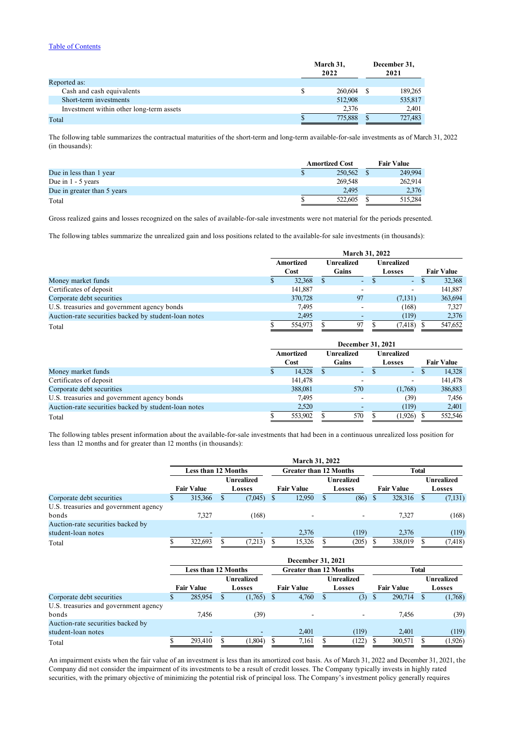|  | March 31, 2022 | December 31, 2021 |
|---|---|---|
| Reported as: |  |  |
| Cash and cash equivalents | $ 260,604 | $ 189,265 |
| Short-term investments | 512,908 | 535,817 |
| Investment within other long-term assets | 2,376 | 2,401 |
| Total | $ 775,888 | $ 727,483 |

The following table summarizes the contractual maturities of the short-term and long-term available-for-sale investments as of March 31, 2022 (in thousands):

|  | Amortized Cost | Fair Value |
|---|---|---|
| Due in less than 1 year | $ 250,562 | $ 249,994 |
| Due in 1 - 5 years | 269,548 | 262,914 |
| Due in greater than 5 years | 2,495 | 2,376 |
| Total | $ 522,605 | $ 515,284 |

Gross realized gains and losses recognized on the sales of available-for-sale investments were not material for the periods presented.

The following tables summarize the unrealized gain and loss positions related to the available-for sale investments (in thousands):

|  | March 31, 2022 | | | |
|---|---|---|---|---|
|  | Amortized Cost | Unrealized Gains | Unrealized Losses | Fair Value |
| Money market funds | $ 32,368 | $ - | $ - | $ 32,368 |
| Certificates of deposit | 141,887 | - | - | 141,887 |
| Corporate debt securities | 370,728 | 97 | (7,131) | 363,694 |
| U.S. treasuries and government agency bonds | 7,495 | - | (168) | 7,327 |
| Auction-rate securities backed by student-loan notes | 2,495 | - | (119) | 2,376 |
| Total | $ 554,973 | $ 97 | $ (7,418) | $ 547,652 |

|  | December 31, 2021 | | | |
|---|---|---|---|---|
|  | Amortized Cost | Unrealized Gains | Unrealized Losses | Fair Value |
| Money market funds | $ 14,328 | $ - | $ - | $ 14,328 |
| Certificates of deposit | 141,478 | - | - | 141,478 |
| Corporate debt securities | 388,081 | 570 | (1,768) | 386,883 |
| U.S. treasuries and government agency bonds | 7,495 | - | (39) | 7,456 |
| Auction-rate securities backed by student-loan notes | 2,520 | - | (119) | 2,401 |
| Total | $ 553,902 | $ 570 | $ (1,926) | $ 552,546 |

The following tables present information about the available-for-sale investments that had been in a continuous unrealized loss position for less than 12 months and for greater than 12 months (in thousands):

|  | March 31, 2022 | | | | | |
|---|---|---|---|---|---|---|
|  | Less than 12 Months | | Greater than 12 Months | | Total | |
|  | Fair Value | Unrealized Losses | Fair Value | Unrealized Losses | Fair Value | Unrealized Losses |
| Corporate debt securities | $ 315,366 | $ (7,045) | $ 12,950 | $ (86) | $ 328,316 | $ (7,131) |
| U.S. treasuries and government agency bonds | 7,327 | (168) | - | - | 7,327 | (168) |
| Auction-rate securities backed by student-loan notes | - | - | 2,376 | (119) | 2,376 | (119) |
| Total | $ 322,693 | $ (7,213) | $ 15,326 | $ (205) | $ 338,019 | $ (7,418) |

|  | December 31, 2021 | | | | | |
|---|---|---|---|---|---|---|
|  | Less than 12 Months | | Greater than 12 Months | | Total | |
|  | Fair Value | Unrealized Losses | Fair Value | Unrealized Losses | Fair Value | Unrealized Losses |
| Corporate debt securities | $ 285,954 | $ (1,765) | $ 4,760 | $ (3) | $ 290,714 | $ (1,768) |
| U.S. treasuries and government agency bonds | 7,456 | (39) | - | - | 7,456 | (39) |
| Auction-rate securities backed by student-loan notes | - | - | 2,401 | (119) | 2,401 | (119) |
| Total | $ 293,410 | $ (1,804) | $ 7,161 | $ (122) | $ 300,571 | $ (1,926) |

An impairment exists when the fair value of an investment is less than its amortized cost basis. As of March 31, 2022 and December 31, 2021, the Company did not consider the impairment of its investments to be a result of credit losses. The Company typically invests in highly rated securities, with the primary objective of minimizing the potential risk of principal loss. The Company's investment policy generally requires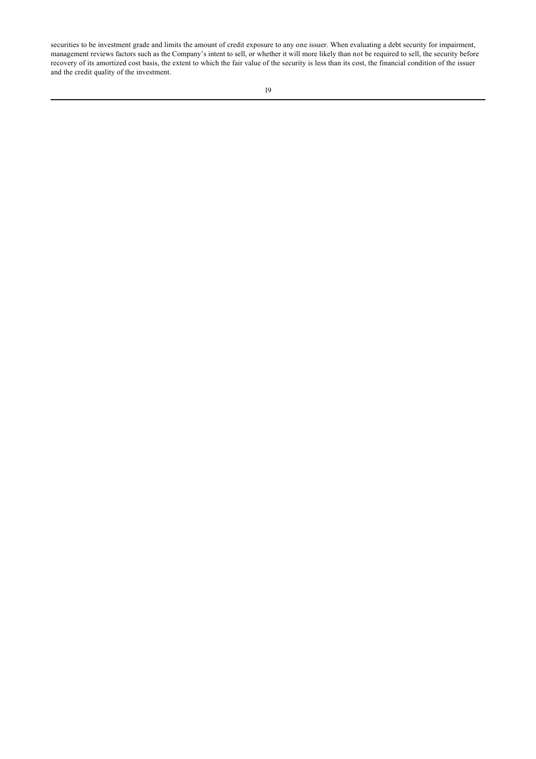securities to be investment grade and limits the amount of credit exposure to any one issuer. When evaluating a debt security for impairment, management reviews factors such as the Company's intent to sell, or whether it will more likely than not be required to sell, the security before recovery of its amortized cost basis, the extent to which the fair value of the security is less than its cost, the financial condition of the issuer and the credit quality of the investment.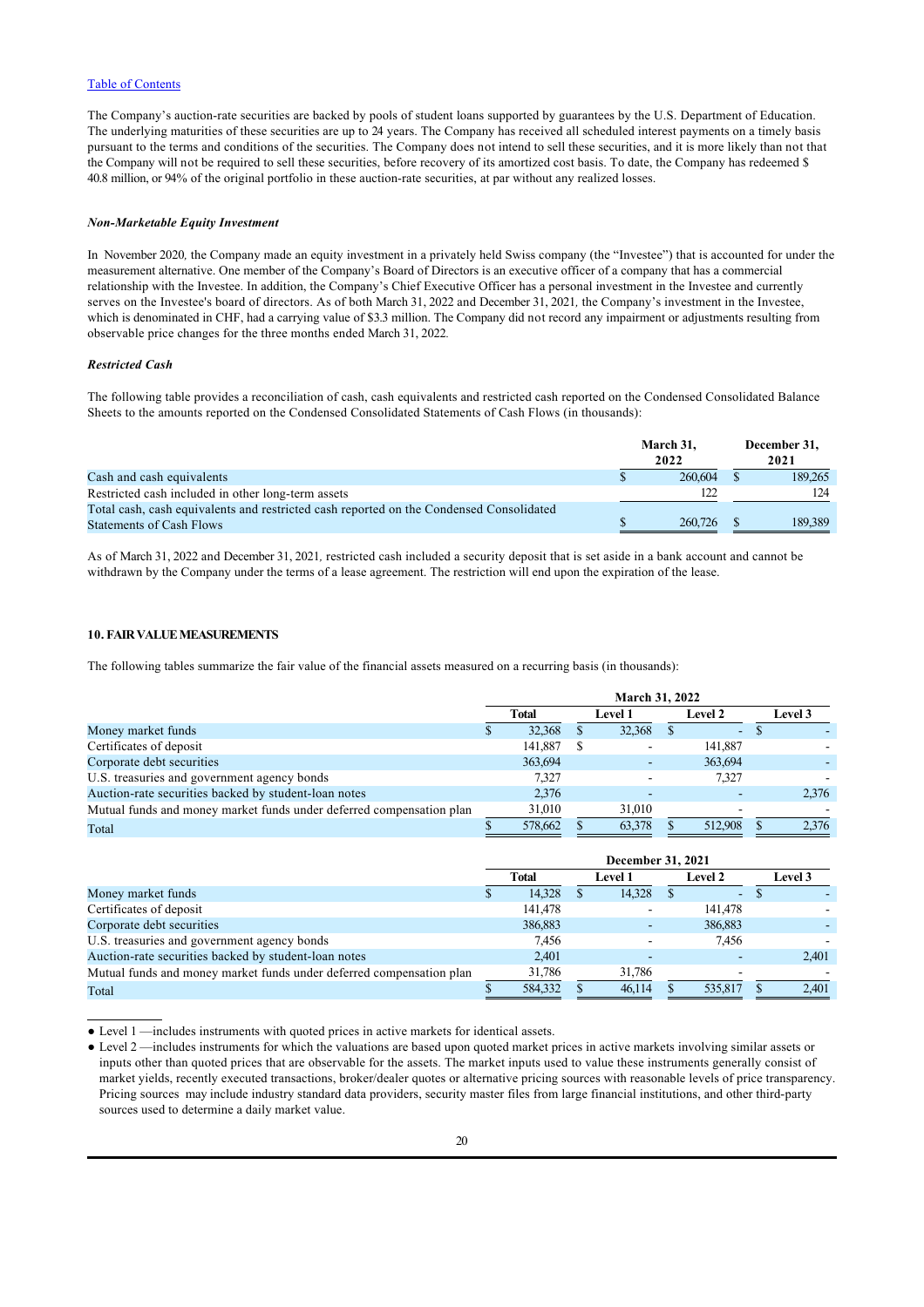[Table of Contents](#)

The Company's auction-rate securities are backed by pools of student loans supported by guarantees by the U.S. Department of Education. The underlying maturities of these securities are up to 24 years. The Company has received all scheduled interest payments on a timely basis pursuant to the terms and conditions of the securities. The Company does not intend to sell these securities, and it is more likely than not that the Company will not be required to sell these securities, before recovery of its amortized cost basis. To date, the Company has redeemed $ 40.8 million, or 94% of the original portfolio in these auction-rate securities, at par without any realized losses.

***Non-Marketable Equity Investment***

In November 2020, the Company made an equity investment in a privately held Swiss company (the "Investee") that is accounted for under the measurement alternative. One member of the Company's Board of Directors is an executive officer of a company that has a commercial relationship with the Investee. In addition, the Company's Chief Executive Officer has a personal investment in the Investee and currently serves on the Investee's board of directors. As of both March 31, 2022 and December 31, 2021, the Company's investment in the Investee, which is denominated in CHF, had a carrying value of $3.3 million. The Company did not record any impairment or adjustments resulting from observable price changes for the three months ended March 31, 2022.

***Restricted Cash***

The following table provides a reconciliation of cash, cash equivalents and restricted cash reported on the Condensed Consolidated Balance Sheets to the amounts reported on the Condensed Consolidated Statements of Cash Flows (in thousands):

| | March 31, 2022 | December 31, 2021 |
|---|---|---|
| Cash and cash equivalents | $ 260,604 | $ 189,265 |
| Restricted cash included in other long-term assets | 122 | 124 |
| Total cash, cash equivalents and restricted cash reported on the Condensed Consolidated Statements of Cash Flows | $ 260,726 | $ 189,389 |

As of March 31, 2022 and December 31, 2021, restricted cash included a security deposit that is set aside in a bank account and cannot be withdrawn by the Company under the terms of a lease agreement. The restriction will end upon the expiration of the lease.

## 10. FAIR VALUE MEASUREMENTS

The following tables summarize the fair value of the financial assets measured on a recurring basis (in thousands):

| | March 31, 2022 | | | |
|---|---|---|---|---|
| | Total | Level 1 | Level 2 | Level 3 |
| Money market funds | $ 32,368 | $ 32,368 | $ - | $ - |
| Certificates of deposit | 141,887 | $ - | 141,887 | - |
| Corporate debt securities | 363,694 | - | 363,694 | - |
| U.S. treasuries and government agency bonds | 7,327 | - | 7,327 | - |
| Auction-rate securities backed by student-loan notes | 2,376 | - | - | 2,376 |
| Mutual funds and money market funds under deferred compensation plan | 31,010 | 31,010 | - | - |
| Total | $ 578,662 | $ 63,378 | $ 512,908 | $ 2,376 |

| | December 31, 2021 | | | |
|---|---|---|---|---|
| | Total | Level 1 | Level 2 | Level 3 |
| Money market funds | $ 14,328 | $ 14,328 | $ - | $ - |
| Certificates of deposit | 141,478 | - | 141,478 | - |
| Corporate debt securities | 386,883 | - | 386,883 | - |
| U.S. treasuries and government agency bonds | 7,456 | - | 7,456 | - |
| Auction-rate securities backed by student-loan notes | 2,401 | - | - | 2,401 |
| Mutual funds and money market funds under deferred compensation plan | 31,786 | 31,786 | - | - |
| Total | $ 584,332 | $ 46,114 | $ 535,817 | $ 2,401 |

- Level 1 —includes instruments with quoted prices in active markets for identical assets.
- Level 2 —includes instruments for which the valuations are based upon quoted market prices in active markets involving similar assets or inputs other than quoted prices that are observable for the assets. The market inputs used to value these instruments generally consist of market yields, recently executed transactions, broker/dealer quotes or alternative pricing sources with reasonable levels of price transparency. Pricing sources may include industry standard data providers, security master files from large financial institutions, and other third-party sources used to determine a daily market value.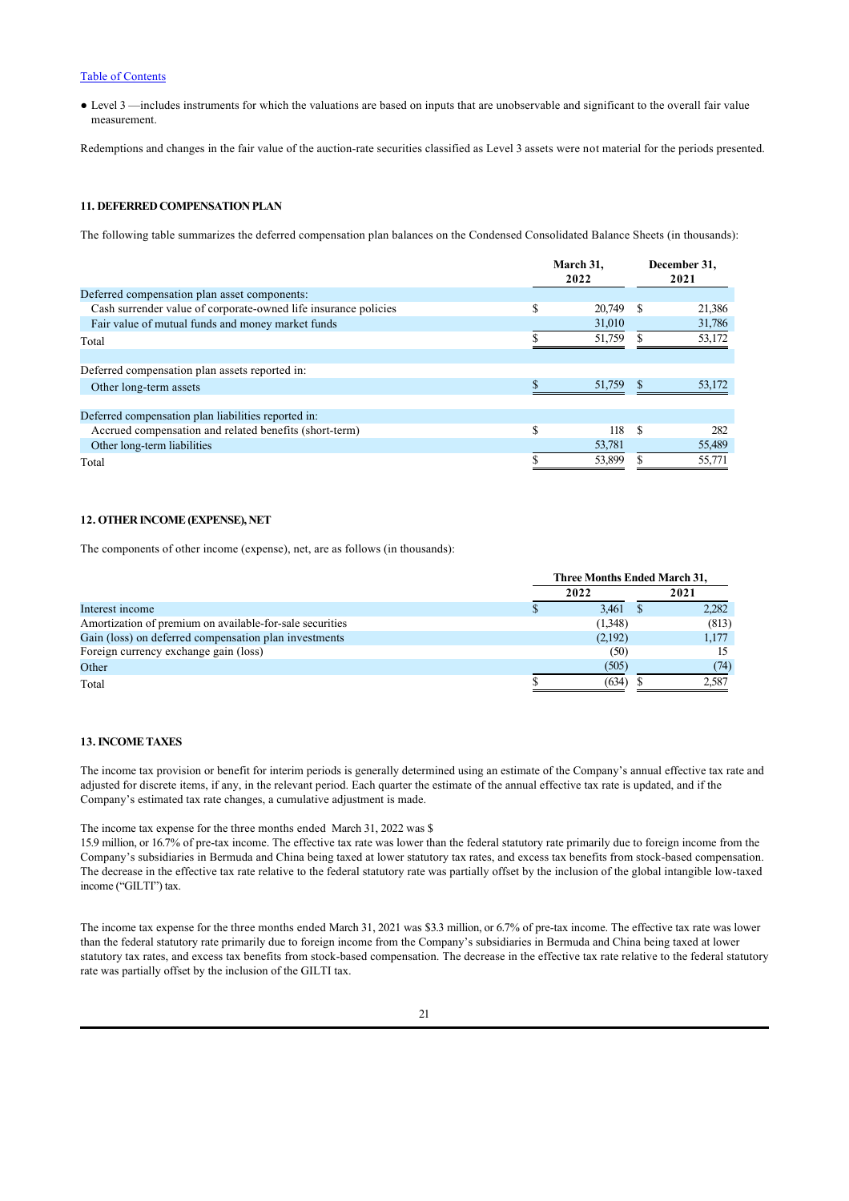- Level 3 —includes instruments for which the valuations are based on inputs that are unobservable and significant to the overall fair value measurement.

Redemptions and changes in the fair value of the auction-rate securities classified as Level 3 assets were not material for the periods presented.

## 11. DEFERRED COMPENSATION PLAN

The following table summarizes the deferred compensation plan balances on the Condensed Consolidated Balance Sheets (in thousands):

| | March 31, 2022 | December 31, 2021 |
|---|---|---|
| Deferred compensation plan asset components: | | |
| Cash surrender value of corporate-owned life insurance policies | $ 20,749 | $ 21,386 |
| Fair value of mutual funds and money market funds | 31,010 | 31,786 |
| Total | $ 51,759 | $ 53,172 |
| | | |
| Deferred compensation plan assets reported in: | | |
| Other long-term assets | $ 51,759 | $ 53,172 |
| | | |
| Deferred compensation plan liabilities reported in: | | |
| Accrued compensation and related benefits (short-term) | $ 118 | $ 282 |
| Other long-term liabilities | 53,781 | 55,489 |
| Total | $ 53,899 | $ 55,771 |

## 12. OTHER INCOME (EXPENSE), NET

The components of other income (expense), net, are as follows (in thousands):

| | Three Months Ended March 31, | |
|---|---|---|
| | 2022 | 2021 |
| Interest income | $ 3,461 | $ 2,282 |
| Amortization of premium on available-for-sale securities | (1,348) | (813) |
| Gain (loss) on deferred compensation plan investments | (2,192) | 1,177 |
| Foreign currency exchange gain (loss) | (50) | 15 |
| Other | (505) | (74) |
| Total | $ (634) | $ 2,587 |

## 13. INCOME TAXES

The income tax provision or benefit for interim periods is generally determined using an estimate of the Company's annual effective tax rate and adjusted for discrete items, if any, in the relevant period. Each quarter the estimate of the annual effective tax rate is updated, and if the Company's estimated tax rate changes, a cumulative adjustment is made.

The income tax expense for the three months ended March 31, 2022 was $ 15.9 million, or 16.7% of pre-tax income. The effective tax rate was lower than the federal statutory rate primarily due to foreign income from the Company's subsidiaries in Bermuda and China being taxed at lower statutory tax rates, and excess tax benefits from stock-based compensation. The decrease in the effective tax rate relative to the federal statutory rate was partially offset by the inclusion of the global intangible low-taxed income ("GILTI") tax.

The income tax expense for the three months ended March 31, 2021 was $3.3 million, or 6.7% of pre-tax income. The effective tax rate was lower than the federal statutory rate primarily due to foreign income from the Company's subsidiaries in Bermuda and China being taxed at lower statutory tax rates, and excess tax benefits from stock-based compensation. The decrease in the effective tax rate relative to the federal statutory rate was partially offset by the inclusion of the GILTI tax.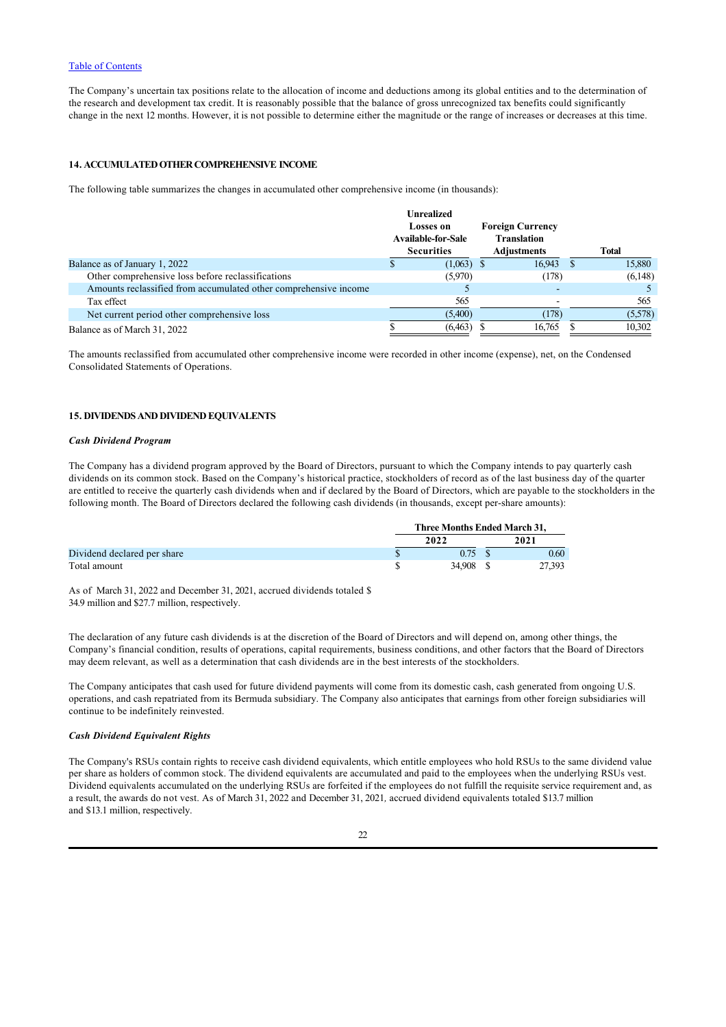The Company's uncertain tax positions relate to the allocation of income and deductions among its global entities and to the determination of the research and development tax credit. It is reasonably possible that the balance of gross unrecognized tax benefits could significantly change in the next 12 months. However, it is not possible to determine either the magnitude or the range of increases or decreases at this time.

## 14. ACCUMULATED OTHER COMPREHENSIVE INCOME

The following table summarizes the changes in accumulated other comprehensive income (in thousands):

| | Unrealized Losses on Available-for-Sale Securities | Foreign Currency Translation Adjustments | Total |
|---|---|---|---|
| Balance as of January 1, 2022 | $ (1,063) | $ 16,943 | $ 15,880 |
| Other comprehensive loss before reclassifications | (5,970) | (178) | (6,148) |
| Amounts reclassified from accumulated other comprehensive income | 5 | - | 5 |
| Tax effect | 565 | - | 565 |
| Net current period other comprehensive loss | (5,400) | (178) | (5,578) |
| Balance as of March 31, 2022 | $ (6,463) | $ 16,765 | $ 10,302 |

The amounts reclassified from accumulated other comprehensive income were recorded in other income (expense), net, on the Condensed Consolidated Statements of Operations.

## 15. DIVIDENDS AND DIVIDEND EQUIVALENTS

### *Cash Dividend Program*

The Company has a dividend program approved by the Board of Directors, pursuant to which the Company intends to pay quarterly cash dividends on its common stock. Based on the Company's historical practice, stockholders of record as of the last business day of the quarter are entitled to receive the quarterly cash dividends when and if declared by the Board of Directors, which are payable to the stockholders in the following month. The Board of Directors declared the following cash dividends (in thousands, except per-share amounts):

| | Three Months Ended March 31, | |
|---|---|---|
| | 2022 | 2021 |
| Dividend declared per share | $ 0.75 | $ 0.60 |
| Total amount | $ 34,908 | $ 27,393 |

As of March 31, 2022 and December 31, 2021, accrued dividends totaled $ 34.9 million and $27.7 million, respectively.

The declaration of any future cash dividends is at the discretion of the Board of Directors and will depend on, among other things, the Company's financial condition, results of operations, capital requirements, business conditions, and other factors that the Board of Directors may deem relevant, as well as a determination that cash dividends are in the best interests of the stockholders.

The Company anticipates that cash used for future dividend payments will come from its domestic cash, cash generated from ongoing U.S. operations, and cash repatriated from its Bermuda subsidiary. The Company also anticipates that earnings from other foreign subsidiaries will continue to be indefinitely reinvested.

### *Cash Dividend Equivalent Rights*

The Company's RSUs contain rights to receive cash dividend equivalents, which entitle employees who hold RSUs to the same dividend value per share as holders of common stock. The dividend equivalents are accumulated and paid to the employees when the underlying RSUs vest. Dividend equivalents accumulated on the underlying RSUs are forfeited if the employees do not fulfill the requisite service requirement and, as a result, the awards do not vest. As of March 31, 2022 and December 31, 2021, accrued dividend equivalents totaled $13.7 million and $13.1 million, respectively.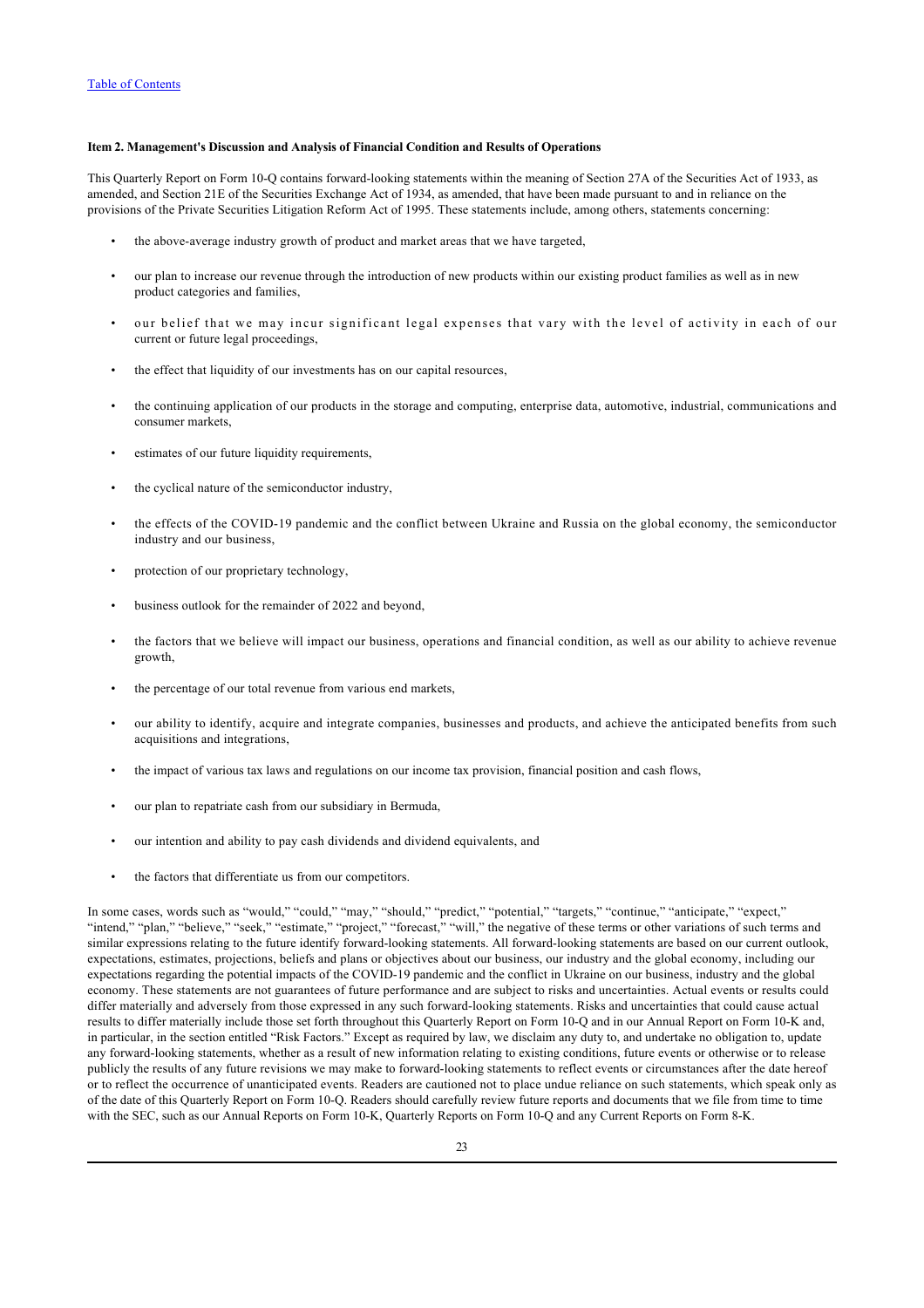### Item 2. Management's Discussion and Analysis of Financial Condition and Results of Operations

This Quarterly Report on Form 10-Q contains forward-looking statements within the meaning of Section 27A of the Securities Act of 1933, as amended, and Section 21E of the Securities Exchange Act of 1934, as amended, that have been made pursuant to and in reliance on the provisions of the Private Securities Litigation Reform Act of 1995. These statements include, among others, statements concerning:

- the above-average industry growth of product and market areas that we have targeted,
- our plan to increase our revenue through the introduction of new products within our existing product families as well as in new product categories and families,
- our belief that we may incur significant legal expenses that vary with the level of activity in each of our current or future legal proceedings,
- the effect that liquidity of our investments has on our capital resources,
- the continuing application of our products in the storage and computing, enterprise data, automotive, industrial, communications and consumer markets,
- estimates of our future liquidity requirements,
- the cyclical nature of the semiconductor industry,
- the effects of the COVID-19 pandemic and the conflict between Ukraine and Russia on the global economy, the semiconductor industry and our business,
- protection of our proprietary technology,
- business outlook for the remainder of 2022 and beyond,
- the factors that we believe will impact our business, operations and financial condition, as well as our ability to achieve revenue growth,
- the percentage of our total revenue from various end markets,
- our ability to identify, acquire and integrate companies, businesses and products, and achieve the anticipated benefits from such acquisitions and integrations,
- the impact of various tax laws and regulations on our income tax provision, financial position and cash flows,
- our plan to repatriate cash from our subsidiary in Bermuda,
- our intention and ability to pay cash dividends and dividend equivalents, and
- the factors that differentiate us from our competitors.

In some cases, words such as "would," "could," "may," "should," "predict," "potential," "targets," "continue," "anticipate," "expect," "intend," "plan," "believe," "seek," "estimate," "project," "forecast," "will," the negative of these terms or other variations of such terms and similar expressions relating to the future identify forward-looking statements. All forward-looking statements are based on our current outlook, expectations, estimates, projections, beliefs and plans or objectives about our business, our industry and the global economy, including our expectations regarding the potential impacts of the COVID-19 pandemic and the conflict in Ukraine on our business, industry and the global economy. These statements are not guarantees of future performance and are subject to risks and uncertainties. Actual events or results could differ materially and adversely from those expressed in any such forward-looking statements. Risks and uncertainties that could cause actual results to differ materially include those set forth throughout this Quarterly Report on Form 10-Q and in our Annual Report on Form 10-K and, in particular, in the section entitled "Risk Factors." Except as required by law, we disclaim any duty to, and undertake no obligation to, update any forward-looking statements, whether as a result of new information relating to existing conditions, future events or otherwise or to release publicly the results of any future revisions we may make to forward-looking statements to reflect events or circumstances after the date hereof or to reflect the occurrence of unanticipated events. Readers are cautioned not to place undue reliance on such statements, which speak only as of the date of this Quarterly Report on Form 10-Q. Readers should carefully review future reports and documents that we file from time to time with the SEC, such as our Annual Reports on Form 10-K, Quarterly Reports on Form 10-Q and any Current Reports on Form 8-K.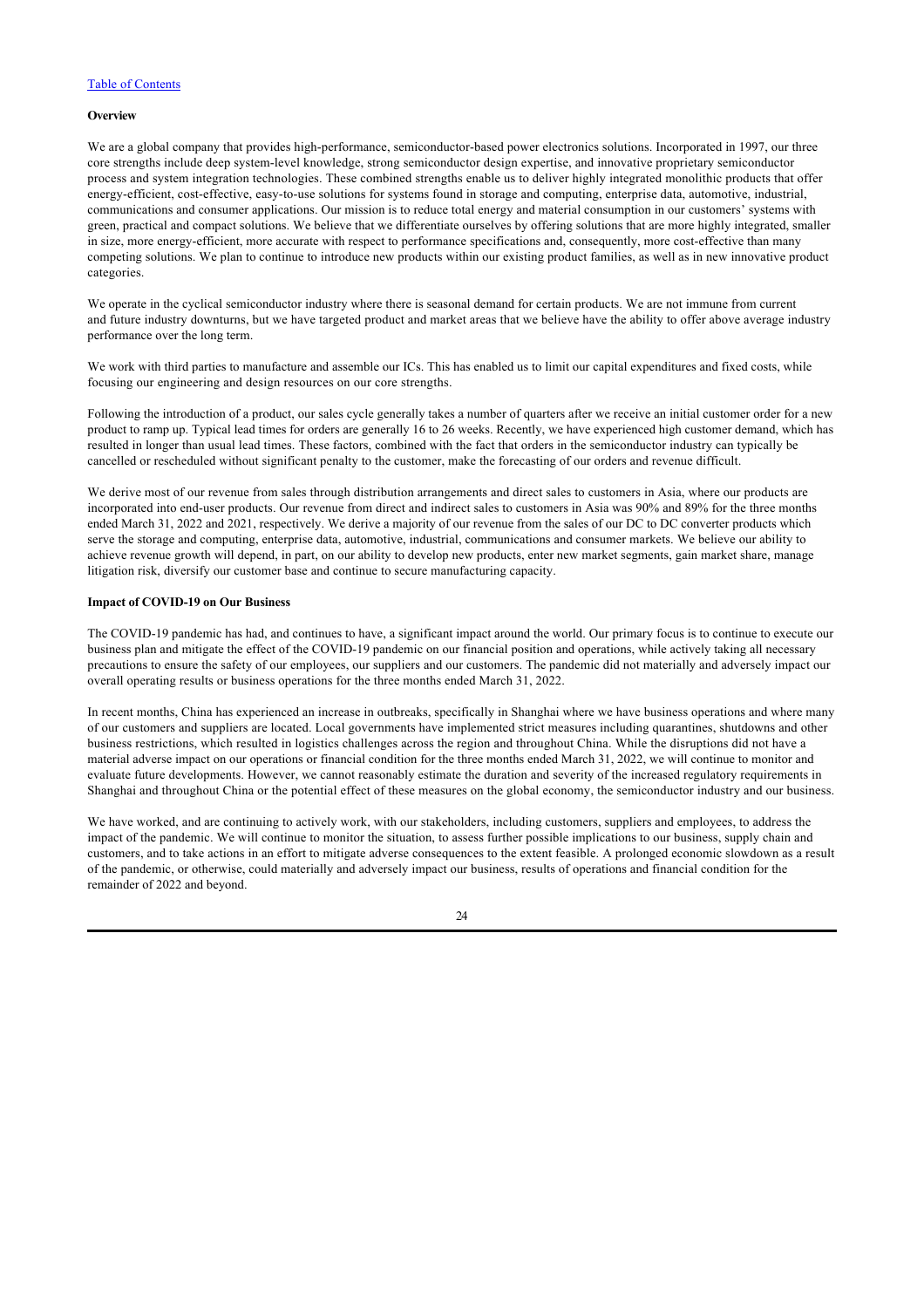**Overview**

We are a global company that provides high-performance, semiconductor-based power electronics solutions. Incorporated in 1997, our three core strengths include deep system-level knowledge, strong semiconductor design expertise, and innovative proprietary semiconductor process and system integration technologies. These combined strengths enable us to deliver highly integrated monolithic products that offer energy-efficient, cost-effective, easy-to-use solutions for systems found in storage and computing, enterprise data, automotive, industrial, communications and consumer applications. Our mission is to reduce total energy and material consumption in our customers' systems with green, practical and compact solutions. We believe that we differentiate ourselves by offering solutions that are more highly integrated, smaller in size, more energy-efficient, more accurate with respect to performance specifications and, consequently, more cost-effective than many competing solutions. We plan to continue to introduce new products within our existing product families, as well as in new innovative product categories.

We operate in the cyclical semiconductor industry where there is seasonal demand for certain products. We are not immune from current and future industry downturns, but we have targeted product and market areas that we believe have the ability to offer above average industry performance over the long term.

We work with third parties to manufacture and assemble our ICs. This has enabled us to limit our capital expenditures and fixed costs, while focusing our engineering and design resources on our core strengths.

Following the introduction of a product, our sales cycle generally takes a number of quarters after we receive an initial customer order for a new product to ramp up. Typical lead times for orders are generally 16 to 26 weeks. Recently, we have experienced high customer demand, which has resulted in longer than usual lead times. These factors, combined with the fact that orders in the semiconductor industry can typically be cancelled or rescheduled without significant penalty to the customer, make the forecasting of our orders and revenue difficult.

We derive most of our revenue from sales through distribution arrangements and direct sales to customers in Asia, where our products are incorporated into end-user products. Our revenue from direct and indirect sales to customers in Asia was 90% and 89% for the three months ended March 31, 2022 and 2021, respectively. We derive a majority of our revenue from the sales of our DC to DC converter products which serve the storage and computing, enterprise data, automotive, industrial, communications and consumer markets. We believe our ability to achieve revenue growth will depend, in part, on our ability to develop new products, enter new market segments, gain market share, manage litigation risk, diversify our customer base and continue to secure manufacturing capacity.

**Impact of COVID-19 on Our Business**

The COVID-19 pandemic has had, and continues to have, a significant impact around the world. Our primary focus is to continue to execute our business plan and mitigate the effect of the COVID-19 pandemic on our financial position and operations, while actively taking all necessary precautions to ensure the safety of our employees, our suppliers and our customers. The pandemic did not materially and adversely impact our overall operating results or business operations for the three months ended March 31, 2022.

In recent months, China has experienced an increase in outbreaks, specifically in Shanghai where we have business operations and where many of our customers and suppliers are located. Local governments have implemented strict measures including quarantines, shutdowns and other business restrictions, which resulted in logistics challenges across the region and throughout China. While the disruptions did not have a material adverse impact on our operations or financial condition for the three months ended March 31, 2022, we will continue to monitor and evaluate future developments. However, we cannot reasonably estimate the duration and severity of the increased regulatory requirements in Shanghai and throughout China or the potential effect of these measures on the global economy, the semiconductor industry and our business.

We have worked, and are continuing to actively work, with our stakeholders, including customers, suppliers and employees, to address the impact of the pandemic. We will continue to monitor the situation, to assess further possible implications to our business, supply chain and customers, and to take actions in an effort to mitigate adverse consequences to the extent feasible. A prolonged economic slowdown as a result of the pandemic, or otherwise, could materially and adversely impact our business, results of operations and financial condition for the remainder of 2022 and beyond.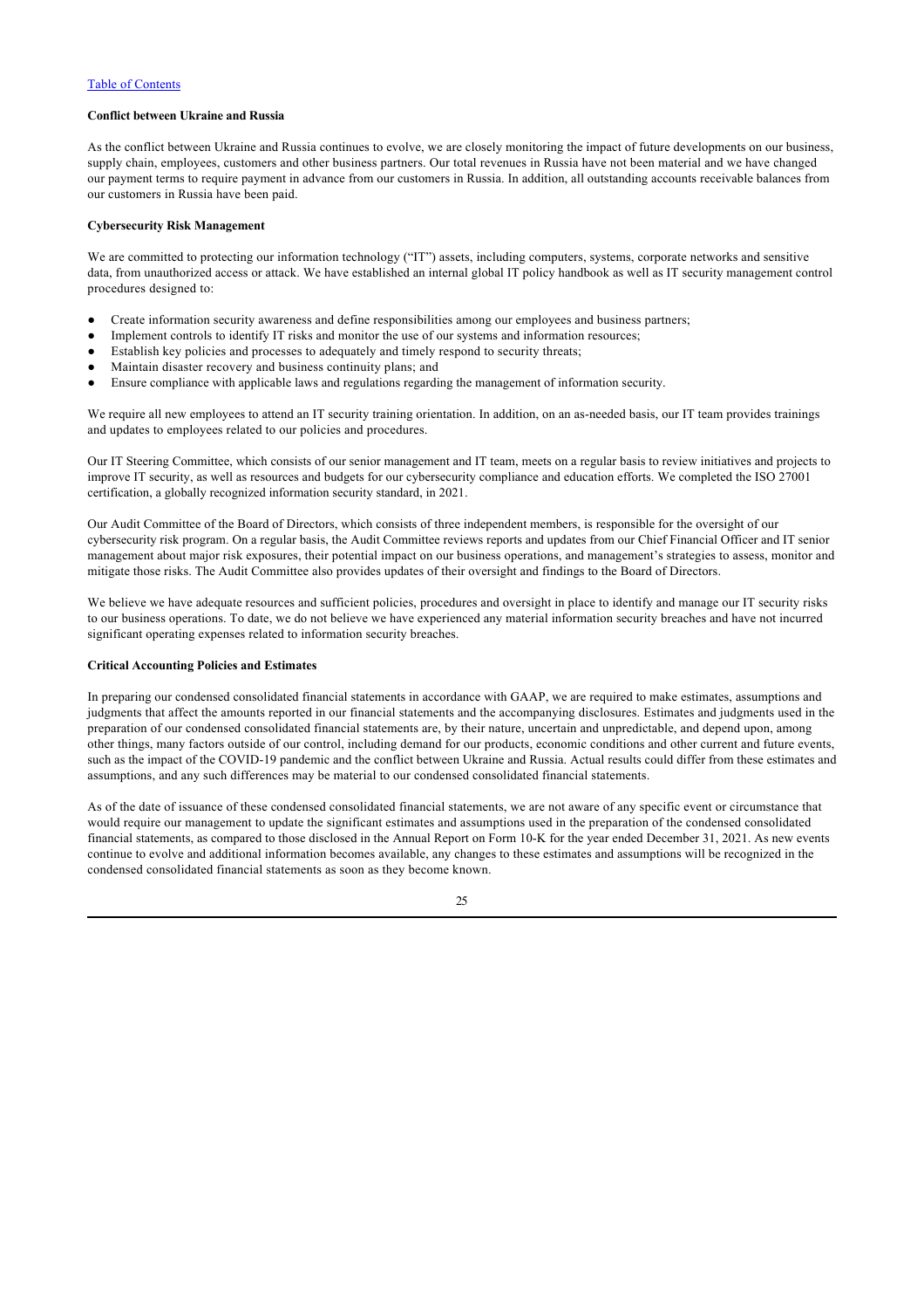**Conflict between Ukraine and Russia**

As the conflict between Ukraine and Russia continues to evolve, we are closely monitoring the impact of future developments on our business, supply chain, employees, customers and other business partners. Our total revenues in Russia have not been material and we have changed our payment terms to require payment in advance from our customers in Russia. In addition, all outstanding accounts receivable balances from our customers in Russia have been paid.

**Cybersecurity Risk Management**

We are committed to protecting our information technology ("IT") assets, including computers, systems, corporate networks and sensitive data, from unauthorized access or attack. We have established an internal global IT policy handbook as well as IT security management control procedures designed to:

- Create information security awareness and define responsibilities among our employees and business partners;
- Implement controls to identify IT risks and monitor the use of our systems and information resources;
- Establish key policies and processes to adequately and timely respond to security threats;
- Maintain disaster recovery and business continuity plans; and
- Ensure compliance with applicable laws and regulations regarding the management of information security.

We require all new employees to attend an IT security training orientation. In addition, on an as-needed basis, our IT team provides trainings and updates to employees related to our policies and procedures.

Our IT Steering Committee, which consists of our senior management and IT team, meets on a regular basis to review initiatives and projects to improve IT security, as well as resources and budgets for our cybersecurity compliance and education efforts. We completed the ISO 27001 certification, a globally recognized information security standard, in 2021.

Our Audit Committee of the Board of Directors, which consists of three independent members, is responsible for the oversight of our cybersecurity risk program. On a regular basis, the Audit Committee reviews reports and updates from our Chief Financial Officer and IT senior management about major risk exposures, their potential impact on our business operations, and management's strategies to assess, monitor and mitigate those risks. The Audit Committee also provides updates of their oversight and findings to the Board of Directors.

We believe we have adequate resources and sufficient policies, procedures and oversight in place to identify and manage our IT security risks to our business operations. To date, we do not believe we have experienced any material information security breaches and have not incurred significant operating expenses related to information security breaches.

**Critical Accounting Policies and Estimates**

In preparing our condensed consolidated financial statements in accordance with GAAP, we are required to make estimates, assumptions and judgments that affect the amounts reported in our financial statements and the accompanying disclosures. Estimates and judgments used in the preparation of our condensed consolidated financial statements are, by their nature, uncertain and unpredictable, and depend upon, among other things, many factors outside of our control, including demand for our products, economic conditions and other current and future events, such as the impact of the COVID-19 pandemic and the conflict between Ukraine and Russia. Actual results could differ from these estimates and assumptions, and any such differences may be material to our condensed consolidated financial statements.

As of the date of issuance of these condensed consolidated financial statements, we are not aware of any specific event or circumstance that would require our management to update the significant estimates and assumptions used in the preparation of the condensed consolidated financial statements, as compared to those disclosed in the Annual Report on Form 10-K for the year ended December 31, 2021. As new events continue to evolve and additional information becomes available, any changes to these estimates and assumptions will be recognized in the condensed consolidated financial statements as soon as they become known.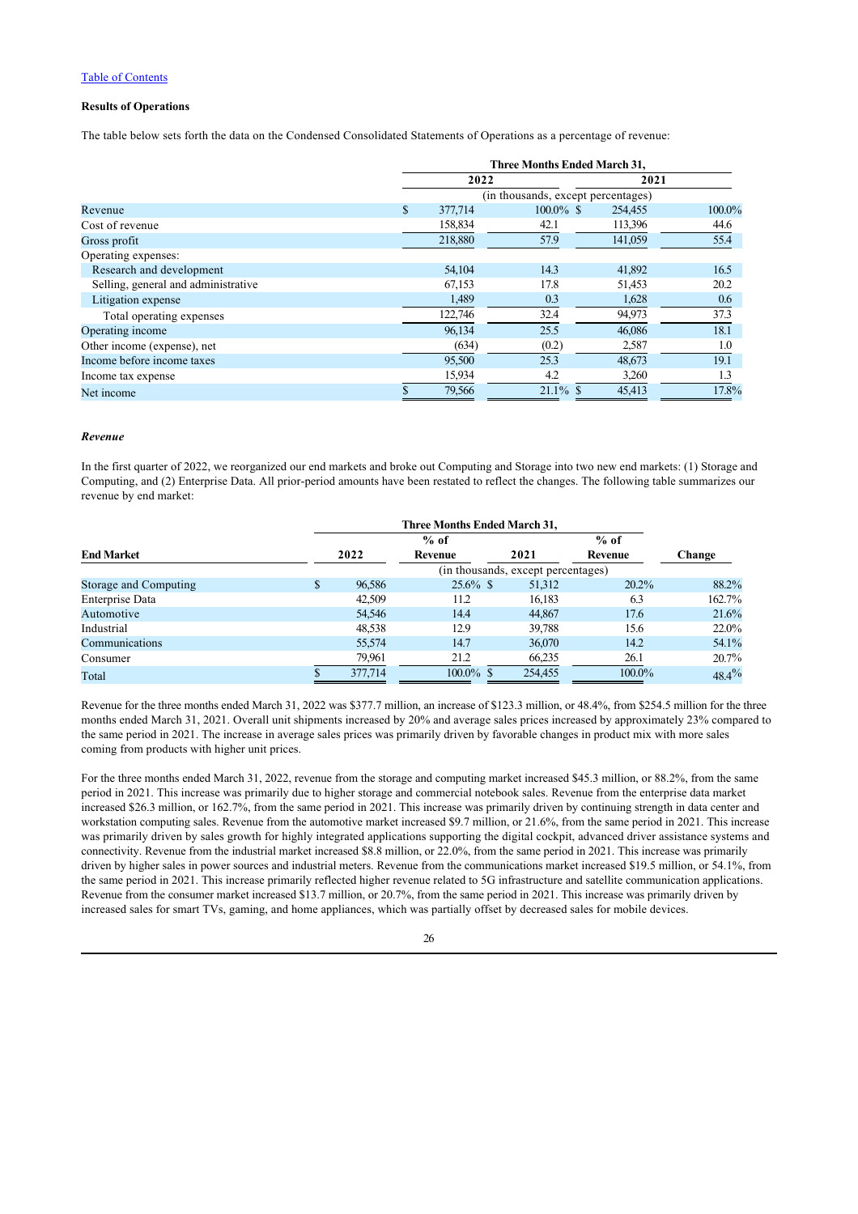[Table of Contents](#)

**Results of Operations**

The table below sets forth the data on the Condensed Consolidated Statements of Operations as a percentage of revenue:

| | Three Months Ended March 31, | | | |
|---|---|---|---|---|
| | 2022 | | 2021 | |
| | (in thousands, except percentages) | | | |
| Revenue | $ 377,714 | 100.0% | $ 254,455 | 100.0% |
| Cost of revenue | 158,834 | 42.1 | 113,396 | 44.6 |
| Gross profit | 218,880 | 57.9 | 141,059 | 55.4 |
| Operating expenses: | | | | |
| Research and development | 54,104 | 14.3 | 41,892 | 16.5 |
| Selling, general and administrative | 67,153 | 17.8 | 51,453 | 20.2 |
| Litigation expense | 1,489 | 0.3 | 1,628 | 0.6 |
| Total operating expenses | 122,746 | 32.4 | 94,973 | 37.3 |
| Operating income | 96,134 | 25.5 | 46,086 | 18.1 |
| Other income (expense), net | (634) | (0.2) | 2,587 | 1.0 |
| Income before income taxes | 95,500 | 25.3 | 48,673 | 19.1 |
| Income tax expense | 15,934 | 4.2 | 3,260 | 1.3 |
| Net income | $ 79,566 | 21.1% | $ 45,413 | 17.8% |

***Revenue***

In the first quarter of 2022, we reorganized our end markets and broke out Computing and Storage into two new end markets: (1) Storage and Computing, and (2) Enterprise Data. All prior-period amounts have been restated to reflect the changes. The following table summarizes our revenue by end market:

| | Three Months Ended March 31, | | | | |
|---|---|---|---|---|---|
| **End Market** | **2022** | **% of Revenue** | **2021** | **% of Revenue** | **Change** |
| | (in thousands, except percentages) | | | | |
| Storage and Computing | $ 96,586 | 25.6% | $ 51,312 | 20.2% | 88.2% |
| Enterprise Data | 42,509 | 11.2 | 16,183 | 6.3 | 162.7% |
| Automotive | 54,546 | 14.4 | 44,867 | 17.6 | 21.6% |
| Industrial | 48,538 | 12.9 | 39,788 | 15.6 | 22.0% |
| Communications | 55,574 | 14.7 | 36,070 | 14.2 | 54.1% |
| Consumer | 79,961 | 21.2 | 66,235 | 26.1 | 20.7% |
| Total | $ 377,714 | 100.0% | $ 254,455 | 100.0% | 48.4% |

Revenue for the three months ended March 31, 2022 was $377.7 million, an increase of $123.3 million, or 48.4%, from $254.5 million for the three months ended March 31, 2021. Overall unit shipments increased by 20% and average sales prices increased by approximately 23% compared to the same period in 2021. The increase in average sales prices was primarily driven by favorable changes in product mix with more sales coming from products with higher unit prices.

For the three months ended March 31, 2022, revenue from the storage and computing market increased $45.3 million, or 88.2%, from the same period in 2021. This increase was primarily due to higher storage and commercial notebook sales. Revenue from the enterprise data market increased $26.3 million, or 162.7%, from the same period in 2021. This increase was primarily driven by continuing strength in data center and workstation computing sales. Revenue from the automotive market increased $9.7 million, or 21.6%, from the same period in 2021. This increase was primarily driven by sales growth for highly integrated applications supporting the digital cockpit, advanced driver assistance systems and connectivity. Revenue from the industrial market increased $8.8 million, or 22.0%, from the same period in 2021. This increase was primarily driven by higher sales in power sources and industrial meters. Revenue from the communications market increased $19.5 million, or 54.1%, from the same period in 2021. This increase primarily reflected higher revenue related to 5G infrastructure and satellite communication applications. Revenue from the consumer market increased $13.7 million, or 20.7%, from the same period in 2021. This increase was primarily driven by increased sales for smart TVs, gaming, and home appliances, which was partially offset by decreased sales for mobile devices.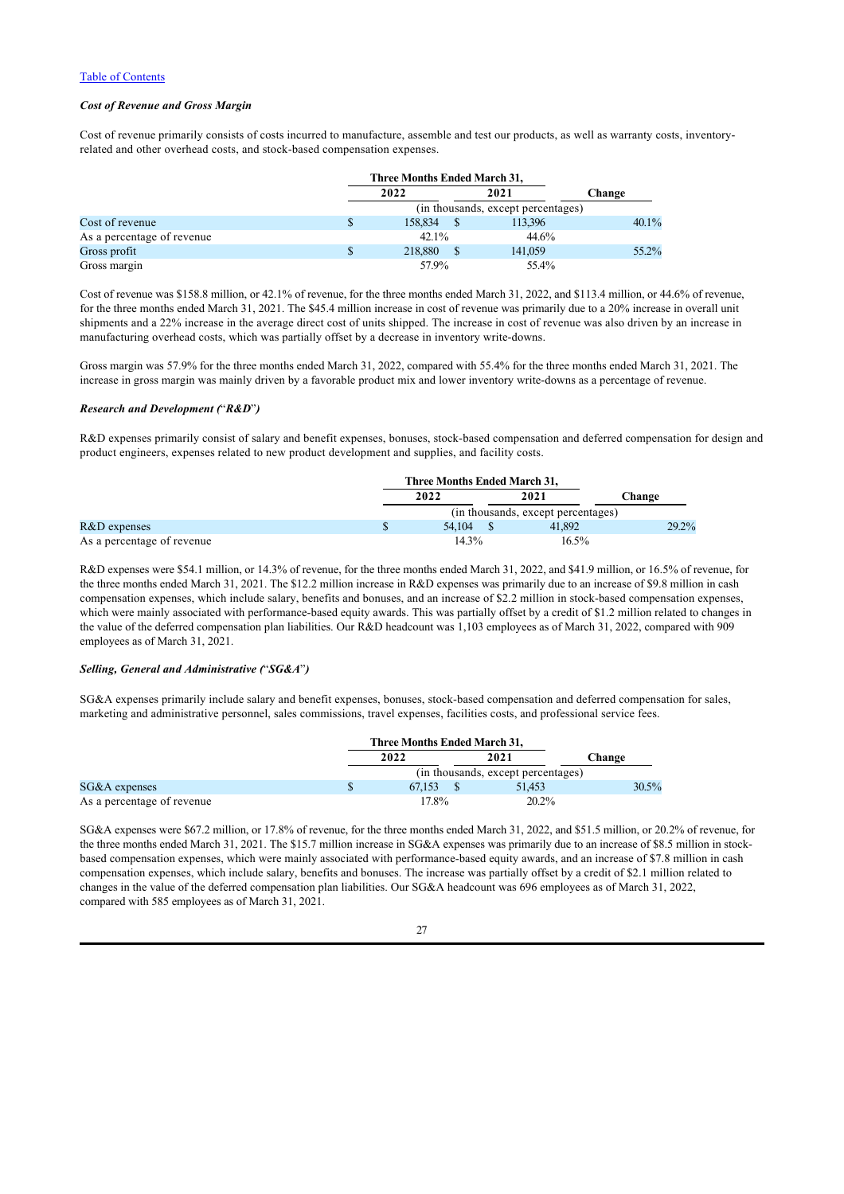[Table of Contents](#)

***Cost of Revenue and Gross Margin***

Cost of revenue primarily consists of costs incurred to manufacture, assemble and test our products, as well as warranty costs, inventory-related and other overhead costs, and stock-based compensation expenses.

| | Three Months Ended March 31, | | |
|---|---|---|---|
| | 2022 | 2021 | Change |
| | (in thousands, except percentages) | | |
| Cost of revenue | $ 158,834 | $ 113,396 | 40.1% |
| As a percentage of revenue | 42.1% | 44.6% | |
| Gross profit | $ 218,880 | $ 141,059 | 55.2% |
| Gross margin | 57.9% | 55.4% | |

Cost of revenue was $158.8 million, or 42.1% of revenue, for the three months ended March 31, 2022, and $113.4 million, or 44.6% of revenue, for the three months ended March 31, 2021. The $45.4 million increase in cost of revenue was primarily due to a 20% increase in overall unit shipments and a 22% increase in the average direct cost of units shipped. The increase in cost of revenue was also driven by an increase in manufacturing overhead costs, which was partially offset by a decrease in inventory write-downs.

Gross margin was 57.9% for the three months ended March 31, 2022, compared with 55.4% for the three months ended March 31, 2021. The increase in gross margin was mainly driven by a favorable product mix and lower inventory write-downs as a percentage of revenue.

***Research and Development ("R&D")***

R&D expenses primarily consist of salary and benefit expenses, bonuses, stock-based compensation and deferred compensation for design and product engineers, expenses related to new product development and supplies, and facility costs.

| | Three Months Ended March 31, | | |
|---|---|---|---|
| | 2022 | 2021 | Change |
| | (in thousands, except percentages) | | |
| R&D expenses | $ 54,104 | $ 41,892 | 29.2% |
| As a percentage of revenue | 14.3% | 16.5% | |

R&D expenses were $54.1 million, or 14.3% of revenue, for the three months ended March 31, 2022, and $41.9 million, or 16.5% of revenue, for the three months ended March 31, 2021. The $12.2 million increase in R&D expenses was primarily due to an increase of $9.8 million in cash compensation expenses, which include salary, benefits and bonuses, and an increase of $2.2 million in stock-based compensation expenses, which were mainly associated with performance-based equity awards. This was partially offset by a credit of $1.2 million related to changes in the value of the deferred compensation plan liabilities. Our R&D headcount was 1,103 employees as of March 31, 2022, compared with 909 employees as of March 31, 2021.

***Selling, General and Administrative ("SG&A")***

SG&A expenses primarily include salary and benefit expenses, bonuses, stock-based compensation and deferred compensation for sales, marketing and administrative personnel, sales commissions, travel expenses, facilities costs, and professional service fees.

| | Three Months Ended March 31, | | |
|---|---|---|---|
| | 2022 | 2021 | Change |
| | (in thousands, except percentages) | | |
| SG&A expenses | $ 67,153 | $ 51,453 | 30.5% |
| As a percentage of revenue | 17.8% | 20.2% | |

SG&A expenses were $67.2 million, or 17.8% of revenue, for the three months ended March 31, 2022, and $51.5 million, or 20.2% of revenue, for the three months ended March 31, 2021. The $15.7 million increase in SG&A expenses was primarily due to an increase of $8.5 million in stock-based compensation expenses, which were mainly associated with performance-based equity awards, and an increase of $7.8 million in cash compensation expenses, which include salary, benefits and bonuses. The increase was partially offset by a credit of $2.1 million related to changes in the value of the deferred compensation plan liabilities. Our SG&A headcount was 696 employees as of March 31, 2022, compared with 585 employees as of March 31, 2021.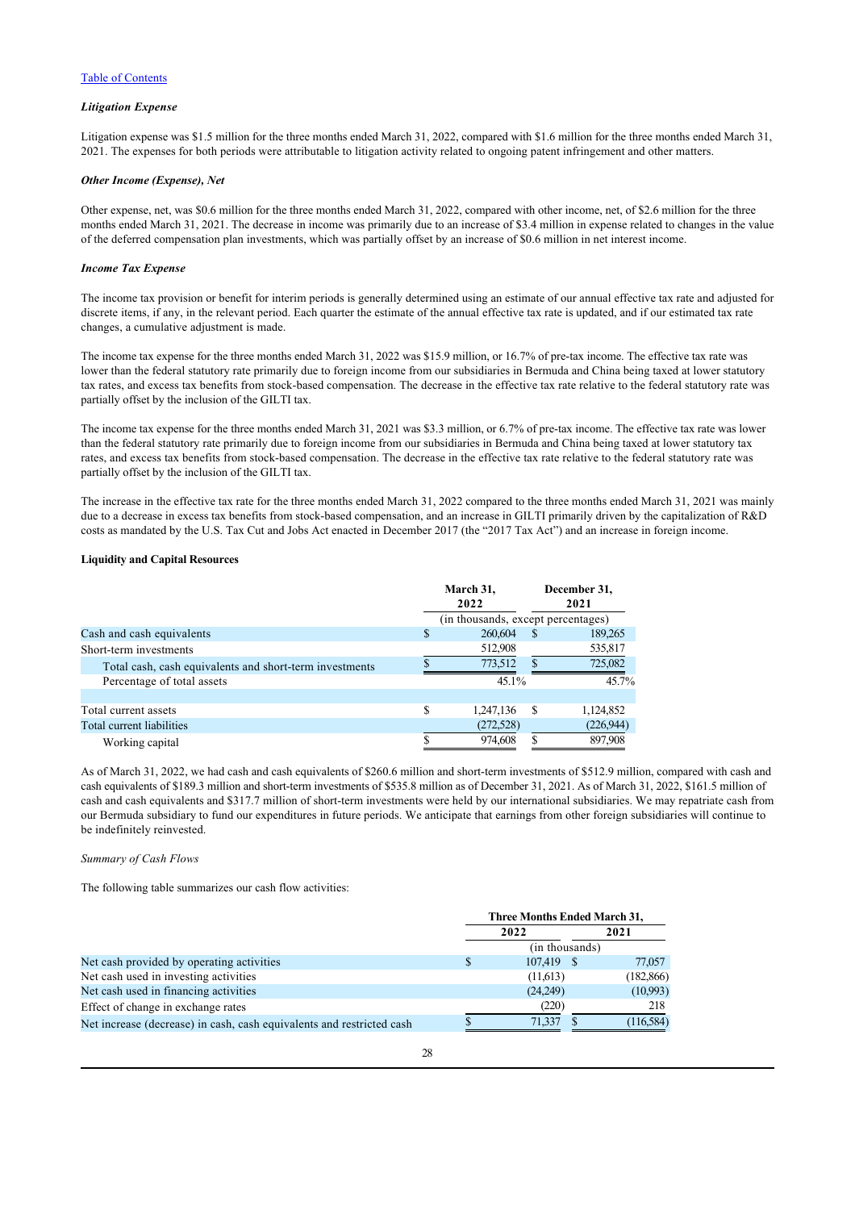### *Litigation Expense*

Litigation expense was $1.5 million for the three months ended March 31, 2022, compared with $1.6 million for the three months ended March 31, 2021. The expenses for both periods were attributable to litigation activity related to ongoing patent infringement and other matters.

### *Other Income (Expense), Net*

Other expense, net, was $0.6 million for the three months ended March 31, 2022, compared with other income, net, of $2.6 million for the three months ended March 31, 2021. The decrease in income was primarily due to an increase of $3.4 million in expense related to changes in the value of the deferred compensation plan investments, which was partially offset by an increase of $0.6 million in net interest income.

### *Income Tax Expense*

The income tax provision or benefit for interim periods is generally determined using an estimate of our annual effective tax rate and adjusted for discrete items, if any, in the relevant period. Each quarter the estimate of the annual effective tax rate is updated, and if our estimated tax rate changes, a cumulative adjustment is made.

The income tax expense for the three months ended March 31, 2022 was $15.9 million, or 16.7% of pre-tax income. The effective tax rate was lower than the federal statutory rate primarily due to foreign income from our subsidiaries in Bermuda and China being taxed at lower statutory tax rates, and excess tax benefits from stock-based compensation. The decrease in the effective tax rate relative to the federal statutory rate was partially offset by the inclusion of the GILTI tax.

The income tax expense for the three months ended March 31, 2021 was $3.3 million, or 6.7% of pre-tax income. The effective tax rate was lower than the federal statutory rate primarily due to foreign income from our subsidiaries in Bermuda and China being taxed at lower statutory tax rates, and excess tax benefits from stock-based compensation. The decrease in the effective tax rate relative to the federal statutory rate was partially offset by the inclusion of the GILTI tax.

The increase in the effective tax rate for the three months ended March 31, 2022 compared to the three months ended March 31, 2021 was mainly due to a decrease in excess tax benefits from stock-based compensation, and an increase in GILTI primarily driven by the capitalization of R&D costs as mandated by the U.S. Tax Cut and Jobs Act enacted in December 2017 (the "2017 Tax Act") and an increase in foreign income.

## **Liquidity and Capital Resources**

| | March 31, 2022 | December 31, 2021 |
|---|---|---|
| | (in thousands, except percentages) | |
| Cash and cash equivalents | $ 260,604 | $ 189,265 |
| Short-term investments | 512,908 | 535,817 |
| Total cash, cash equivalents and short-term investments | $ 773,512 | $ 725,082 |
| Percentage of total assets | 45.1% | 45.7% |
| | | |
| Total current assets | $ 1,247,136 | $ 1,124,852 |
| Total current liabilities | (272,528) | (226,944) |
| Working capital | $ 974,608 | $ 897,908 |

As of March 31, 2022, we had cash and cash equivalents of $260.6 million and short-term investments of $512.9 million, compared with cash and cash equivalents of $189.3 million and short-term investments of $535.8 million as of December 31, 2021. As of March 31, 2022, $161.5 million of cash and cash equivalents and $317.7 million of short-term investments were held by our international subsidiaries. We may repatriate cash from our Bermuda subsidiary to fund our expenditures in future periods. We anticipate that earnings from other foreign subsidiaries will continue to be indefinitely reinvested.

*Summary of Cash Flows*

The following table summarizes our cash flow activities:

| | Three Months Ended March 31, | |
|---|---|---|
| | 2022 | 2021 |
| | (in thousands) | |
| Net cash provided by operating activities | $ 107,419 | $ 77,057 |
| Net cash used in investing activities | (11,613) | (182,866) |
| Net cash used in financing activities | (24,249) | (10,993) |
| Effect of change in exchange rates | (220) | 218 |
| Net increase (decrease) in cash, cash equivalents and restricted cash | $ 71,337 | $ (116,584) |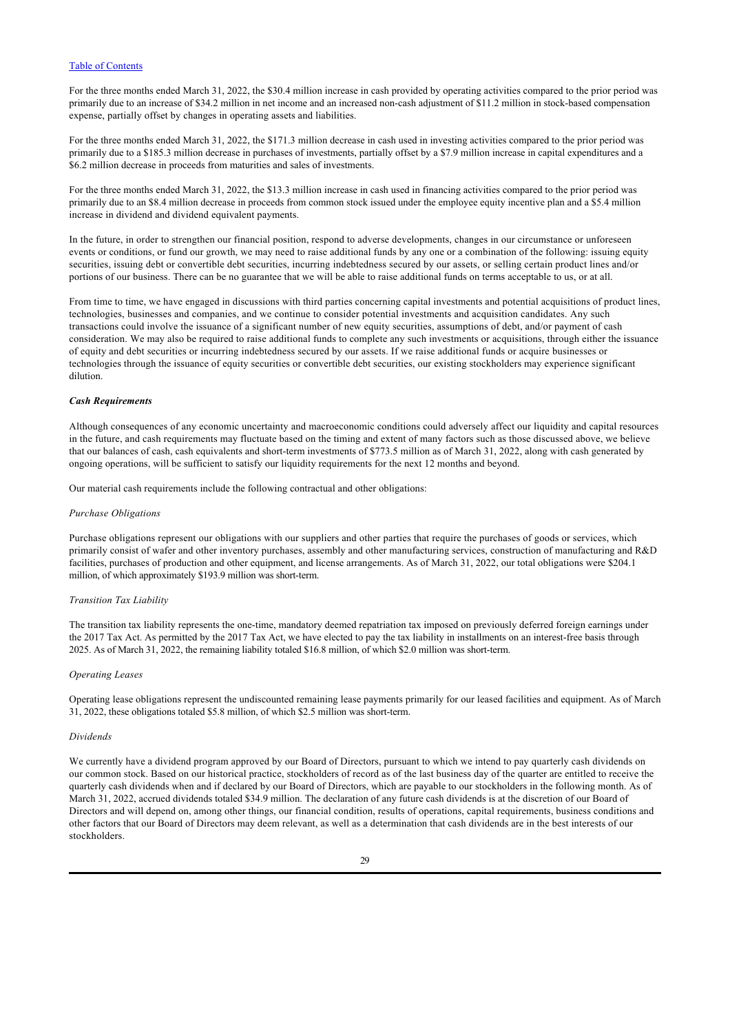For the three months ended March 31, 2022, the $30.4 million increase in cash provided by operating activities compared to the prior period was primarily due to an increase of $34.2 million in net income and an increased non-cash adjustment of $11.2 million in stock-based compensation expense, partially offset by changes in operating assets and liabilities.

For the three months ended March 31, 2022, the $171.3 million decrease in cash used in investing activities compared to the prior period was primarily due to a $185.3 million decrease in purchases of investments, partially offset by a $7.9 million increase in capital expenditures and a $6.2 million decrease in proceeds from maturities and sales of investments.

For the three months ended March 31, 2022, the $13.3 million increase in cash used in financing activities compared to the prior period was primarily due to an $8.4 million decrease in proceeds from common stock issued under the employee equity incentive plan and a $5.4 million increase in dividend and dividend equivalent payments.

In the future, in order to strengthen our financial position, respond to adverse developments, changes in our circumstance or unforeseen events or conditions, or fund our growth, we may need to raise additional funds by any one or a combination of the following: issuing equity securities, issuing debt or convertible debt securities, incurring indebtedness secured by our assets, or selling certain product lines and/or portions of our business. There can be no guarantee that we will be able to raise additional funds on terms acceptable to us, or at all.

From time to time, we have engaged in discussions with third parties concerning capital investments and potential acquisitions of product lines, technologies, businesses and companies, and we continue to consider potential investments and acquisition candidates. Any such transactions could involve the issuance of a significant number of new equity securities, assumptions of debt, and/or payment of cash consideration. We may also be required to raise additional funds to complete any such investments or acquisitions, through either the issuance of equity and debt securities or incurring indebtedness secured by our assets. If we raise additional funds or acquire businesses or technologies through the issuance of equity securities or convertible debt securities, our existing stockholders may experience significant dilution.

***Cash Requirements***

Although consequences of any economic uncertainty and macroeconomic conditions could adversely affect our liquidity and capital resources in the future, and cash requirements may fluctuate based on the timing and extent of many factors such as those discussed above, we believe that our balances of cash, cash equivalents and short-term investments of $773.5 million as of March 31, 2022, along with cash generated by ongoing operations, will be sufficient to satisfy our liquidity requirements for the next 12 months and beyond.

Our material cash requirements include the following contractual and other obligations:

*Purchase Obligations*

Purchase obligations represent our obligations with our suppliers and other parties that require the purchases of goods or services, which primarily consist of wafer and other inventory purchases, assembly and other manufacturing services, construction of manufacturing and R&D facilities, purchases of production and other equipment, and license arrangements. As of March 31, 2022, our total obligations were $204.1 million, of which approximately $193.9 million was short-term.

*Transition Tax Liability*

The transition tax liability represents the one-time, mandatory deemed repatriation tax imposed on previously deferred foreign earnings under the 2017 Tax Act. As permitted by the 2017 Tax Act, we have elected to pay the tax liability in installments on an interest-free basis through 2025. As of March 31, 2022, the remaining liability totaled $16.8 million, of which $2.0 million was short-term.

*Operating Leases*

Operating lease obligations represent the undiscounted remaining lease payments primarily for our leased facilities and equipment. As of March 31, 2022, these obligations totaled $5.8 million, of which $2.5 million was short-term.

*Dividends*

We currently have a dividend program approved by our Board of Directors, pursuant to which we intend to pay quarterly cash dividends on our common stock. Based on our historical practice, stockholders of record as of the last business day of the quarter are entitled to receive the quarterly cash dividends when and if declared by our Board of Directors, which are payable to our stockholders in the following month. As of March 31, 2022, accrued dividends totaled $34.9 million. The declaration of any future cash dividends is at the discretion of our Board of Directors and will depend on, among other things, our financial condition, results of operations, capital requirements, business conditions and other factors that our Board of Directors may deem relevant, as well as a determination that cash dividends are in the best interests of our stockholders.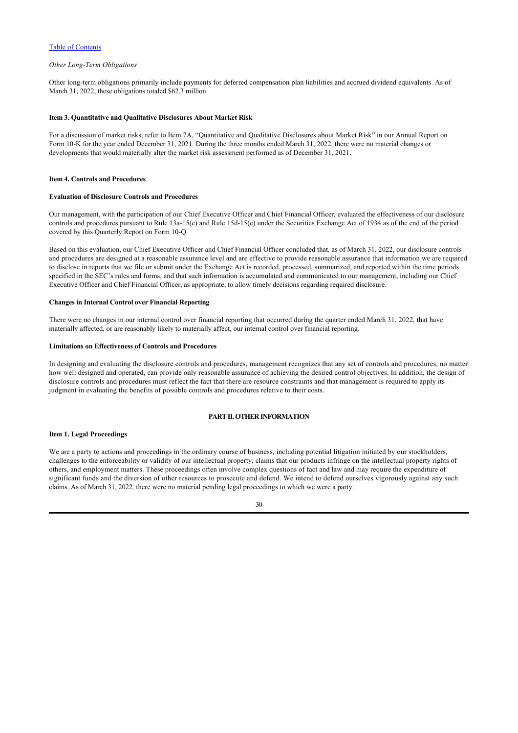*Other Long-Term Obligations*

Other long-term obligations primarily include payments for deferred compensation plan liabilities and accrued dividend equivalents. As of March 31, 2022, these obligations totaled $62.3 million.

### Item 3. Quantitative and Qualitative Disclosures About Market Risk

For a discussion of market risks, refer to Item 7A, "Quantitative and Qualitative Disclosures about Market Risk" in our Annual Report on Form 10-K for the year ended December 31, 2021. During the three months ended March 31, 2022, there were no material changes or developments that would materially alter the market risk assessment performed as of December 31, 2021.

### Item 4. Controls and Procedures

**Evaluation of Disclosure Controls and Procedures**

Our management, with the participation of our Chief Executive Officer and Chief Financial Officer, evaluated the effectiveness of our disclosure controls and procedures pursuant to Rule 13a-15(e) and Rule 15d-15(e) under the Securities Exchange Act of 1934 as of the end of the period covered by this Quarterly Report on Form 10-Q.

Based on this evaluation, our Chief Executive Officer and Chief Financial Officer concluded that, as of March 31, 2022, our disclosure controls and procedures are designed at a reasonable assurance level and are effective to provide reasonable assurance that information we are required to disclose in reports that we file or submit under the Exchange Act is recorded, processed, summarized, and reported within the time periods specified in the SEC's rules and forms, and that such information is accumulated and communicated to our management, including our Chief Executive Officer and Chief Financial Officer, as appropriate, to allow timely decisions regarding required disclosure.

**Changes in Internal Control over Financial Reporting**

There were no changes in our internal control over financial reporting that occurred during the quarter ended March 31, 2022, that have materially affected, or are reasonably likely to materially affect, our internal control over financial reporting.

**Limitations on Effectiveness of Controls and Procedures**

In designing and evaluating the disclosure controls and procedures, management recognizes that any set of controls and procedures, no matter how well designed and operated, can provide only reasonable assurance of achieving the desired control objectives. In addition, the design of disclosure controls and procedures must reflect the fact that there are resource constraints and that management is required to apply its judgment in evaluating the benefits of possible controls and procedures relative to their costs.

## PART II. OTHER INFORMATION

### Item 1. Legal Proceedings

We are a party to actions and proceedings in the ordinary course of business, including potential litigation initiated by our stockholders, challenges to the enforceability or validity of our intellectual property, claims that our products infringe on the intellectual property rights of others, and employment matters. These proceedings often involve complex questions of fact and law and may require the expenditure of significant funds and the diversion of other resources to prosecute and defend. We intend to defend ourselves vigorously against any such claims. As of March 31, 2022*,* there were no material pending legal proceedings to which we were a party.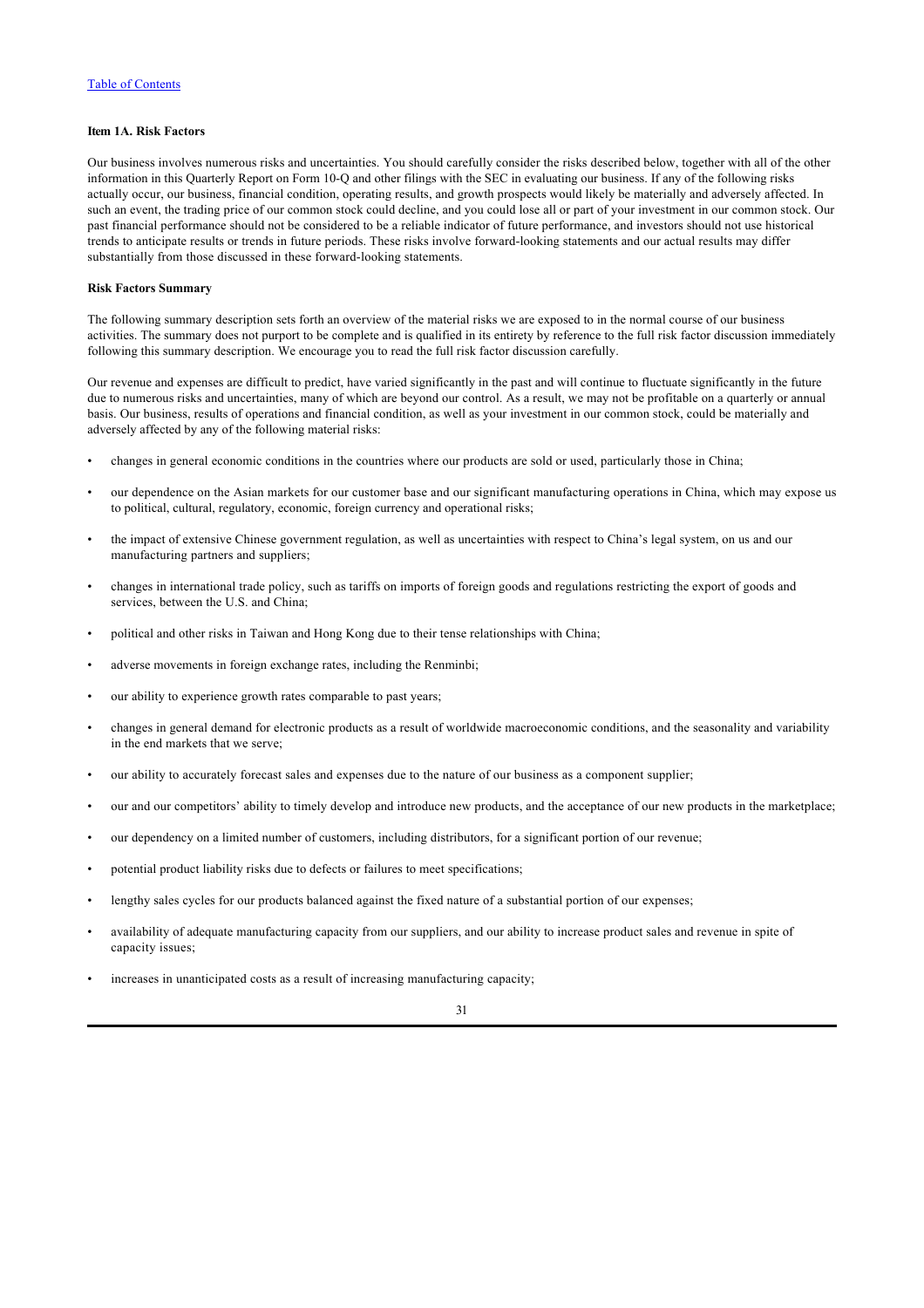[Table of Contents](#)

**Item 1A. Risk Factors**

Our business involves numerous risks and uncertainties. You should carefully consider the risks described below, together with all of the other information in this Quarterly Report on Form 10-Q and other filings with the SEC in evaluating our business. If any of the following risks actually occur, our business, financial condition, operating results, and growth prospects would likely be materially and adversely affected. In such an event, the trading price of our common stock could decline, and you could lose all or part of your investment in our common stock. Our past financial performance should not be considered to be a reliable indicator of future performance, and investors should not use historical trends to anticipate results or trends in future periods. These risks involve forward-looking statements and our actual results may differ substantially from those discussed in these forward-looking statements.

**Risk Factors Summary**

The following summary description sets forth an overview of the material risks we are exposed to in the normal course of our business activities. The summary does not purport to be complete and is qualified in its entirety by reference to the full risk factor discussion immediately following this summary description. We encourage you to read the full risk factor discussion carefully.

Our revenue and expenses are difficult to predict, have varied significantly in the past and will continue to fluctuate significantly in the future due to numerous risks and uncertainties, many of which are beyond our control. As a result, we may not be profitable on a quarterly or annual basis. Our business, results of operations and financial condition, as well as your investment in our common stock, could be materially and adversely affected by any of the following material risks:

- changes in general economic conditions in the countries where our products are sold or used, particularly those in China;
- our dependence on the Asian markets for our customer base and our significant manufacturing operations in China, which may expose us to political, cultural, regulatory, economic, foreign currency and operational risks;
- the impact of extensive Chinese government regulation, as well as uncertainties with respect to China's legal system, on us and our manufacturing partners and suppliers;
- changes in international trade policy, such as tariffs on imports of foreign goods and regulations restricting the export of goods and services, between the U.S. and China;
- political and other risks in Taiwan and Hong Kong due to their tense relationships with China;
- adverse movements in foreign exchange rates, including the Renminbi;
- our ability to experience growth rates comparable to past years;
- changes in general demand for electronic products as a result of worldwide macroeconomic conditions, and the seasonality and variability in the end markets that we serve;
- our ability to accurately forecast sales and expenses due to the nature of our business as a component supplier;
- our and our competitors' ability to timely develop and introduce new products, and the acceptance of our new products in the marketplace;
- our dependency on a limited number of customers, including distributors, for a significant portion of our revenue;
- potential product liability risks due to defects or failures to meet specifications;
- lengthy sales cycles for our products balanced against the fixed nature of a substantial portion of our expenses;
- availability of adequate manufacturing capacity from our suppliers, and our ability to increase product sales and revenue in spite of capacity issues;
- increases in unanticipated costs as a result of increasing manufacturing capacity;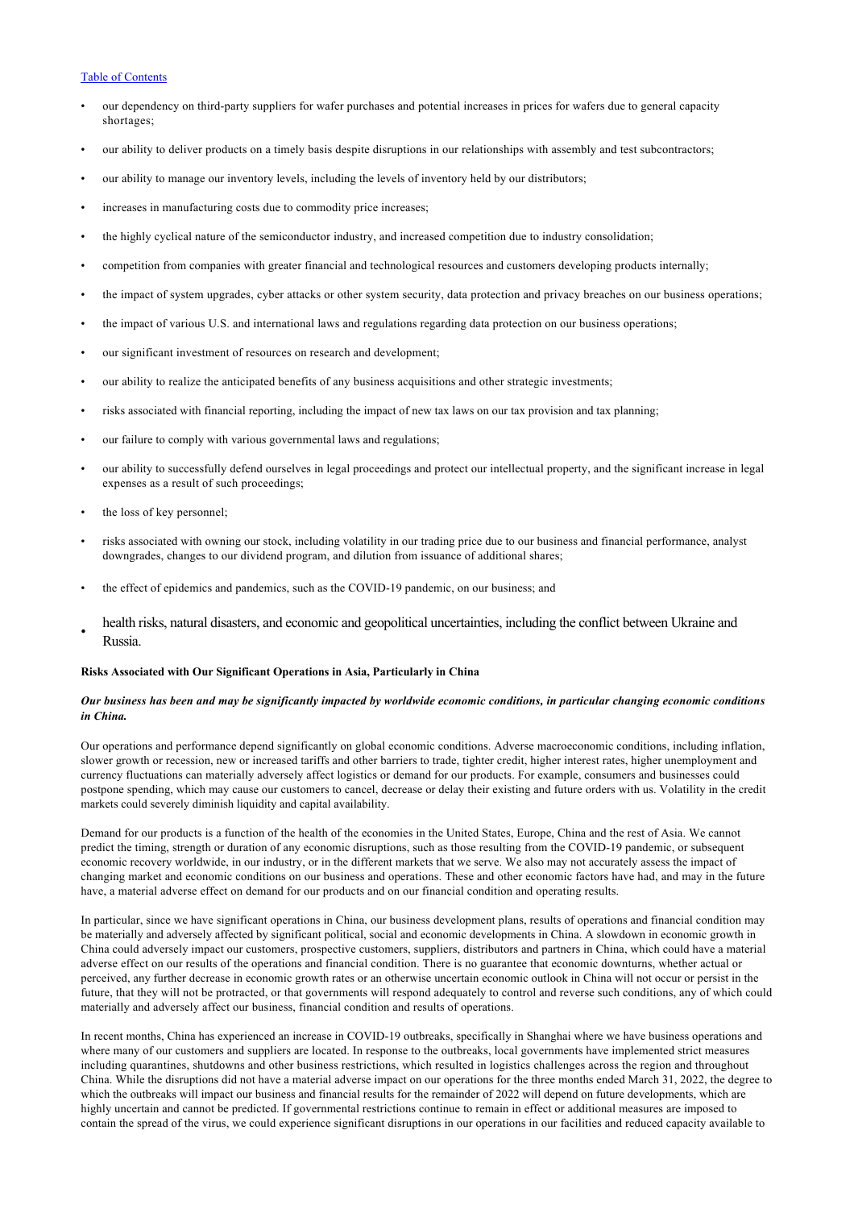- our dependency on third-party suppliers for wafer purchases and potential increases in prices for wafers due to general capacity shortages;
- our ability to deliver products on a timely basis despite disruptions in our relationships with assembly and test subcontractors;
- our ability to manage our inventory levels, including the levels of inventory held by our distributors;
- increases in manufacturing costs due to commodity price increases;
- the highly cyclical nature of the semiconductor industry, and increased competition due to industry consolidation;
- competition from companies with greater financial and technological resources and customers developing products internally;
- the impact of system upgrades, cyber attacks or other system security, data protection and privacy breaches on our business operations;
- the impact of various U.S. and international laws and regulations regarding data protection on our business operations;
- our significant investment of resources on research and development;
- our ability to realize the anticipated benefits of any business acquisitions and other strategic investments;
- risks associated with financial reporting, including the impact of new tax laws on our tax provision and tax planning;
- our failure to comply with various governmental laws and regulations;
- our ability to successfully defend ourselves in legal proceedings and protect our intellectual property, and the significant increase in legal expenses as a result of such proceedings;
- the loss of key personnel;
- risks associated with owning our stock, including volatility in our trading price due to our business and financial performance, analyst downgrades, changes to our dividend program, and dilution from issuance of additional shares;
- the effect of epidemics and pandemics, such as the COVID-19 pandemic, on our business; and
- health risks, natural disasters, and economic and geopolitical uncertainties, including the conflict between Ukraine and Russia.

**Risks Associated with Our Significant Operations in Asia, Particularly in China**

***Our business has been and may be significantly impacted by worldwide economic conditions, in particular changing economic conditions in China.***

Our operations and performance depend significantly on global economic conditions. Adverse macroeconomic conditions, including inflation, slower growth or recession, new or increased tariffs and other barriers to trade, tighter credit, higher interest rates, higher unemployment and currency fluctuations can materially adversely affect logistics or demand for our products. For example, consumers and businesses could postpone spending, which may cause our customers to cancel, decrease or delay their existing and future orders with us. Volatility in the credit markets could severely diminish liquidity and capital availability.

Demand for our products is a function of the health of the economies in the United States, Europe, China and the rest of Asia. We cannot predict the timing, strength or duration of any economic disruptions, such as those resulting from the COVID-19 pandemic, or subsequent economic recovery worldwide, in our industry, or in the different markets that we serve. We also may not accurately assess the impact of changing market and economic conditions on our business and operations. These and other economic factors have had, and may in the future have, a material adverse effect on demand for our products and on our financial condition and operating results.

In particular, since we have significant operations in China, our business development plans, results of operations and financial condition may be materially and adversely affected by significant political, social and economic developments in China. A slowdown in economic growth in China could adversely impact our customers, prospective customers, suppliers, distributors and partners in China, which could have a material adverse effect on our results of the operations and financial condition. There is no guarantee that economic downturns, whether actual or perceived, any further decrease in economic growth rates or an otherwise uncertain economic outlook in China will not occur or persist in the future, that they will not be protracted, or that governments will respond adequately to control and reverse such conditions, any of which could materially and adversely affect our business, financial condition and results of operations.

In recent months, China has experienced an increase in COVID-19 outbreaks, specifically in Shanghai where we have business operations and where many of our customers and suppliers are located. In response to the outbreaks, local governments have implemented strict measures including quarantines, shutdowns and other business restrictions, which resulted in logistics challenges across the region and throughout China. While the disruptions did not have a material adverse impact on our operations for the three months ended March 31, 2022, the degree to which the outbreaks will impact our business and financial results for the remainder of 2022 will depend on future developments, which are highly uncertain and cannot be predicted. If governmental restrictions continue to remain in effect or additional measures are imposed to contain the spread of the virus, we could experience significant disruptions in our operations in our facilities and reduced capacity available to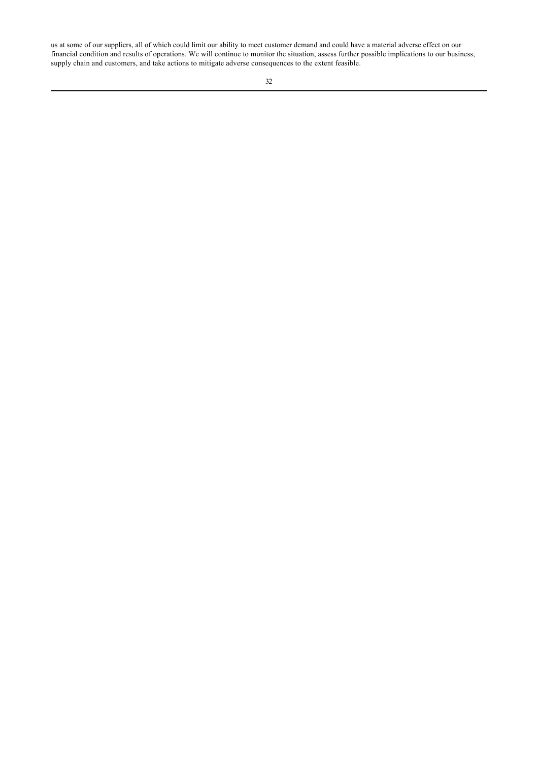us at some of our suppliers, all of which could limit our ability to meet customer demand and could have a material adverse effect on our financial condition and results of operations. We will continue to monitor the situation, assess further possible implications to our business, supply chain and customers, and take actions to mitigate adverse consequences to the extent feasible.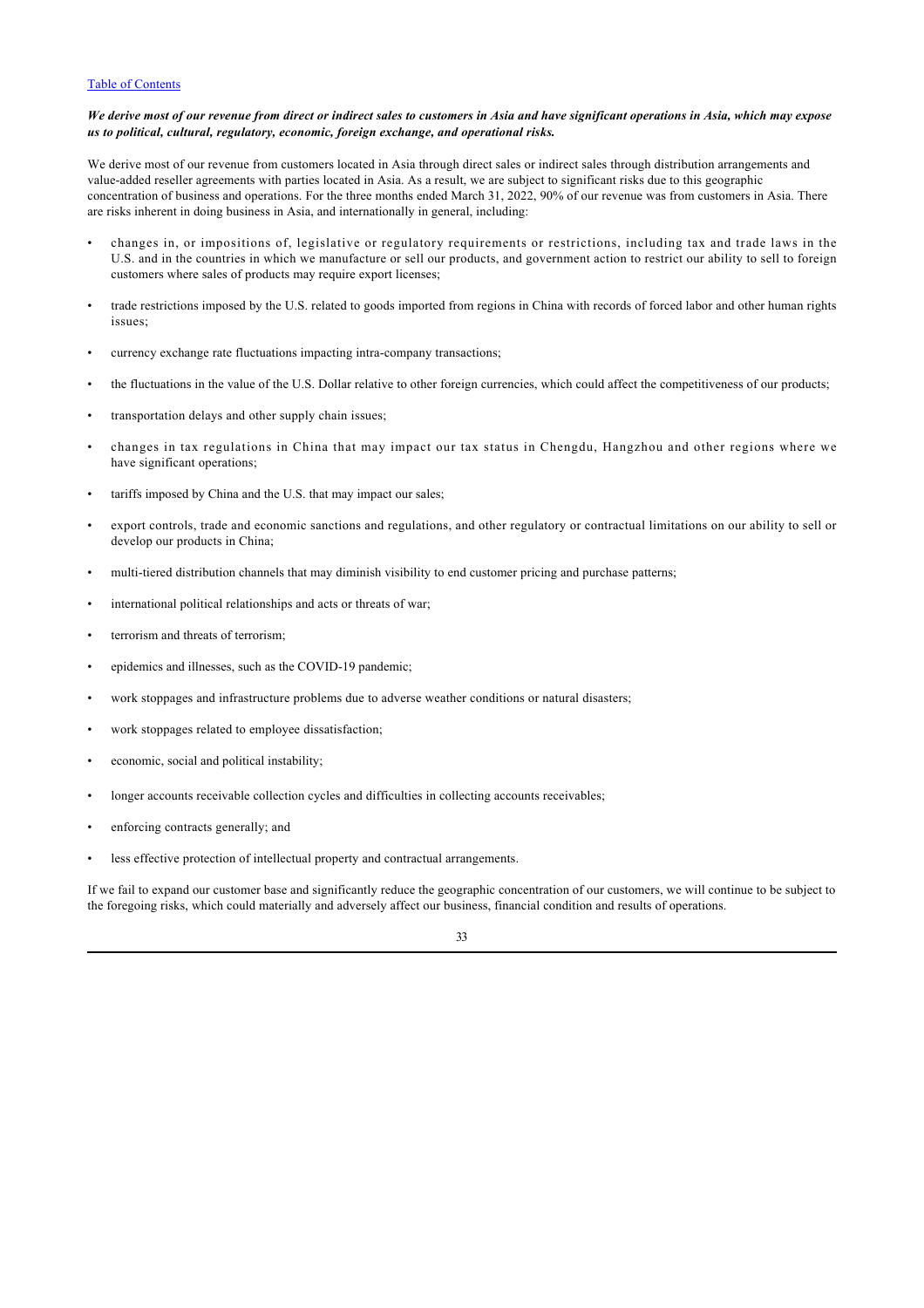***We derive most of our revenue from direct or indirect sales to customers in Asia and have significant operations in Asia, which may expose us to political, cultural, regulatory, economic, foreign exchange, and operational risks.***

We derive most of our revenue from customers located in Asia through direct sales or indirect sales through distribution arrangements and value-added reseller agreements with parties located in Asia. As a result, we are subject to significant risks due to this geographic concentration of business and operations. For the three months ended March 31, 2022, 90% of our revenue was from customers in Asia. There are risks inherent in doing business in Asia, and internationally in general, including:

- changes in, or impositions of, legislative or regulatory requirements or restrictions, including tax and trade laws in the U.S. and in the countries in which we manufacture or sell our products, and government action to restrict our ability to sell to foreign customers where sales of products may require export licenses;
- trade restrictions imposed by the U.S. related to goods imported from regions in China with records of forced labor and other human rights issues;
- currency exchange rate fluctuations impacting intra-company transactions;
- the fluctuations in the value of the U.S. Dollar relative to other foreign currencies, which could affect the competitiveness of our products;
- transportation delays and other supply chain issues;
- changes in tax regulations in China that may impact our tax status in Chengdu, Hangzhou and other regions where we have significant operations;
- tariffs imposed by China and the U.S. that may impact our sales;
- export controls, trade and economic sanctions and regulations, and other regulatory or contractual limitations on our ability to sell or develop our products in China;
- multi-tiered distribution channels that may diminish visibility to end customer pricing and purchase patterns;
- international political relationships and acts or threats of war;
- terrorism and threats of terrorism;
- epidemics and illnesses, such as the COVID-19 pandemic;
- work stoppages and infrastructure problems due to adverse weather conditions or natural disasters;
- work stoppages related to employee dissatisfaction;
- economic, social and political instability;
- longer accounts receivable collection cycles and difficulties in collecting accounts receivables;
- enforcing contracts generally; and
- less effective protection of intellectual property and contractual arrangements.

If we fail to expand our customer base and significantly reduce the geographic concentration of our customers, we will continue to be subject to the foregoing risks, which could materially and adversely affect our business, financial condition and results of operations.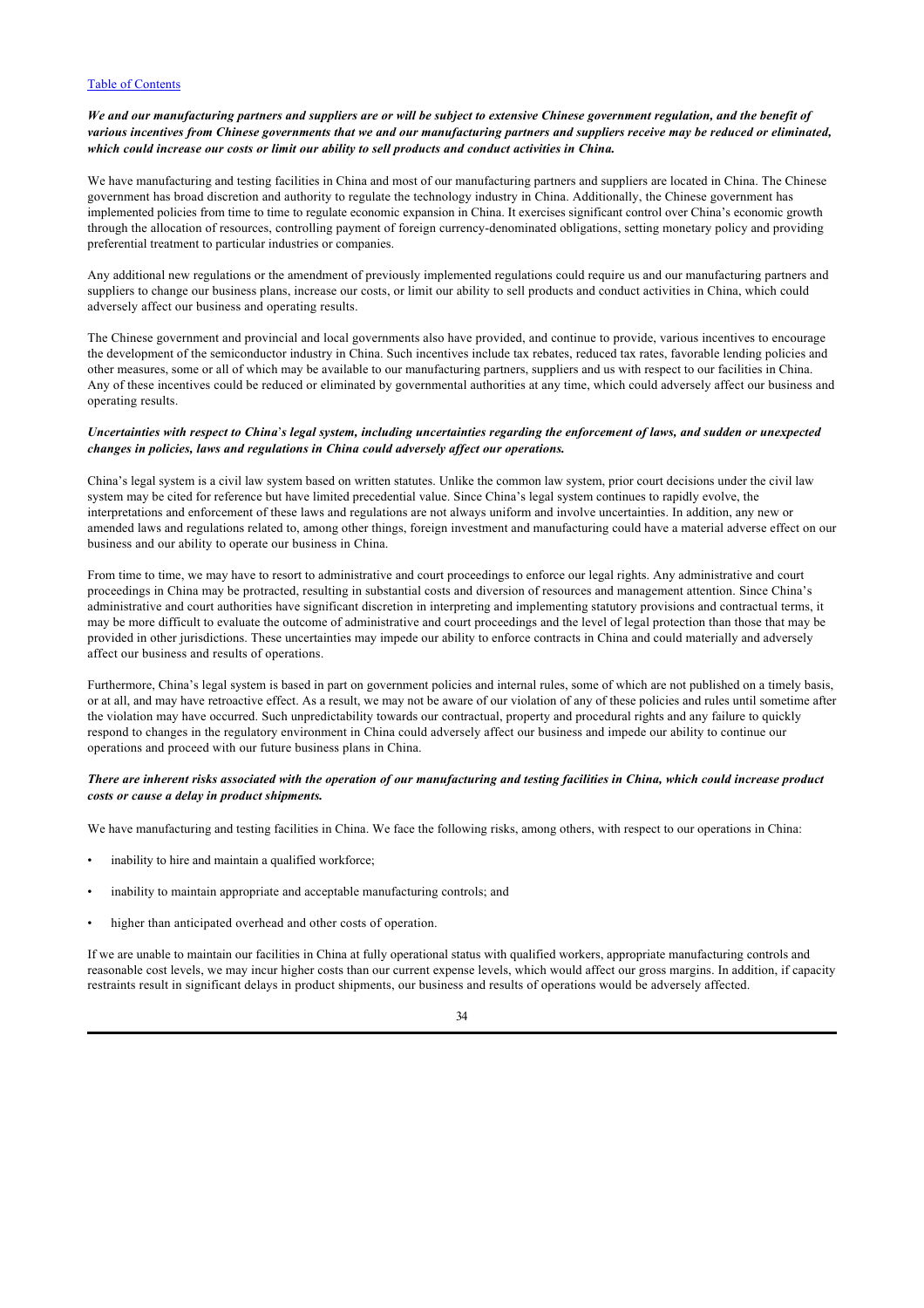***We and our manufacturing partners and suppliers are or will be subject to extensive Chinese government regulation, and the benefit of various incentives from Chinese governments that we and our manufacturing partners and suppliers receive may be reduced or eliminated, which could increase our costs or limit our ability to sell products and conduct activities in China.***

We have manufacturing and testing facilities in China and most of our manufacturing partners and suppliers are located in China. The Chinese government has broad discretion and authority to regulate the technology industry in China. Additionally, the Chinese government has implemented policies from time to time to regulate economic expansion in China. It exercises significant control over China's economic growth through the allocation of resources, controlling payment of foreign currency-denominated obligations, setting monetary policy and providing preferential treatment to particular industries or companies.

Any additional new regulations or the amendment of previously implemented regulations could require us and our manufacturing partners and suppliers to change our business plans, increase our costs, or limit our ability to sell products and conduct activities in China, which could adversely affect our business and operating results.

The Chinese government and provincial and local governments also have provided, and continue to provide, various incentives to encourage the development of the semiconductor industry in China. Such incentives include tax rebates, reduced tax rates, favorable lending policies and other measures, some or all of which may be available to our manufacturing partners, suppliers and us with respect to our facilities in China. Any of these incentives could be reduced or eliminated by governmental authorities at any time, which could adversely affect our business and operating results.

***Uncertainties with respect to China's legal system, including uncertainties regarding the enforcement of laws, and sudden or unexpected changes in policies, laws and regulations in China could adversely affect our operations.***

China's legal system is a civil law system based on written statutes. Unlike the common law system, prior court decisions under the civil law system may be cited for reference but have limited precedential value. Since China's legal system continues to rapidly evolve, the interpretations and enforcement of these laws and regulations are not always uniform and involve uncertainties. In addition, any new or amended laws and regulations related to, among other things, foreign investment and manufacturing could have a material adverse effect on our business and our ability to operate our business in China.

From time to time, we may have to resort to administrative and court proceedings to enforce our legal rights. Any administrative and court proceedings in China may be protracted, resulting in substantial costs and diversion of resources and management attention. Since China's administrative and court authorities have significant discretion in interpreting and implementing statutory provisions and contractual terms, it may be more difficult to evaluate the outcome of administrative and court proceedings and the level of legal protection than those that may be provided in other jurisdictions. These uncertainties may impede our ability to enforce contracts in China and could materially and adversely affect our business and results of operations.

Furthermore, China's legal system is based in part on government policies and internal rules, some of which are not published on a timely basis, or at all, and may have retroactive effect. As a result, we may not be aware of our violation of any of these policies and rules until sometime after the violation may have occurred. Such unpredictability towards our contractual, property and procedural rights and any failure to quickly respond to changes in the regulatory environment in China could adversely affect our business and impede our ability to continue our operations and proceed with our future business plans in China.

***There are inherent risks associated with the operation of our manufacturing and testing facilities in China, which could increase product costs or cause a delay in product shipments.***

We have manufacturing and testing facilities in China. We face the following risks, among others, with respect to our operations in China:

- inability to hire and maintain a qualified workforce;
- inability to maintain appropriate and acceptable manufacturing controls; and
- higher than anticipated overhead and other costs of operation.

If we are unable to maintain our facilities in China at fully operational status with qualified workers, appropriate manufacturing controls and reasonable cost levels, we may incur higher costs than our current expense levels, which would affect our gross margins. In addition, if capacity restraints result in significant delays in product shipments, our business and results of operations would be adversely affected.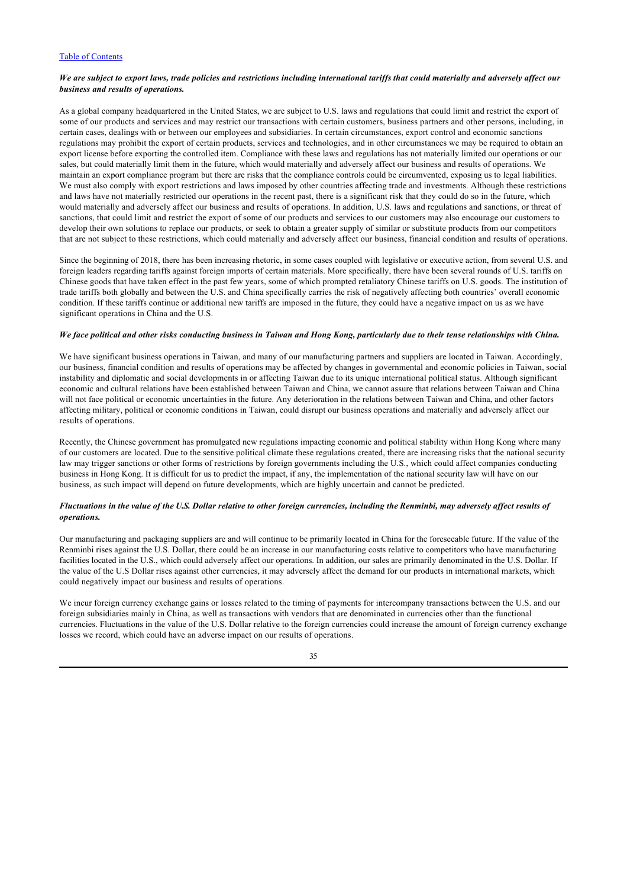***We are subject to export laws, trade policies and restrictions including international tariffs that could materially and adversely affect our business and results of operations.***

As a global company headquartered in the United States, we are subject to U.S. laws and regulations that could limit and restrict the export of some of our products and services and may restrict our transactions with certain customers, business partners and other persons, including, in certain cases, dealings with or between our employees and subsidiaries. In certain circumstances, export control and economic sanctions regulations may prohibit the export of certain products, services and technologies, and in other circumstances we may be required to obtain an export license before exporting the controlled item. Compliance with these laws and regulations has not materially limited our operations or our sales, but could materially limit them in the future, which would materially and adversely affect our business and results of operations. We maintain an export compliance program but there are risks that the compliance controls could be circumvented, exposing us to legal liabilities. We must also comply with export restrictions and laws imposed by other countries affecting trade and investments. Although these restrictions and laws have not materially restricted our operations in the recent past, there is a significant risk that they could do so in the future, which would materially and adversely affect our business and results of operations. In addition, U.S. laws and regulations and sanctions, or threat of sanctions, that could limit and restrict the export of some of our products and services to our customers may also encourage our customers to develop their own solutions to replace our products, or seek to obtain a greater supply of similar or substitute products from our competitors that are not subject to these restrictions, which could materially and adversely affect our business, financial condition and results of operations.

Since the beginning of 2018, there has been increasing rhetoric, in some cases coupled with legislative or executive action, from several U.S. and foreign leaders regarding tariffs against foreign imports of certain materials. More specifically, there have been several rounds of U.S. tariffs on Chinese goods that have taken effect in the past few years, some of which prompted retaliatory Chinese tariffs on U.S. goods. The institution of trade tariffs both globally and between the U.S. and China specifically carries the risk of negatively affecting both countries' overall economic condition. If these tariffs continue or additional new tariffs are imposed in the future, they could have a negative impact on us as we have significant operations in China and the U.S.

***We face political and other risks conducting business in Taiwan and Hong Kong, particularly due to their tense relationships with China.***

We have significant business operations in Taiwan, and many of our manufacturing partners and suppliers are located in Taiwan. Accordingly, our business, financial condition and results of operations may be affected by changes in governmental and economic policies in Taiwan, social instability and diplomatic and social developments in or affecting Taiwan due to its unique international political status. Although significant economic and cultural relations have been established between Taiwan and China, we cannot assure that relations between Taiwan and China will not face political or economic uncertainties in the future. Any deterioration in the relations between Taiwan and China, and other factors affecting military, political or economic conditions in Taiwan, could disrupt our business operations and materially and adversely affect our results of operations.

Recently, the Chinese government has promulgated new regulations impacting economic and political stability within Hong Kong where many of our customers are located. Due to the sensitive political climate these regulations created, there are increasing risks that the national security law may trigger sanctions or other forms of restrictions by foreign governments including the U.S., which could affect companies conducting business in Hong Kong. It is difficult for us to predict the impact, if any, the implementation of the national security law will have on our business, as such impact will depend on future developments, which are highly uncertain and cannot be predicted.

***Fluctuations in the value of the U.S. Dollar relative to other foreign currencies, including the Renminbi, may adversely affect results of operations.***

Our manufacturing and packaging suppliers are and will continue to be primarily located in China for the foreseeable future. If the value of the Renminbi rises against the U.S. Dollar, there could be an increase in our manufacturing costs relative to competitors who have manufacturing facilities located in the U.S., which could adversely affect our operations. In addition, our sales are primarily denominated in the U.S. Dollar. If the value of the U.S Dollar rises against other currencies, it may adversely affect the demand for our products in international markets, which could negatively impact our business and results of operations.

We incur foreign currency exchange gains or losses related to the timing of payments for intercompany transactions between the U.S. and our foreign subsidiaries mainly in China, as well as transactions with vendors that are denominated in currencies other than the functional currencies. Fluctuations in the value of the U.S. Dollar relative to the foreign currencies could increase the amount of foreign currency exchange losses we record, which could have an adverse impact on our results of operations.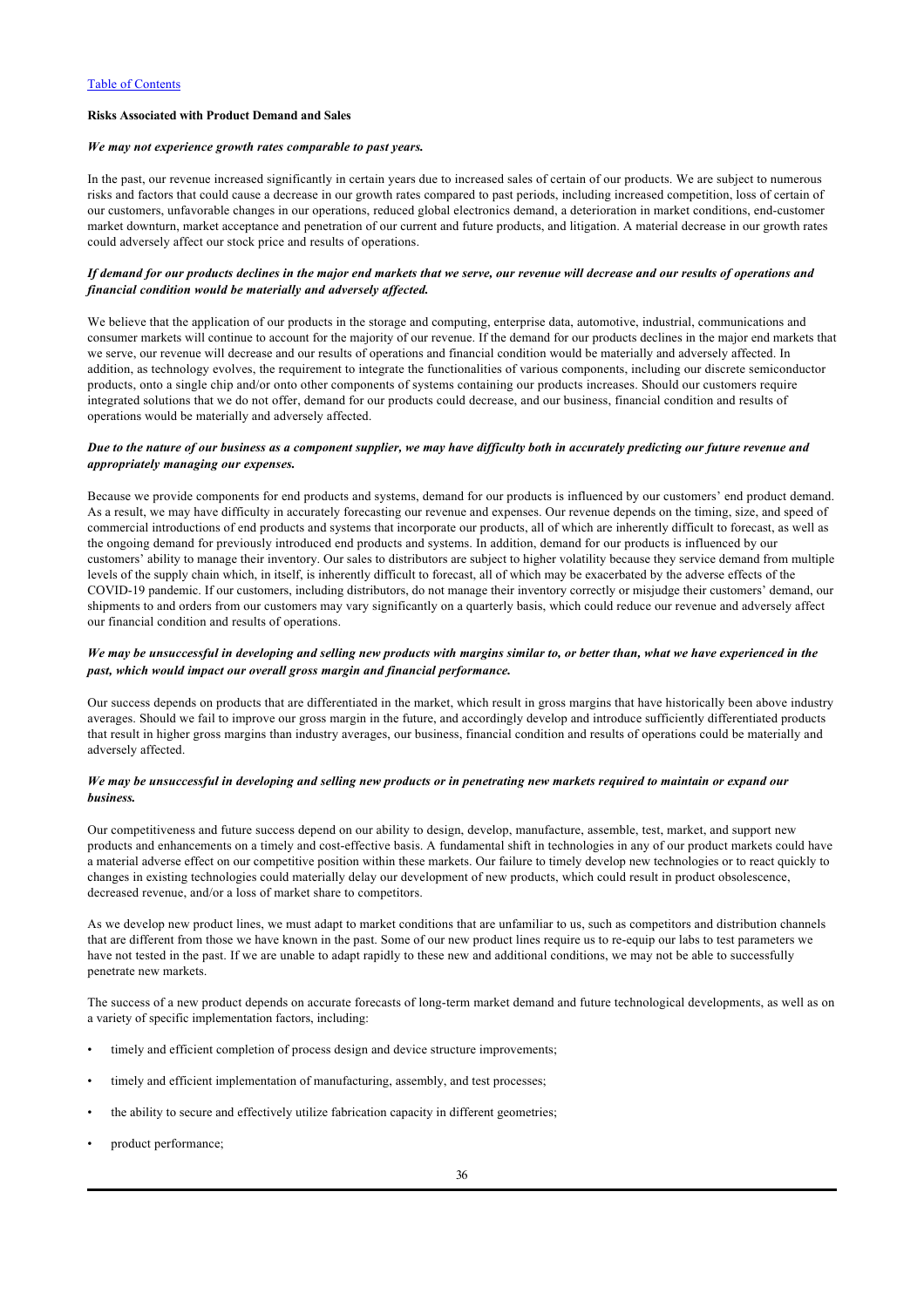[Table of Contents](#)

**Risks Associated with Product Demand and Sales**

***We may not experience growth rates comparable to past years.***

In the past, our revenue increased significantly in certain years due to increased sales of certain of our products. We are subject to numerous risks and factors that could cause a decrease in our growth rates compared to past periods, including increased competition, loss of certain of our customers, unfavorable changes in our operations, reduced global electronics demand, a deterioration in market conditions, end-customer market downturn, market acceptance and penetration of our current and future products, and litigation. A material decrease in our growth rates could adversely affect our stock price and results of operations.

***If demand for our products declines in the major end markets that we serve, our revenue will decrease and our results of operations and financial condition would be materially and adversely affected.***

We believe that the application of our products in the storage and computing, enterprise data, automotive, industrial, communications and consumer markets will continue to account for the majority of our revenue. If the demand for our products declines in the major end markets that we serve, our revenue will decrease and our results of operations and financial condition would be materially and adversely affected. In addition, as technology evolves, the requirement to integrate the functionalities of various components, including our discrete semiconductor products, onto a single chip and/or onto other components of systems containing our products increases. Should our customers require integrated solutions that we do not offer, demand for our products could decrease, and our business, financial condition and results of operations would be materially and adversely affected.

***Due to the nature of our business as a component supplier, we may have difficulty both in accurately predicting our future revenue and appropriately managing our expenses.***

Because we provide components for end products and systems, demand for our products is influenced by our customers' end product demand. As a result, we may have difficulty in accurately forecasting our revenue and expenses. Our revenue depends on the timing, size, and speed of commercial introductions of end products and systems that incorporate our products, all of which are inherently difficult to forecast, as well as the ongoing demand for previously introduced end products and systems. In addition, demand for our products is influenced by our customers' ability to manage their inventory. Our sales to distributors are subject to higher volatility because they service demand from multiple levels of the supply chain which, in itself, is inherently difficult to forecast, all of which may be exacerbated by the adverse effects of the COVID-19 pandemic. If our customers, including distributors, do not manage their inventory correctly or misjudge their customers' demand, our shipments to and orders from our customers may vary significantly on a quarterly basis, which could reduce our revenue and adversely affect our financial condition and results of operations.

***We may be unsuccessful in developing and selling new products with margins similar to, or better than, what we have experienced in the past, which would impact our overall gross margin and financial performance.***

Our success depends on products that are differentiated in the market, which result in gross margins that have historically been above industry averages. Should we fail to improve our gross margin in the future, and accordingly develop and introduce sufficiently differentiated products that result in higher gross margins than industry averages, our business, financial condition and results of operations could be materially and adversely affected.

***We may be unsuccessful in developing and selling new products or in penetrating new markets required to maintain or expand our business.***

Our competitiveness and future success depend on our ability to design, develop, manufacture, assemble, test, market, and support new products and enhancements on a timely and cost-effective basis. A fundamental shift in technologies in any of our product markets could have a material adverse effect on our competitive position within these markets. Our failure to timely develop new technologies or to react quickly to changes in existing technologies could materially delay our development of new products, which could result in product obsolescence, decreased revenue, and/or a loss of market share to competitors.

As we develop new product lines, we must adapt to market conditions that are unfamiliar to us, such as competitors and distribution channels that are different from those we have known in the past. Some of our new product lines require us to re-equip our labs to test parameters we have not tested in the past. If we are unable to adapt rapidly to these new and additional conditions, we may not be able to successfully penetrate new markets.

The success of a new product depends on accurate forecasts of long-term market demand and future technological developments, as well as on a variety of specific implementation factors, including:

- timely and efficient completion of process design and device structure improvements;
- timely and efficient implementation of manufacturing, assembly, and test processes;
- the ability to secure and effectively utilize fabrication capacity in different geometries;
- product performance;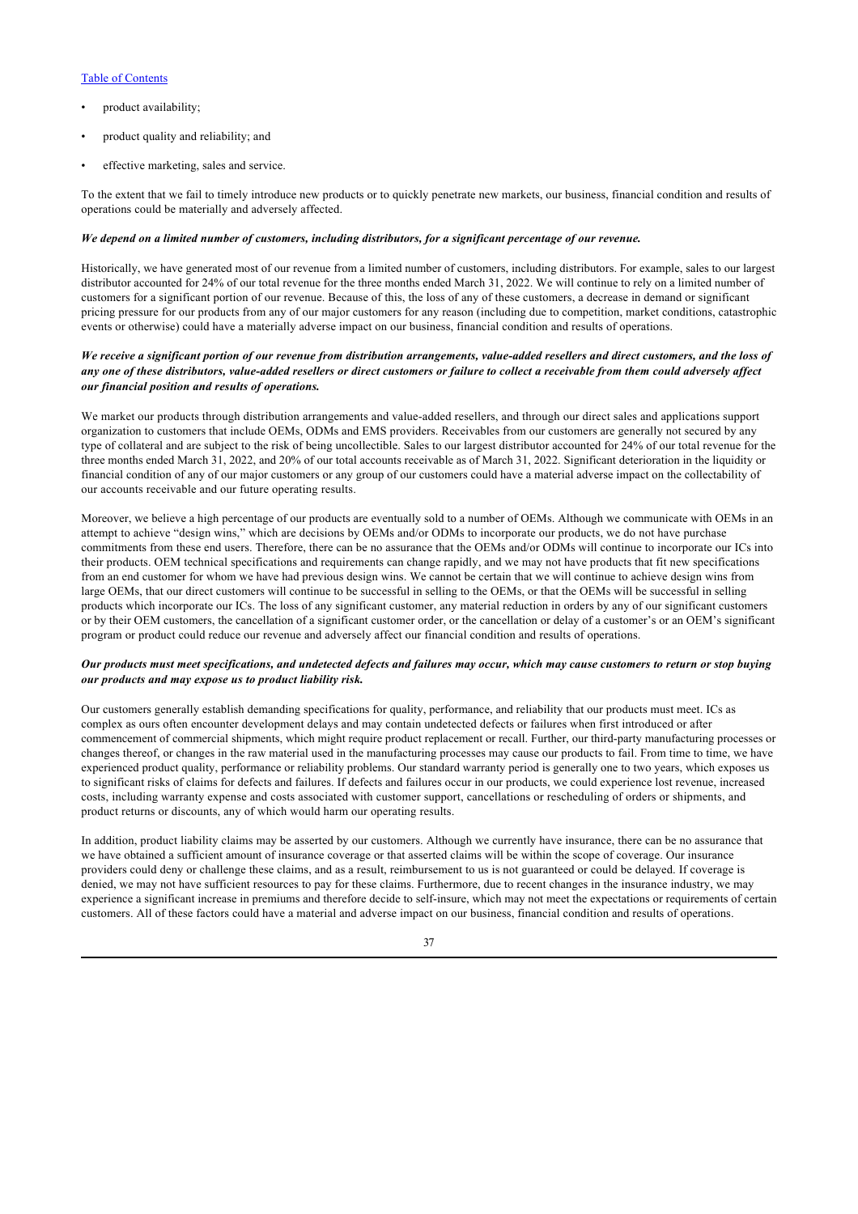- product availability;
- product quality and reliability; and
- effective marketing, sales and service.

To the extent that we fail to timely introduce new products or to quickly penetrate new markets, our business, financial condition and results of operations could be materially and adversely affected.

***We depend on a limited number of customers, including distributors, for a significant percentage of our revenue.***

Historically, we have generated most of our revenue from a limited number of customers, including distributors. For example, sales to our largest distributor accounted for 24% of our total revenue for the three months ended March 31, 2022. We will continue to rely on a limited number of customers for a significant portion of our revenue. Because of this, the loss of any of these customers, a decrease in demand or significant pricing pressure for our products from any of our major customers for any reason (including due to competition, market conditions, catastrophic events or otherwise) could have a materially adverse impact on our business, financial condition and results of operations.

***We receive a significant portion of our revenue from distribution arrangements, value-added resellers and direct customers, and the loss of any one of these distributors, value-added resellers or direct customers or failure to collect a receivable from them could adversely affect our financial position and results of operations.***

We market our products through distribution arrangements and value-added resellers, and through our direct sales and applications support organization to customers that include OEMs, ODMs and EMS providers. Receivables from our customers are generally not secured by any type of collateral and are subject to the risk of being uncollectible. Sales to our largest distributor accounted for 24% of our total revenue for the three months ended March 31, 2022, and 20% of our total accounts receivable as of March 31, 2022. Significant deterioration in the liquidity or financial condition of any of our major customers or any group of our customers could have a material adverse impact on the collectability of our accounts receivable and our future operating results.

Moreover, we believe a high percentage of our products are eventually sold to a number of OEMs. Although we communicate with OEMs in an attempt to achieve "design wins," which are decisions by OEMs and/or ODMs to incorporate our products, we do not have purchase commitments from these end users. Therefore, there can be no assurance that the OEMs and/or ODMs will continue to incorporate our ICs into their products. OEM technical specifications and requirements can change rapidly, and we may not have products that fit new specifications from an end customer for whom we have had previous design wins. We cannot be certain that we will continue to achieve design wins from large OEMs, that our direct customers will continue to be successful in selling to the OEMs, or that the OEMs will be successful in selling products which incorporate our ICs. The loss of any significant customer, any material reduction in orders by any of our significant customers or by their OEM customers, the cancellation of a significant customer order, or the cancellation or delay of a customer's or an OEM's significant program or product could reduce our revenue and adversely affect our financial condition and results of operations.

***Our products must meet specifications, and undetected defects and failures may occur, which may cause customers to return or stop buying our products and may expose us to product liability risk.***

Our customers generally establish demanding specifications for quality, performance, and reliability that our products must meet. ICs as complex as ours often encounter development delays and may contain undetected defects or failures when first introduced or after commencement of commercial shipments, which might require product replacement or recall. Further, our third-party manufacturing processes or changes thereof, or changes in the raw material used in the manufacturing processes may cause our products to fail. From time to time, we have experienced product quality, performance or reliability problems. Our standard warranty period is generally one to two years, which exposes us to significant risks of claims for defects and failures. If defects and failures occur in our products, we could experience lost revenue, increased costs, including warranty expense and costs associated with customer support, cancellations or rescheduling of orders or shipments, and product returns or discounts, any of which would harm our operating results.

In addition, product liability claims may be asserted by our customers. Although we currently have insurance, there can be no assurance that we have obtained a sufficient amount of insurance coverage or that asserted claims will be within the scope of coverage. Our insurance providers could deny or challenge these claims, and as a result, reimbursement to us is not guaranteed or could be delayed. If coverage is denied, we may not have sufficient resources to pay for these claims. Furthermore, due to recent changes in the insurance industry, we may experience a significant increase in premiums and therefore decide to self-insure, which may not meet the expectations or requirements of certain customers. All of these factors could have a material and adverse impact on our business, financial condition and results of operations.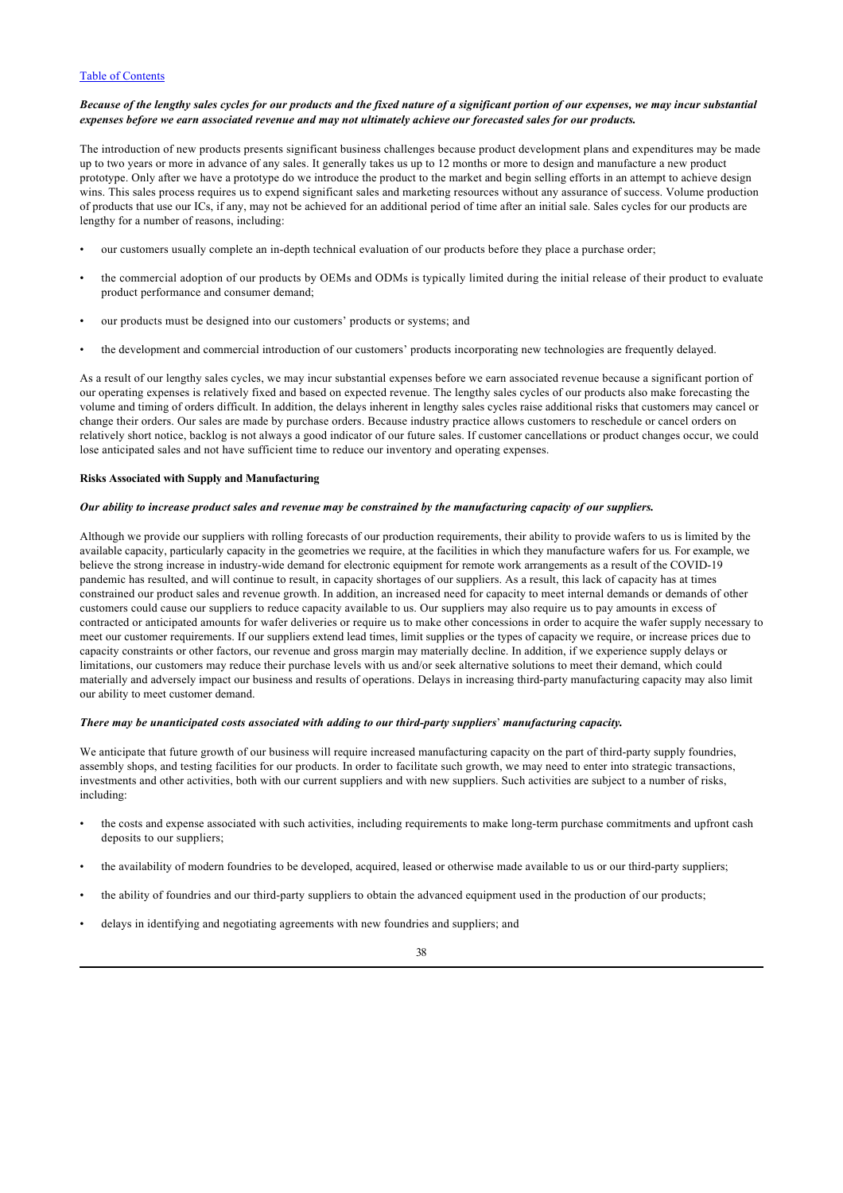***Because of the lengthy sales cycles for our products and the fixed nature of a significant portion of our expenses, we may incur substantial expenses before we earn associated revenue and may not ultimately achieve our forecasted sales for our products.***

The introduction of new products presents significant business challenges because product development plans and expenditures may be made up to two years or more in advance of any sales. It generally takes us up to 12 months or more to design and manufacture a new product prototype. Only after we have a prototype do we introduce the product to the market and begin selling efforts in an attempt to achieve design wins. This sales process requires us to expend significant sales and marketing resources without any assurance of success. Volume production of products that use our ICs, if any, may not be achieved for an additional period of time after an initial sale. Sales cycles for our products are lengthy for a number of reasons, including:

- our customers usually complete an in-depth technical evaluation of our products before they place a purchase order;
- the commercial adoption of our products by OEMs and ODMs is typically limited during the initial release of their product to evaluate product performance and consumer demand;
- our products must be designed into our customers' products or systems; and
- the development and commercial introduction of our customers' products incorporating new technologies are frequently delayed.

As a result of our lengthy sales cycles, we may incur substantial expenses before we earn associated revenue because a significant portion of our operating expenses is relatively fixed and based on expected revenue. The lengthy sales cycles of our products also make forecasting the volume and timing of orders difficult. In addition, the delays inherent in lengthy sales cycles raise additional risks that customers may cancel or change their orders. Our sales are made by purchase orders. Because industry practice allows customers to reschedule or cancel orders on relatively short notice, backlog is not always a good indicator of our future sales. If customer cancellations or product changes occur, we could lose anticipated sales and not have sufficient time to reduce our inventory and operating expenses.

**Risks Associated with Supply and Manufacturing**

***Our ability to increase product sales and revenue may be constrained by the manufacturing capacity of our suppliers.***

Although we provide our suppliers with rolling forecasts of our production requirements, their ability to provide wafers to us is limited by the available capacity, particularly capacity in the geometries we require, at the facilities in which they manufacture wafers for us. For example, we believe the strong increase in industry-wide demand for electronic equipment for remote work arrangements as a result of the COVID-19 pandemic has resulted, and will continue to result, in capacity shortages of our suppliers. As a result, this lack of capacity has at times constrained our product sales and revenue growth. In addition, an increased need for capacity to meet internal demands or demands of other customers could cause our suppliers to reduce capacity available to us. Our suppliers may also require us to pay amounts in excess of contracted or anticipated amounts for wafer deliveries or require us to make other concessions in order to acquire the wafer supply necessary to meet our customer requirements. If our suppliers extend lead times, limit supplies or the types of capacity we require, or increase prices due to capacity constraints or other factors, our revenue and gross margin may materially decline. In addition, if we experience supply delays or limitations, our customers may reduce their purchase levels with us and/or seek alternative solutions to meet their demand, which could materially and adversely impact our business and results of operations. Delays in increasing third-party manufacturing capacity may also limit our ability to meet customer demand.

***There may be unanticipated costs associated with adding to our third-party suppliers' manufacturing capacity.***

We anticipate that future growth of our business will require increased manufacturing capacity on the part of third-party supply foundries, assembly shops, and testing facilities for our products. In order to facilitate such growth, we may need to enter into strategic transactions, investments and other activities, both with our current suppliers and with new suppliers. Such activities are subject to a number of risks, including:

- the costs and expense associated with such activities, including requirements to make long-term purchase commitments and upfront cash deposits to our suppliers;
- the availability of modern foundries to be developed, acquired, leased or otherwise made available to us or our third-party suppliers;
- the ability of foundries and our third-party suppliers to obtain the advanced equipment used in the production of our products;
- delays in identifying and negotiating agreements with new foundries and suppliers; and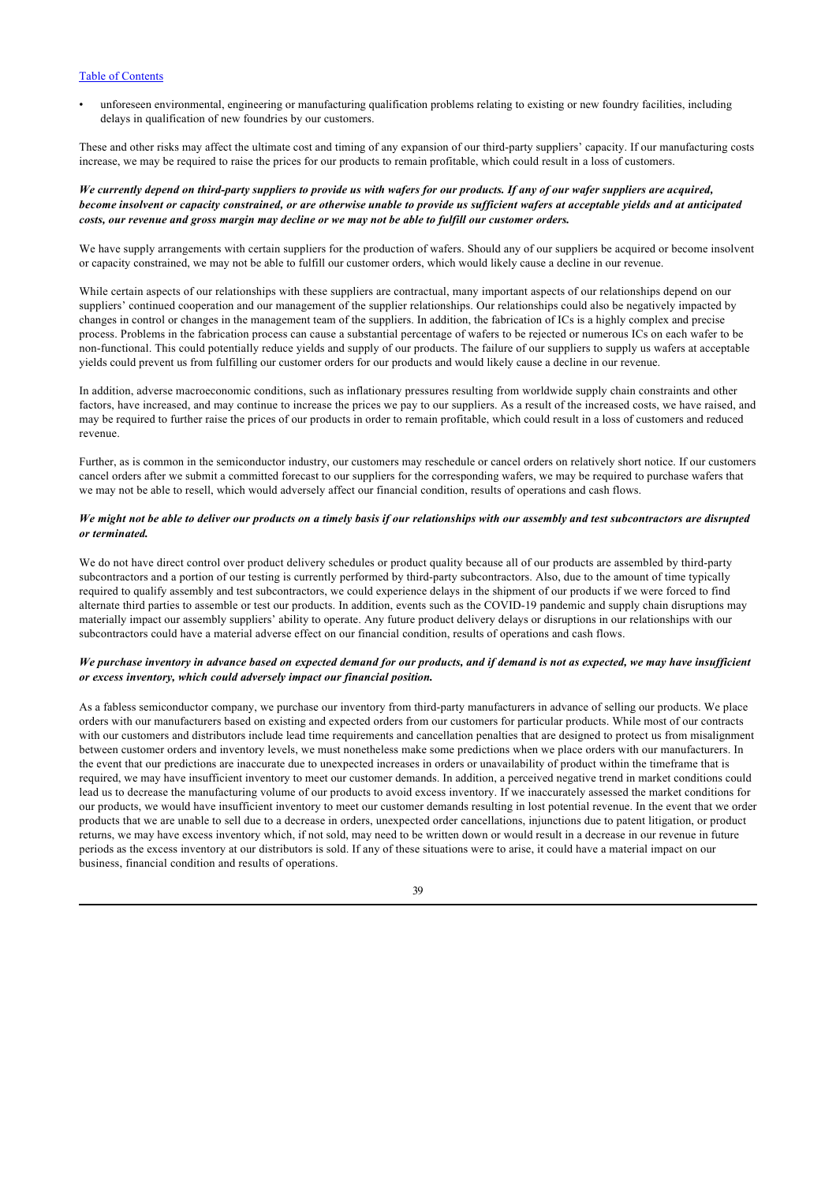- unforeseen environmental, engineering or manufacturing qualification problems relating to existing or new foundry facilities, including delays in qualification of new foundries by our customers.

These and other risks may affect the ultimate cost and timing of any expansion of our third-party suppliers' capacity. If our manufacturing costs increase, we may be required to raise the prices for our products to remain profitable, which could result in a loss of customers.

***We currently depend on third-party suppliers to provide us with wafers for our products. If any of our wafer suppliers are acquired, become insolvent or capacity constrained, or are otherwise unable to provide us sufficient wafers at acceptable yields and at anticipated costs, our revenue and gross margin may decline or we may not be able to fulfill our customer orders.***

We have supply arrangements with certain suppliers for the production of wafers. Should any of our suppliers be acquired or become insolvent or capacity constrained, we may not be able to fulfill our customer orders, which would likely cause a decline in our revenue.

While certain aspects of our relationships with these suppliers are contractual, many important aspects of our relationships depend on our suppliers' continued cooperation and our management of the supplier relationships. Our relationships could also be negatively impacted by changes in control or changes in the management team of the suppliers. In addition, the fabrication of ICs is a highly complex and precise process. Problems in the fabrication process can cause a substantial percentage of wafers to be rejected or numerous ICs on each wafer to be non-functional. This could potentially reduce yields and supply of our products. The failure of our suppliers to supply us wafers at acceptable yields could prevent us from fulfilling our customer orders for our products and would likely cause a decline in our revenue.

In addition, adverse macroeconomic conditions, such as inflationary pressures resulting from worldwide supply chain constraints and other factors, have increased, and may continue to increase the prices we pay to our suppliers. As a result of the increased costs, we have raised, and may be required to further raise the prices of our products in order to remain profitable, which could result in a loss of customers and reduced revenue.

Further, as is common in the semiconductor industry, our customers may reschedule or cancel orders on relatively short notice. If our customers cancel orders after we submit a committed forecast to our suppliers for the corresponding wafers, we may be required to purchase wafers that we may not be able to resell, which would adversely affect our financial condition, results of operations and cash flows.

***We might not be able to deliver our products on a timely basis if our relationships with our assembly and test subcontractors are disrupted or terminated.***

We do not have direct control over product delivery schedules or product quality because all of our products are assembled by third-party subcontractors and a portion of our testing is currently performed by third-party subcontractors. Also, due to the amount of time typically required to qualify assembly and test subcontractors, we could experience delays in the shipment of our products if we were forced to find alternate third parties to assemble or test our products. In addition, events such as the COVID-19 pandemic and supply chain disruptions may materially impact our assembly suppliers' ability to operate. Any future product delivery delays or disruptions in our relationships with our subcontractors could have a material adverse effect on our financial condition, results of operations and cash flows.

***We purchase inventory in advance based on expected demand for our products, and if demand is not as expected, we may have insufficient or excess inventory, which could adversely impact our financial position.***

As a fabless semiconductor company, we purchase our inventory from third-party manufacturers in advance of selling our products. We place orders with our manufacturers based on existing and expected orders from our customers for particular products. While most of our contracts with our customers and distributors include lead time requirements and cancellation penalties that are designed to protect us from misalignment between customer orders and inventory levels, we must nonetheless make some predictions when we place orders with our manufacturers. In the event that our predictions are inaccurate due to unexpected increases in orders or unavailability of product within the timeframe that is required, we may have insufficient inventory to meet our customer demands. In addition, a perceived negative trend in market conditions could lead us to decrease the manufacturing volume of our products to avoid excess inventory. If we inaccurately assessed the market conditions for our products, we would have insufficient inventory to meet our customer demands resulting in lost potential revenue. In the event that we order products that we are unable to sell due to a decrease in orders, unexpected order cancellations, injunctions due to patent litigation, or product returns, we may have excess inventory which, if not sold, may need to be written down or would result in a decrease in our revenue in future periods as the excess inventory at our distributors is sold. If any of these situations were to arise, it could have a material impact on our business, financial condition and results of operations.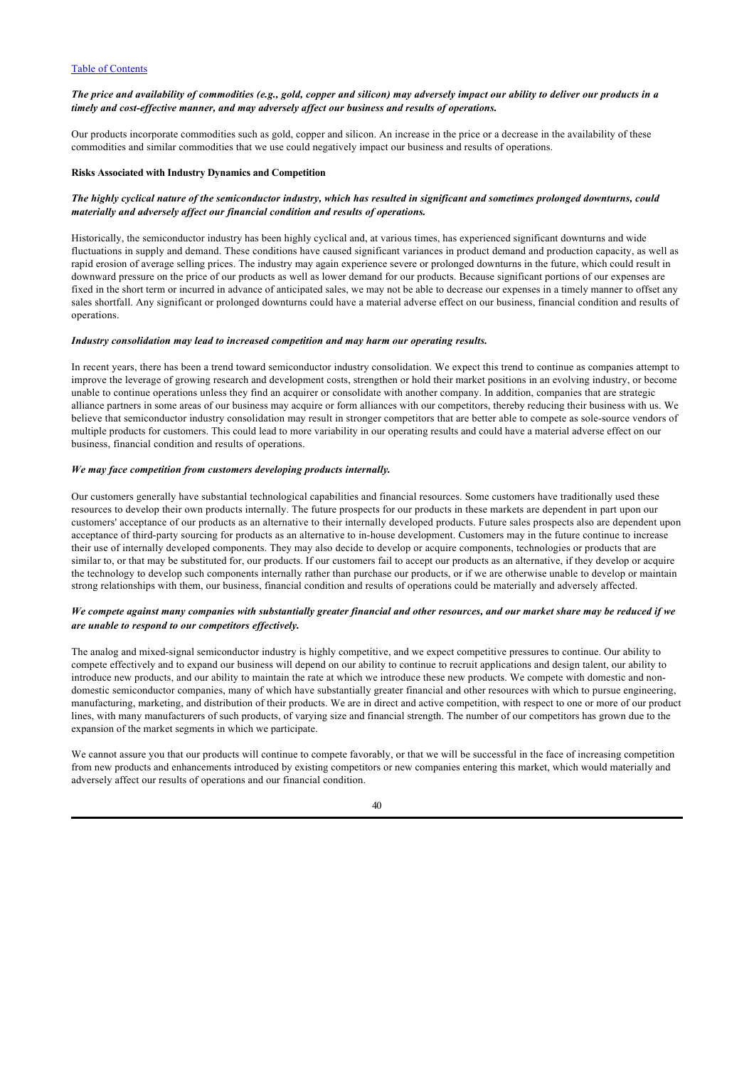***The price and availability of commodities (e.g., gold, copper and silicon) may adversely impact our ability to deliver our products in a timely and cost-effective manner, and may adversely affect our business and results of operations.***

Our products incorporate commodities such as gold, copper and silicon. An increase in the price or a decrease in the availability of these commodities and similar commodities that we use could negatively impact our business and results of operations.

**Risks Associated with Industry Dynamics and Competition**

***The highly cyclical nature of the semiconductor industry, which has resulted in significant and sometimes prolonged downturns, could materially and adversely affect our financial condition and results of operations.***

Historically, the semiconductor industry has been highly cyclical and, at various times, has experienced significant downturns and wide fluctuations in supply and demand. These conditions have caused significant variances in product demand and production capacity, as well as rapid erosion of average selling prices. The industry may again experience severe or prolonged downturns in the future, which could result in downward pressure on the price of our products as well as lower demand for our products. Because significant portions of our expenses are fixed in the short term or incurred in advance of anticipated sales, we may not be able to decrease our expenses in a timely manner to offset any sales shortfall. Any significant or prolonged downturns could have a material adverse effect on our business, financial condition and results of operations.

***Industry consolidation may lead to increased competition and may harm our operating results.***

In recent years, there has been a trend toward semiconductor industry consolidation. We expect this trend to continue as companies attempt to improve the leverage of growing research and development costs, strengthen or hold their market positions in an evolving industry, or become unable to continue operations unless they find an acquirer or consolidate with another company. In addition, companies that are strategic alliance partners in some areas of our business may acquire or form alliances with our competitors, thereby reducing their business with us. We believe that semiconductor industry consolidation may result in stronger competitors that are better able to compete as sole-source vendors of multiple products for customers. This could lead to more variability in our operating results and could have a material adverse effect on our business, financial condition and results of operations.

***We may face competition from customers developing products internally.***

Our customers generally have substantial technological capabilities and financial resources. Some customers have traditionally used these resources to develop their own products internally. The future prospects for our products in these markets are dependent in part upon our customers' acceptance of our products as an alternative to their internally developed products. Future sales prospects also are dependent upon acceptance of third-party sourcing for products as an alternative to in-house development. Customers may in the future continue to increase their use of internally developed components. They may also decide to develop or acquire components, technologies or products that are similar to, or that may be substituted for, our products. If our customers fail to accept our products as an alternative, if they develop or acquire the technology to develop such components internally rather than purchase our products, or if we are otherwise unable to develop or maintain strong relationships with them, our business, financial condition and results of operations could be materially and adversely affected.

***We compete against many companies with substantially greater financial and other resources, and our market share may be reduced if we are unable to respond to our competitors effectively.***

The analog and mixed-signal semiconductor industry is highly competitive, and we expect competitive pressures to continue. Our ability to compete effectively and to expand our business will depend on our ability to continue to recruit applications and design talent, our ability to introduce new products, and our ability to maintain the rate at which we introduce these new products. We compete with domestic and non-domestic semiconductor companies, many of which have substantially greater financial and other resources with which to pursue engineering, manufacturing, marketing, and distribution of their products. We are in direct and active competition, with respect to one or more of our product lines, with many manufacturers of such products, of varying size and financial strength. The number of our competitors has grown due to the expansion of the market segments in which we participate.

We cannot assure you that our products will continue to compete favorably, or that we will be successful in the face of increasing competition from new products and enhancements introduced by existing competitors or new companies entering this market, which would materially and adversely affect our results of operations and our financial condition.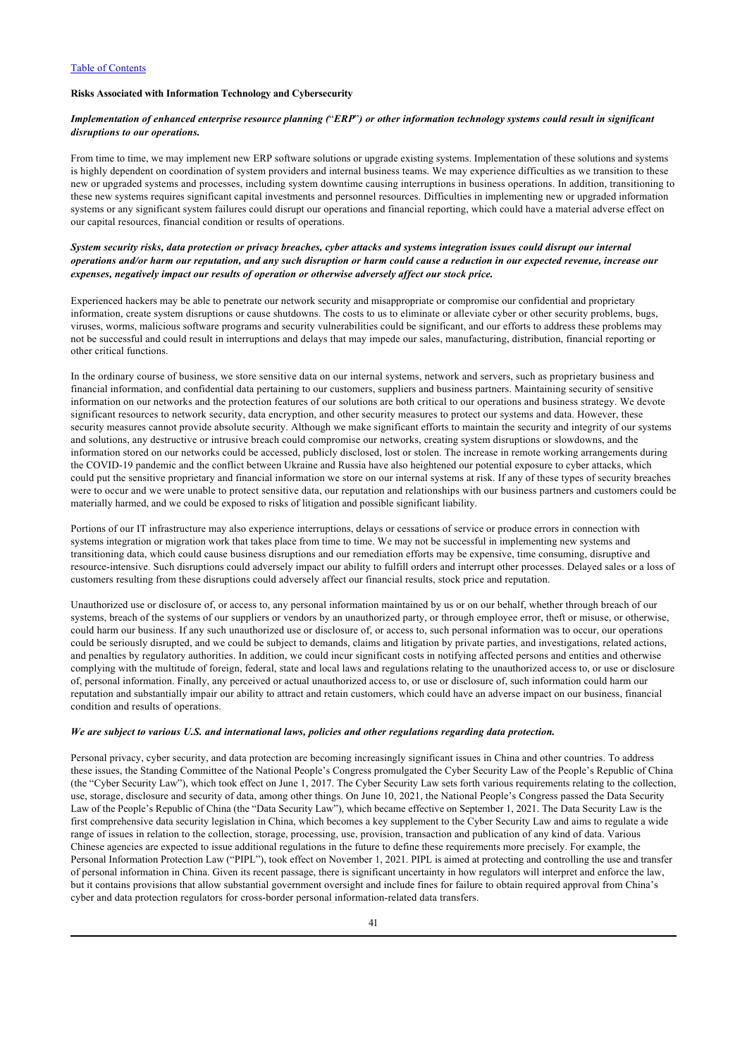### Risks Associated with Information Technology and Cybersecurity

***Implementation of enhanced enterprise resource planning ("ERP") or other information technology systems could result in significant disruptions to our operations.***

From time to time, we may implement new ERP software solutions or upgrade existing systems. Implementation of these solutions and systems is highly dependent on coordination of system providers and internal business teams. We may experience difficulties as we transition to these new or upgraded systems and processes, including system downtime causing interruptions in business operations. In addition, transitioning to these new systems requires significant capital investments and personnel resources. Difficulties in implementing new or upgraded information systems or any significant system failures could disrupt our operations and financial reporting, which could have a material adverse effect on our capital resources, financial condition or results of operations.

***System security risks, data protection or privacy breaches, cyber attacks and systems integration issues could disrupt our internal operations and/or harm our reputation, and any such disruption or harm could cause a reduction in our expected revenue, increase our expenses, negatively impact our results of operation or otherwise adversely affect our stock price.***

Experienced hackers may be able to penetrate our network security and misappropriate or compromise our confidential and proprietary information, create system disruptions or cause shutdowns. The costs to us to eliminate or alleviate cyber or other security problems, bugs, viruses, worms, malicious software programs and security vulnerabilities could be significant, and our efforts to address these problems may not be successful and could result in interruptions and delays that may impede our sales, manufacturing, distribution, financial reporting or other critical functions.

In the ordinary course of business, we store sensitive data on our internal systems, network and servers, such as proprietary business and financial information, and confidential data pertaining to our customers, suppliers and business partners. Maintaining security of sensitive information on our networks and the protection features of our solutions are both critical to our operations and business strategy. We devote significant resources to network security, data encryption, and other security measures to protect our systems and data. However, these security measures cannot provide absolute security. Although we make significant efforts to maintain the security and integrity of our systems and solutions, any destructive or intrusive breach could compromise our networks, creating system disruptions or slowdowns, and the information stored on our networks could be accessed, publicly disclosed, lost or stolen. The increase in remote working arrangements during the COVID-19 pandemic and the conflict between Ukraine and Russia have also heightened our potential exposure to cyber attacks, which could put the sensitive proprietary and financial information we store on our internal systems at risk. If any of these types of security breaches were to occur and we were unable to protect sensitive data, our reputation and relationships with our business partners and customers could be materially harmed, and we could be exposed to risks of litigation and possible significant liability.

Portions of our IT infrastructure may also experience interruptions, delays or cessations of service or produce errors in connection with systems integration or migration work that takes place from time to time. We may not be successful in implementing new systems and transitioning data, which could cause business disruptions and our remediation efforts may be expensive, time consuming, disruptive and resource-intensive. Such disruptions could adversely impact our ability to fulfill orders and interrupt other processes. Delayed sales or a loss of customers resulting from these disruptions could adversely affect our financial results, stock price and reputation.

Unauthorized use or disclosure of, or access to, any personal information maintained by us or on our behalf, whether through breach of our systems, breach of the systems of our suppliers or vendors by an unauthorized party, or through employee error, theft or misuse, or otherwise, could harm our business. If any such unauthorized use or disclosure of, or access to, such personal information was to occur, our operations could be seriously disrupted, and we could be subject to demands, claims and litigation by private parties, and investigations, related actions, and penalties by regulatory authorities. In addition, we could incur significant costs in notifying affected persons and entities and otherwise complying with the multitude of foreign, federal, state and local laws and regulations relating to the unauthorized access to, or use or disclosure of, personal information. Finally, any perceived or actual unauthorized access to, or use or disclosure of, such information could harm our reputation and substantially impair our ability to attract and retain customers, which could have an adverse impact on our business, financial condition and results of operations.

***We are subject to various U.S. and international laws, policies and other regulations regarding data protection.***

Personal privacy, cyber security, and data protection are becoming increasingly significant issues in China and other countries. To address these issues, the Standing Committee of the National People's Congress promulgated the Cyber Security Law of the People's Republic of China (the "Cyber Security Law"), which took effect on June 1, 2017. The Cyber Security Law sets forth various requirements relating to the collection, use, storage, disclosure and security of data, among other things. On June 10, 2021, the National People's Congress passed the Data Security Law of the People's Republic of China (the "Data Security Law"), which became effective on September 1, 2021. The Data Security Law is the first comprehensive data security legislation in China, which becomes a key supplement to the Cyber Security Law and aims to regulate a wide range of issues in relation to the collection, storage, processing, use, provision, transaction and publication of any kind of data. Various Chinese agencies are expected to issue additional regulations in the future to define these requirements more precisely. For example, the Personal Information Protection Law ("PIPL"), took effect on November 1, 2021. PIPL is aimed at protecting and controlling the use and transfer of personal information in China. Given its recent passage, there is significant uncertainty in how regulators will interpret and enforce the law, but it contains provisions that allow substantial government oversight and include fines for failure to obtain required approval from China's cyber and data protection regulators for cross-border personal information-related data transfers.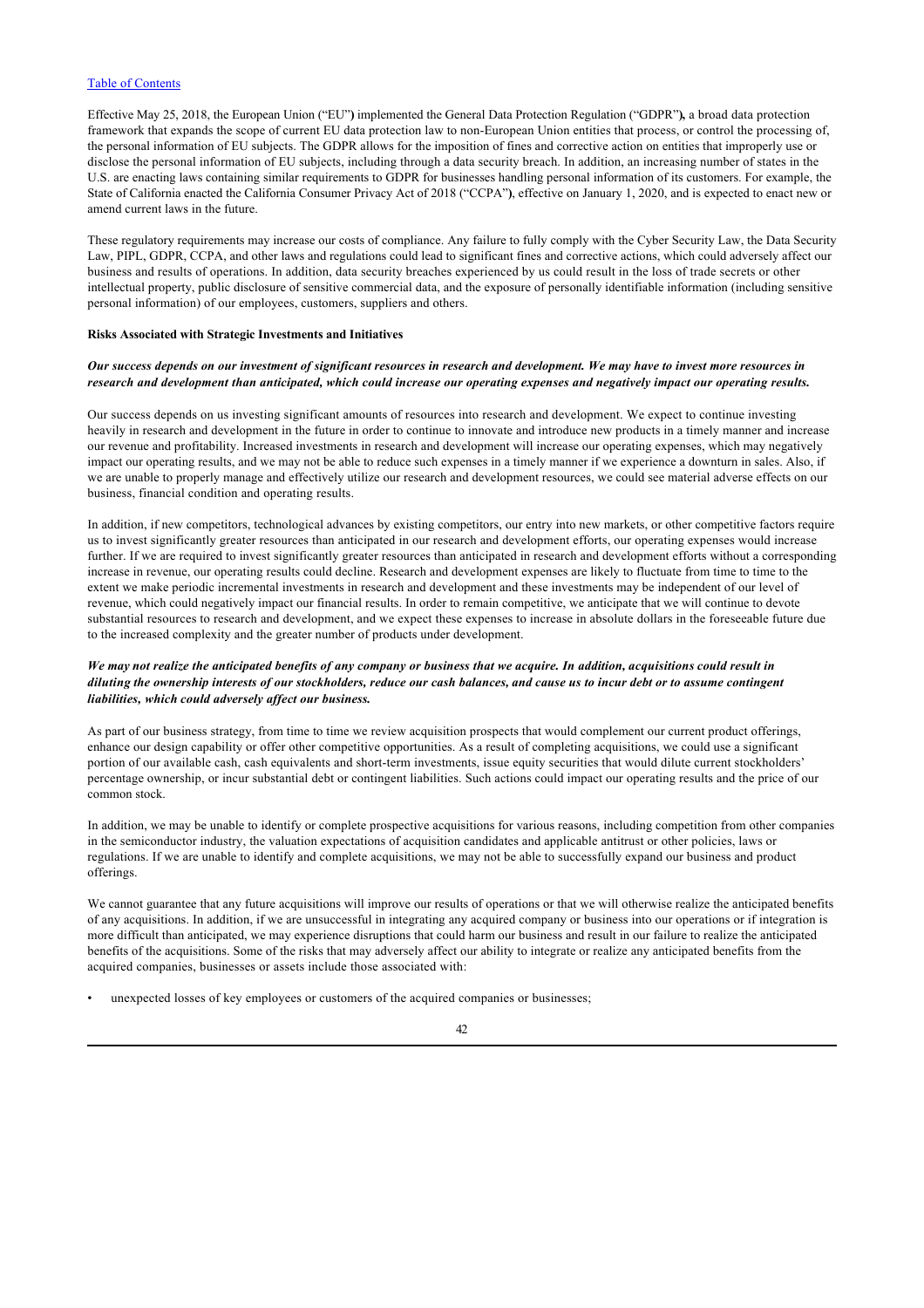Effective May 25, 2018, the European Union ("EU") implemented the General Data Protection Regulation ("GDPR"), a broad data protection framework that expands the scope of current EU data protection law to non-European Union entities that process, or control the processing of, the personal information of EU subjects. The GDPR allows for the imposition of fines and corrective action on entities that improperly use or disclose the personal information of EU subjects, including through a data security breach. In addition, an increasing number of states in the U.S. are enacting laws containing similar requirements to GDPR for businesses handling personal information of its customers. For example, the State of California enacted the California Consumer Privacy Act of 2018 ("CCPA"), effective on January 1, 2020, and is expected to enact new or amend current laws in the future.

These regulatory requirements may increase our costs of compliance. Any failure to fully comply with the Cyber Security Law, the Data Security Law, PIPL, GDPR, CCPA, and other laws and regulations could lead to significant fines and corrective actions, which could adversely affect our business and results of operations. In addition, data security breaches experienced by us could result in the loss of trade secrets or other intellectual property, public disclosure of sensitive commercial data, and the exposure of personally identifiable information (including sensitive personal information) of our employees, customers, suppliers and others.

**Risks Associated with Strategic Investments and Initiatives**

***Our success depends on our investment of significant resources in research and development. We may have to invest more resources in research and development than anticipated, which could increase our operating expenses and negatively impact our operating results.***

Our success depends on us investing significant amounts of resources into research and development. We expect to continue investing heavily in research and development in the future in order to continue to innovate and introduce new products in a timely manner and increase our revenue and profitability. Increased investments in research and development will increase our operating expenses, which may negatively impact our operating results, and we may not be able to reduce such expenses in a timely manner if we experience a downturn in sales. Also, if we are unable to properly manage and effectively utilize our research and development resources, we could see material adverse effects on our business, financial condition and operating results.

In addition, if new competitors, technological advances by existing competitors, our entry into new markets, or other competitive factors require us to invest significantly greater resources than anticipated in our research and development efforts, our operating expenses would increase further. If we are required to invest significantly greater resources than anticipated in research and development efforts without a corresponding increase in revenue, our operating results could decline. Research and development expenses are likely to fluctuate from time to time to the extent we make periodic incremental investments in research and development and these investments may be independent of our level of revenue, which could negatively impact our financial results. In order to remain competitive, we anticipate that we will continue to devote substantial resources to research and development, and we expect these expenses to increase in absolute dollars in the foreseeable future due to the increased complexity and the greater number of products under development.

***We may not realize the anticipated benefits of any company or business that we acquire. In addition, acquisitions could result in diluting the ownership interests of our stockholders, reduce our cash balances, and cause us to incur debt or to assume contingent liabilities, which could adversely affect our business.***

As part of our business strategy, from time to time we review acquisition prospects that would complement our current product offerings, enhance our design capability or offer other competitive opportunities. As a result of completing acquisitions, we could use a significant portion of our available cash, cash equivalents and short-term investments, issue equity securities that would dilute current stockholders' percentage ownership, or incur substantial debt or contingent liabilities. Such actions could impact our operating results and the price of our common stock.

In addition, we may be unable to identify or complete prospective acquisitions for various reasons, including competition from other companies in the semiconductor industry, the valuation expectations of acquisition candidates and applicable antitrust or other policies, laws or regulations. If we are unable to identify and complete acquisitions, we may not be able to successfully expand our business and product offerings.

We cannot guarantee that any future acquisitions will improve our results of operations or that we will otherwise realize the anticipated benefits of any acquisitions. In addition, if we are unsuccessful in integrating any acquired company or business into our operations or if integration is more difficult than anticipated, we may experience disruptions that could harm our business and result in our failure to realize the anticipated benefits of the acquisitions. Some of the risks that may adversely affect our ability to integrate or realize any anticipated benefits from the acquired companies, businesses or assets include those associated with:

- unexpected losses of key employees or customers of the acquired companies or businesses;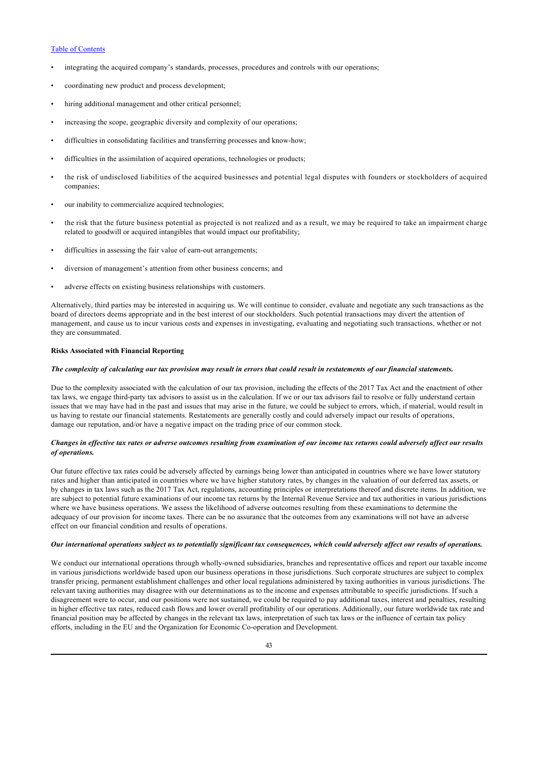- integrating the acquired company's standards, processes, procedures and controls with our operations;
- coordinating new product and process development;
- hiring additional management and other critical personnel;
- increasing the scope, geographic diversity and complexity of our operations;
- difficulties in consolidating facilities and transferring processes and know-how;
- difficulties in the assimilation of acquired operations, technologies or products;
- the risk of undisclosed liabilities of the acquired businesses and potential legal disputes with founders or stockholders of acquired companies;
- our inability to commercialize acquired technologies;
- the risk that the future business potential as projected is not realized and as a result, we may be required to take an impairment charge related to goodwill or acquired intangibles that would impact our profitability;
- difficulties in assessing the fair value of earn-out arrangements;
- diversion of management's attention from other business concerns; and
- adverse effects on existing business relationships with customers.

Alternatively, third parties may be interested in acquiring us. We will continue to consider, evaluate and negotiate any such transactions as the board of directors deems appropriate and in the best interest of our stockholders. Such potential transactions may divert the attention of management, and cause us to incur various costs and expenses in investigating, evaluating and negotiating such transactions, whether or not they are consummated.

**Risks Associated with Financial Reporting**

***The complexity of calculating our tax provision may result in errors that could result in restatements of our financial statements.***

Due to the complexity associated with the calculation of our tax provision, including the effects of the 2017 Tax Act and the enactment of other tax laws, we engage third-party tax advisors to assist us in the calculation. If we or our tax advisors fail to resolve or fully understand certain issues that we may have had in the past and issues that may arise in the future, we could be subject to errors, which, if material, would result in us having to restate our financial statements. Restatements are generally costly and could adversely impact our results of operations, damage our reputation, and/or have a negative impact on the trading price of our common stock.

***Changes in effective tax rates or adverse outcomes resulting from examination of our income tax returns could adversely affect our results of operations.***

Our future effective tax rates could be adversely affected by earnings being lower than anticipated in countries where we have lower statutory rates and higher than anticipated in countries where we have higher statutory rates, by changes in the valuation of our deferred tax assets, or by changes in tax laws such as the 2017 Tax Act, regulations, accounting principles or interpretations thereof and discrete items. In addition, we are subject to potential future examinations of our income tax returns by the Internal Revenue Service and tax authorities in various jurisdictions where we have business operations. We assess the likelihood of adverse outcomes resulting from these examinations to determine the adequacy of our provision for income taxes. There can be no assurance that the outcomes from any examinations will not have an adverse effect on our financial condition and results of operations.

***Our international operations subject us to potentially significant tax consequences, which could adversely affect our results of operations.***

We conduct our international operations through wholly-owned subsidiaries, branches and representative offices and report our taxable income in various jurisdictions worldwide based upon our business operations in those jurisdictions. Such corporate structures are subject to complex transfer pricing, permanent establishment challenges and other local regulations administered by taxing authorities in various jurisdictions. The relevant taxing authorities may disagree with our determinations as to the income and expenses attributable to specific jurisdictions. If such a disagreement were to occur, and our positions were not sustained, we could be required to pay additional taxes, interest and penalties, resulting in higher effective tax rates, reduced cash flows and lower overall profitability of our operations. Additionally, our future worldwide tax rate and financial position may be affected by changes in the relevant tax laws, interpretation of such tax laws or the influence of certain tax policy efforts, including in the EU and the Organization for Economic Co-operation and Development.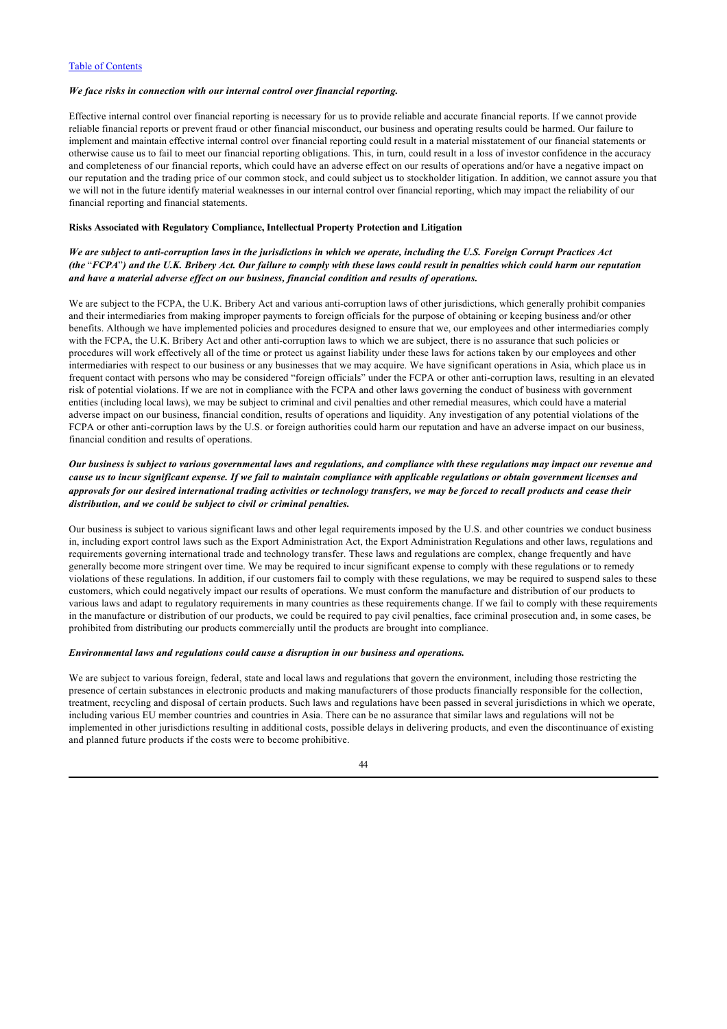*We face risks in connection with our internal control over financial reporting.*

Effective internal control over financial reporting is necessary for us to provide reliable and accurate financial reports. If we cannot provide reliable financial reports or prevent fraud or other financial misconduct, our business and operating results could be harmed. Our failure to implement and maintain effective internal control over financial reporting could result in a material misstatement of our financial statements or otherwise cause us to fail to meet our financial reporting obligations. This, in turn, could result in a loss of investor confidence in the accuracy and completeness of our financial reports, which could have an adverse effect on our results of operations and/or have a negative impact on our reputation and the trading price of our common stock, and could subject us to stockholder litigation. In addition, we cannot assure you that we will not in the future identify material weaknesses in our internal control over financial reporting, which may impact the reliability of our financial reporting and financial statements.

**Risks Associated with Regulatory Compliance, Intellectual Property Protection and Litigation**

***We are subject to anti-corruption laws in the jurisdictions in which we operate, including the U.S. Foreign Corrupt Practices Act (the "FCPA") and the U.K. Bribery Act. Our failure to comply with these laws could result in penalties which could harm our reputation and have a material adverse effect on our business, financial condition and results of operations.***

We are subject to the FCPA, the U.K. Bribery Act and various anti-corruption laws of other jurisdictions, which generally prohibit companies and their intermediaries from making improper payments to foreign officials for the purpose of obtaining or keeping business and/or other benefits. Although we have implemented policies and procedures designed to ensure that we, our employees and other intermediaries comply with the FCPA, the U.K. Bribery Act and other anti-corruption laws to which we are subject, there is no assurance that such policies or procedures will work effectively all of the time or protect us against liability under these laws for actions taken by our employees and other intermediaries with respect to our business or any businesses that we may acquire. We have significant operations in Asia, which place us in frequent contact with persons who may be considered "foreign officials" under the FCPA or other anti-corruption laws, resulting in an elevated risk of potential violations. If we are not in compliance with the FCPA and other laws governing the conduct of business with government entities (including local laws), we may be subject to criminal and civil penalties and other remedial measures, which could have a material adverse impact on our business, financial condition, results of operations and liquidity. Any investigation of any potential violations of the FCPA or other anti-corruption laws by the U.S. or foreign authorities could harm our reputation and have an adverse impact on our business, financial condition and results of operations.

***Our business is subject to various governmental laws and regulations, and compliance with these regulations may impact our revenue and cause us to incur significant expense. If we fail to maintain compliance with applicable regulations or obtain government licenses and approvals for our desired international trading activities or technology transfers, we may be forced to recall products and cease their distribution, and we could be subject to civil or criminal penalties.***

Our business is subject to various significant laws and other legal requirements imposed by the U.S. and other countries we conduct business in, including export control laws such as the Export Administration Act, the Export Administration Regulations and other laws, regulations and requirements governing international trade and technology transfer. These laws and regulations are complex, change frequently and have generally become more stringent over time. We may be required to incur significant expense to comply with these regulations or to remedy violations of these regulations. In addition, if our customers fail to comply with these regulations, we may be required to suspend sales to these customers, which could negatively impact our results of operations. We must conform the manufacture and distribution of our products to various laws and adapt to regulatory requirements in many countries as these requirements change. If we fail to comply with these requirements in the manufacture or distribution of our products, we could be required to pay civil penalties, face criminal prosecution and, in some cases, be prohibited from distributing our products commercially until the products are brought into compliance.

***Environmental laws and regulations could cause a disruption in our business and operations.***

We are subject to various foreign, federal, state and local laws and regulations that govern the environment, including those restricting the presence of certain substances in electronic products and making manufacturers of those products financially responsible for the collection, treatment, recycling and disposal of certain products. Such laws and regulations have been passed in several jurisdictions in which we operate, including various EU member countries and countries in Asia. There can be no assurance that similar laws and regulations will not be implemented in other jurisdictions resulting in additional costs, possible delays in delivering products, and even the discontinuance of existing and planned future products if the costs were to become prohibitive.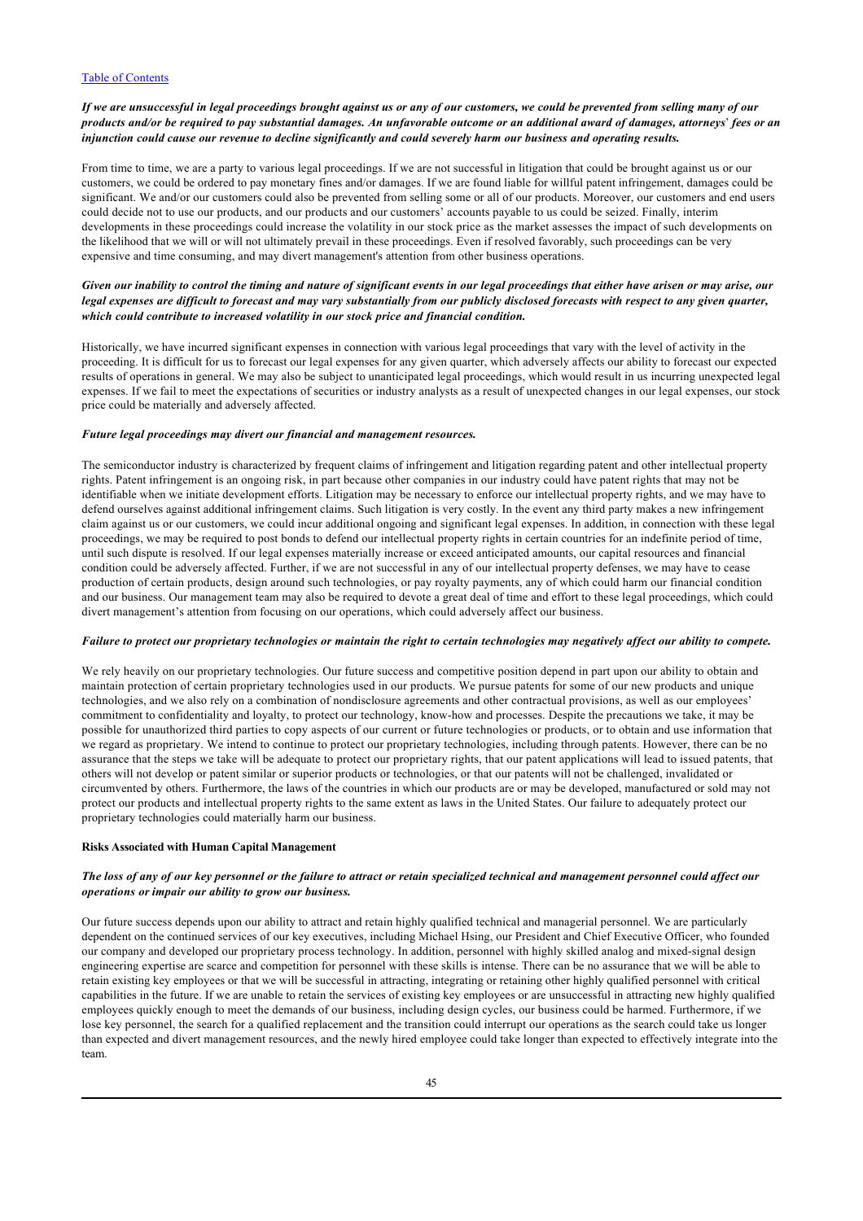***If we are unsuccessful in legal proceedings brought against us or any of our customers, we could be prevented from selling many of our products and/or be required to pay substantial damages. An unfavorable outcome or an additional award of damages, attorneys' fees or an injunction could cause our revenue to decline significantly and could severely harm our business and operating results.***

From time to time, we are a party to various legal proceedings. If we are not successful in litigation that could be brought against us or our customers, we could be ordered to pay monetary fines and/or damages. If we are found liable for willful patent infringement, damages could be significant. We and/or our customers could also be prevented from selling some or all of our products. Moreover, our customers and end users could decide not to use our products, and our products and our customers' accounts payable to us could be seized. Finally, interim developments in these proceedings could increase the volatility in our stock price as the market assesses the impact of such developments on the likelihood that we will or will not ultimately prevail in these proceedings. Even if resolved favorably, such proceedings can be very expensive and time consuming, and may divert management's attention from other business operations.

***Given our inability to control the timing and nature of significant events in our legal proceedings that either have arisen or may arise, our legal expenses are difficult to forecast and may vary substantially from our publicly disclosed forecasts with respect to any given quarter, which could contribute to increased volatility in our stock price and financial condition.***

Historically, we have incurred significant expenses in connection with various legal proceedings that vary with the level of activity in the proceeding. It is difficult for us to forecast our legal expenses for any given quarter, which adversely affects our ability to forecast our expected results of operations in general. We may also be subject to unanticipated legal proceedings, which would result in us incurring unexpected legal expenses. If we fail to meet the expectations of securities or industry analysts as a result of unexpected changes in our legal expenses, our stock price could be materially and adversely affected.

***Future legal proceedings may divert our financial and management resources.***

The semiconductor industry is characterized by frequent claims of infringement and litigation regarding patent and other intellectual property rights. Patent infringement is an ongoing risk, in part because other companies in our industry could have patent rights that may not be identifiable when we initiate development efforts. Litigation may be necessary to enforce our intellectual property rights, and we may have to defend ourselves against additional infringement claims. Such litigation is very costly. In the event any third party makes a new infringement claim against us or our customers, we could incur additional ongoing and significant legal expenses. In addition, in connection with these legal proceedings, we may be required to post bonds to defend our intellectual property rights in certain countries for an indefinite period of time, until such dispute is resolved. If our legal expenses materially increase or exceed anticipated amounts, our capital resources and financial condition could be adversely affected. Further, if we are not successful in any of our intellectual property defenses, we may have to cease production of certain products, design around such technologies, or pay royalty payments, any of which could harm our financial condition and our business. Our management team may also be required to devote a great deal of time and effort to these legal proceedings, which could divert management's attention from focusing on our operations, which could adversely affect our business.

***Failure to protect our proprietary technologies or maintain the right to certain technologies may negatively affect our ability to compete.***

We rely heavily on our proprietary technologies. Our future success and competitive position depend in part upon our ability to obtain and maintain protection of certain proprietary technologies used in our products. We pursue patents for some of our new products and unique technologies, and we also rely on a combination of nondisclosure agreements and other contractual provisions, as well as our employees' commitment to confidentiality and loyalty, to protect our technology, know-how and processes. Despite the precautions we take, it may be possible for unauthorized third parties to copy aspects of our current or future technologies or products, or to obtain and use information that we regard as proprietary. We intend to continue to protect our proprietary technologies, including through patents. However, there can be no assurance that the steps we take will be adequate to protect our proprietary rights, that our patent applications will lead to issued patents, that others will not develop or patent similar or superior products or technologies, or that our patents will not be challenged, invalidated or circumvented by others. Furthermore, the laws of the countries in which our products are or may be developed, manufactured or sold may not protect our products and intellectual property rights to the same extent as laws in the United States. Our failure to adequately protect our proprietary technologies could materially harm our business.

**Risks Associated with Human Capital Management**

***The loss of any of our key personnel or the failure to attract or retain specialized technical and management personnel could affect our operations or impair our ability to grow our business.***

Our future success depends upon our ability to attract and retain highly qualified technical and managerial personnel. We are particularly dependent on the continued services of our key executives, including Michael Hsing, our President and Chief Executive Officer, who founded our company and developed our proprietary process technology. In addition, personnel with highly skilled analog and mixed-signal design engineering expertise are scarce and competition for personnel with these skills is intense. There can be no assurance that we will be able to retain existing key employees or that we will be successful in attracting, integrating or retaining other highly qualified personnel with critical capabilities in the future. If we are unable to retain the services of existing key employees or are unsuccessful in attracting new highly qualified employees quickly enough to meet the demands of our business, including design cycles, our business could be harmed. Furthermore, if we lose key personnel, the search for a qualified replacement and the transition could interrupt our operations as the search could take us longer than expected and divert management resources, and the newly hired employee could take longer than expected to effectively integrate into the team.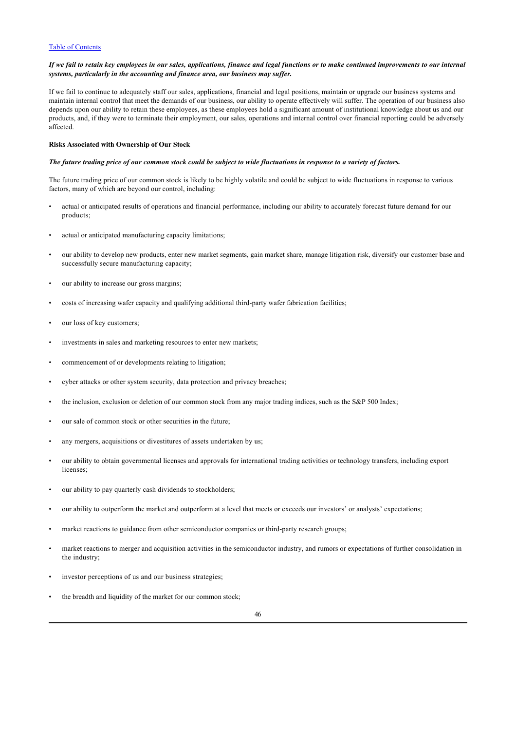*If we fail to retain key employees in our sales, applications, finance and legal functions or to make continued improvements to our internal systems, particularly in the accounting and finance area, our business may suffer.*

If we fail to continue to adequately staff our sales, applications, financial and legal positions, maintain or upgrade our business systems and maintain internal control that meet the demands of our business, our ability to operate effectively will suffer. The operation of our business also depends upon our ability to retain these employees, as these employees hold a significant amount of institutional knowledge about us and our products, and, if they were to terminate their employment, our sales, operations and internal control over financial reporting could be adversely affected.

**Risks Associated with Ownership of Our Stock**

*The future trading price of our common stock could be subject to wide fluctuations in response to a variety of factors.*

The future trading price of our common stock is likely to be highly volatile and could be subject to wide fluctuations in response to various factors, many of which are beyond our control, including:

- actual or anticipated results of operations and financial performance, including our ability to accurately forecast future demand for our products;
- actual or anticipated manufacturing capacity limitations;
- our ability to develop new products, enter new market segments, gain market share, manage litigation risk, diversify our customer base and successfully secure manufacturing capacity;
- our ability to increase our gross margins;
- costs of increasing wafer capacity and qualifying additional third-party wafer fabrication facilities;
- our loss of key customers;
- investments in sales and marketing resources to enter new markets;
- commencement of or developments relating to litigation;
- cyber attacks or other system security, data protection and privacy breaches;
- the inclusion, exclusion or deletion of our common stock from any major trading indices, such as the S&P 500 Index;
- our sale of common stock or other securities in the future;
- any mergers, acquisitions or divestitures of assets undertaken by us;
- our ability to obtain governmental licenses and approvals for international trading activities or technology transfers, including export licenses;
- our ability to pay quarterly cash dividends to stockholders;
- our ability to outperform the market and outperform at a level that meets or exceeds our investors' or analysts' expectations;
- market reactions to guidance from other semiconductor companies or third-party research groups;
- market reactions to merger and acquisition activities in the semiconductor industry, and rumors or expectations of further consolidation in the industry;
- investor perceptions of us and our business strategies;
- the breadth and liquidity of the market for our common stock;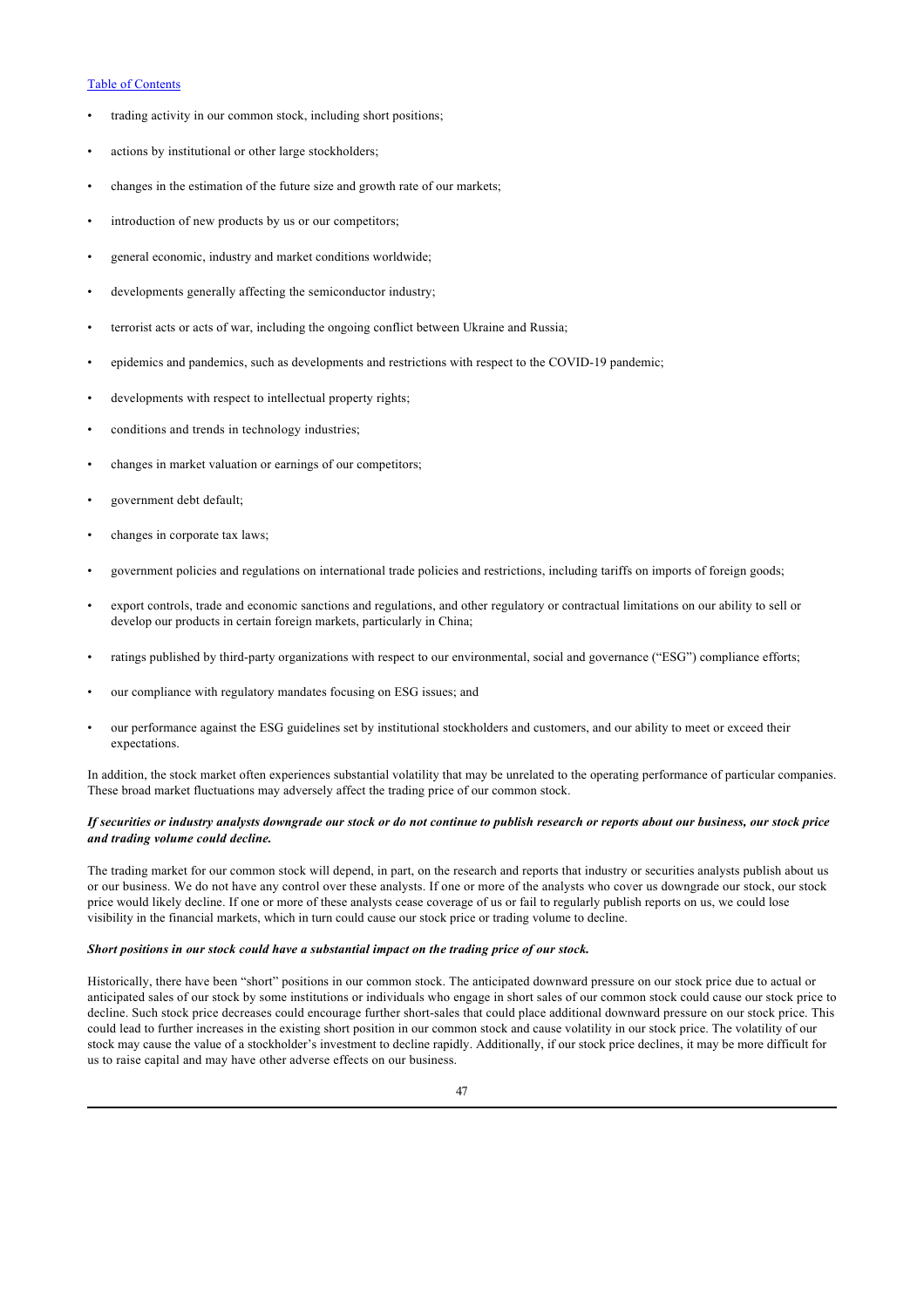- trading activity in our common stock, including short positions;
- actions by institutional or other large stockholders;
- changes in the estimation of the future size and growth rate of our markets;
- introduction of new products by us or our competitors;
- general economic, industry and market conditions worldwide;
- developments generally affecting the semiconductor industry;
- terrorist acts or acts of war, including the ongoing conflict between Ukraine and Russia;
- epidemics and pandemics, such as developments and restrictions with respect to the COVID-19 pandemic;
- developments with respect to intellectual property rights;
- conditions and trends in technology industries;
- changes in market valuation or earnings of our competitors;
- government debt default;
- changes in corporate tax laws;
- government policies and regulations on international trade policies and restrictions, including tariffs on imports of foreign goods;
- export controls, trade and economic sanctions and regulations, and other regulatory or contractual limitations on our ability to sell or develop our products in certain foreign markets, particularly in China;
- ratings published by third-party organizations with respect to our environmental, social and governance ("ESG") compliance efforts;
- our compliance with regulatory mandates focusing on ESG issues; and
- our performance against the ESG guidelines set by institutional stockholders and customers, and our ability to meet or exceed their expectations.

In addition, the stock market often experiences substantial volatility that may be unrelated to the operating performance of particular companies. These broad market fluctuations may adversely affect the trading price of our common stock.

***If securities or industry analysts downgrade our stock or do not continue to publish research or reports about our business, our stock price and trading volume could decline.***

The trading market for our common stock will depend, in part, on the research and reports that industry or securities analysts publish about us or our business. We do not have any control over these analysts. If one or more of the analysts who cover us downgrade our stock, our stock price would likely decline. If one or more of these analysts cease coverage of us or fail to regularly publish reports on us, we could lose visibility in the financial markets, which in turn could cause our stock price or trading volume to decline.

***Short positions in our stock could have a substantial impact on the trading price of our stock.***

Historically, there have been "short" positions in our common stock. The anticipated downward pressure on our stock price due to actual or anticipated sales of our stock by some institutions or individuals who engage in short sales of our common stock could cause our stock price to decline. Such stock price decreases could encourage further short-sales that could place additional downward pressure on our stock price. This could lead to further increases in the existing short position in our common stock and cause volatility in our stock price. The volatility of our stock may cause the value of a stockholder's investment to decline rapidly. Additionally, if our stock price declines, it may be more difficult for us to raise capital and may have other adverse effects on our business.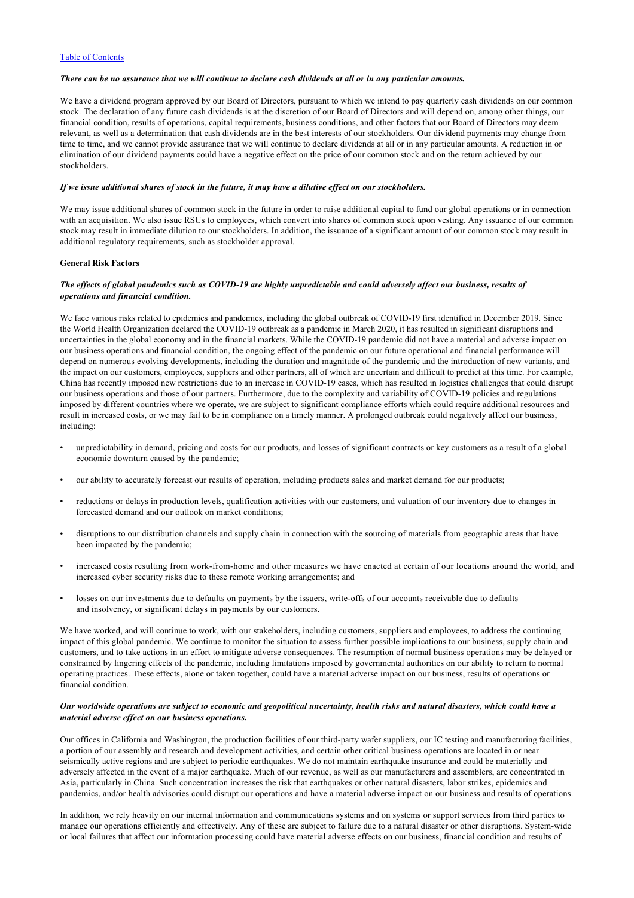*There can be no assurance that we will continue to declare cash dividends at all or in any particular amounts.*

We have a dividend program approved by our Board of Directors, pursuant to which we intend to pay quarterly cash dividends on our common stock. The declaration of any future cash dividends is at the discretion of our Board of Directors and will depend on, among other things, our financial condition, results of operations, capital requirements, business conditions, and other factors that our Board of Directors may deem relevant, as well as a determination that cash dividends are in the best interests of our stockholders. Our dividend payments may change from time to time, and we cannot provide assurance that we will continue to declare dividends at all or in any particular amounts. A reduction in or elimination of our dividend payments could have a negative effect on the price of our common stock and on the return achieved by our stockholders.

*If we issue additional shares of stock in the future, it may have a dilutive effect on our stockholders.*

We may issue additional shares of common stock in the future in order to raise additional capital to fund our global operations or in connection with an acquisition. We also issue RSUs to employees, which convert into shares of common stock upon vesting. Any issuance of our common stock may result in immediate dilution to our stockholders. In addition, the issuance of a significant amount of our common stock may result in additional regulatory requirements, such as stockholder approval.

**General Risk Factors**

*The effects of global pandemics such as COVID-19 are highly unpredictable and could adversely affect our business, results of operations and financial condition.*

We face various risks related to epidemics and pandemics, including the global outbreak of COVID-19 first identified in December 2019. Since the World Health Organization declared the COVID-19 outbreak as a pandemic in March 2020, it has resulted in significant disruptions and uncertainties in the global economy and in the financial markets. While the COVID-19 pandemic did not have a material and adverse impact on our business operations and financial condition, the ongoing effect of the pandemic on our future operational and financial performance will depend on numerous evolving developments, including the duration and magnitude of the pandemic and the introduction of new variants, and the impact on our customers, employees, suppliers and other partners, all of which are uncertain and difficult to predict at this time. For example, China has recently imposed new restrictions due to an increase in COVID-19 cases, which has resulted in logistics challenges that could disrupt our business operations and those of our partners. Furthermore, due to the complexity and variability of COVID-19 policies and regulations imposed by different countries where we operate, we are subject to significant compliance efforts which could require additional resources and result in increased costs, or we may fail to be in compliance on a timely manner. A prolonged outbreak could negatively affect our business, including:

- unpredictability in demand, pricing and costs for our products, and losses of significant contracts or key customers as a result of a global economic downturn caused by the pandemic;
- our ability to accurately forecast our results of operation, including products sales and market demand for our products;
- reductions or delays in production levels, qualification activities with our customers, and valuation of our inventory due to changes in forecasted demand and our outlook on market conditions;
- disruptions to our distribution channels and supply chain in connection with the sourcing of materials from geographic areas that have been impacted by the pandemic;
- increased costs resulting from work-from-home and other measures we have enacted at certain of our locations around the world, and increased cyber security risks due to these remote working arrangements; and
- losses on our investments due to defaults on payments by the issuers, write-offs of our accounts receivable due to defaults and insolvency, or significant delays in payments by our customers.

We have worked, and will continue to work, with our stakeholders, including customers, suppliers and employees, to address the continuing impact of this global pandemic. We continue to monitor the situation to assess further possible implications to our business, supply chain and customers, and to take actions in an effort to mitigate adverse consequences. The resumption of normal business operations may be delayed or constrained by lingering effects of the pandemic, including limitations imposed by governmental authorities on our ability to return to normal operating practices. These effects, alone or taken together, could have a material adverse impact on our business, results of operations or financial condition.

*Our worldwide operations are subject to economic and geopolitical uncertainty, health risks and natural disasters, which could have a material adverse effect on our business operations.*

Our offices in California and Washington, the production facilities of our third-party wafer suppliers, our IC testing and manufacturing facilities, a portion of our assembly and research and development activities, and certain other critical business operations are located in or near seismically active regions and are subject to periodic earthquakes. We do not maintain earthquake insurance and could be materially and adversely affected in the event of a major earthquake. Much of our revenue, as well as our manufacturers and assemblers, are concentrated in Asia, particularly in China. Such concentration increases the risk that earthquakes or other natural disasters, labor strikes, epidemics and pandemics, and/or health advisories could disrupt our operations and have a material adverse impact on our business and results of operations.

In addition, we rely heavily on our internal information and communications systems and on systems or support services from third parties to manage our operations efficiently and effectively. Any of these are subject to failure due to a natural disaster or other disruptions. System-wide or local failures that affect our information processing could have material adverse effects on our business, financial condition and results of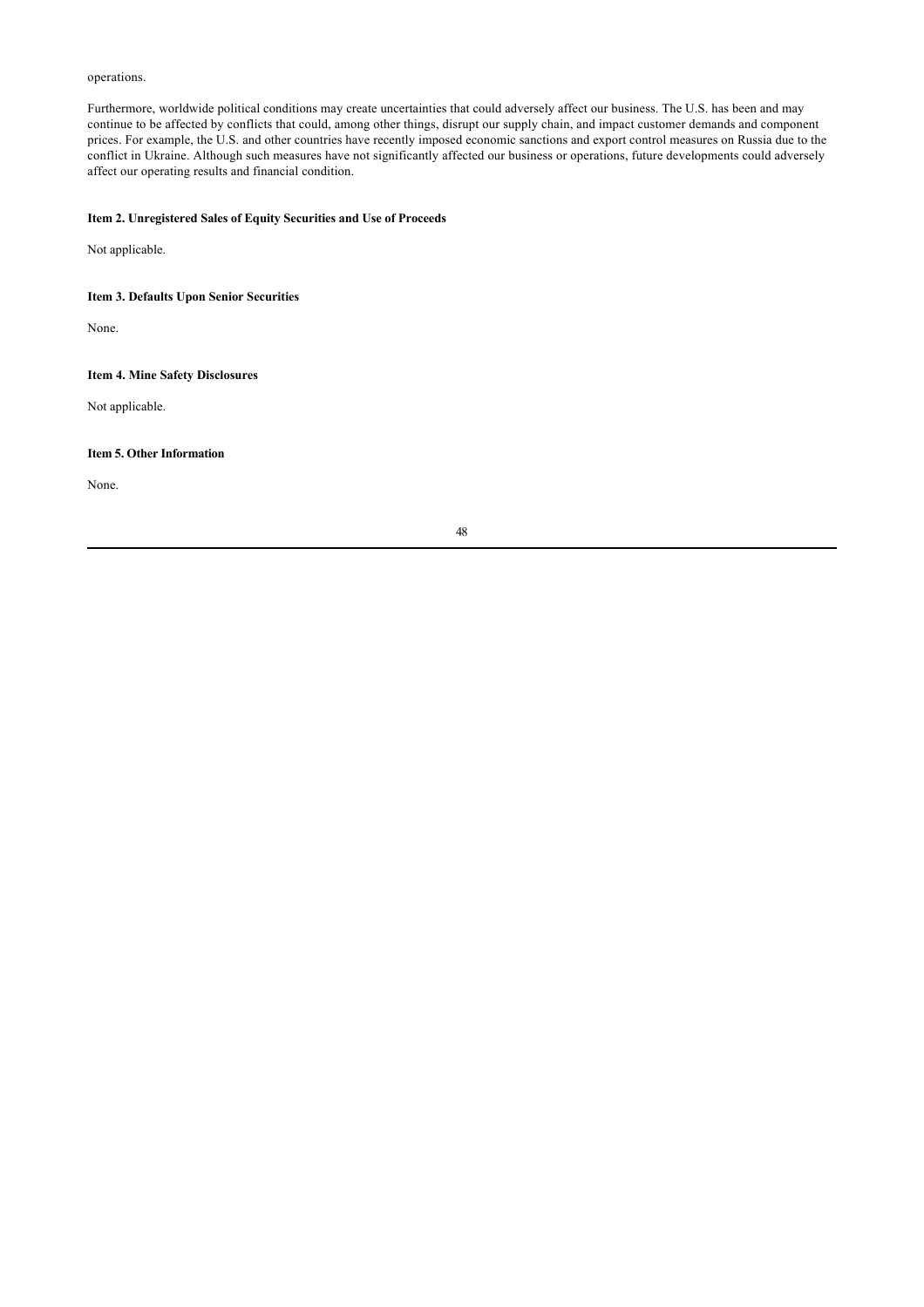operations.

Furthermore, worldwide political conditions may create uncertainties that could adversely affect our business. The U.S. has been and may continue to be affected by conflicts that could, among other things, disrupt our supply chain, and impact customer demands and component prices. For example, the U.S. and other countries have recently imposed economic sanctions and export control measures on Russia due to the conflict in Ukraine. Although such measures have not significantly affected our business or operations, future developments could adversely affect our operating results and financial condition.

### Item 2. Unregistered Sales of Equity Securities and Use of Proceeds

Not applicable.

### Item 3. Defaults Upon Senior Securities

None.

### Item 4. Mine Safety Disclosures

Not applicable.

### Item 5. Other Information

None.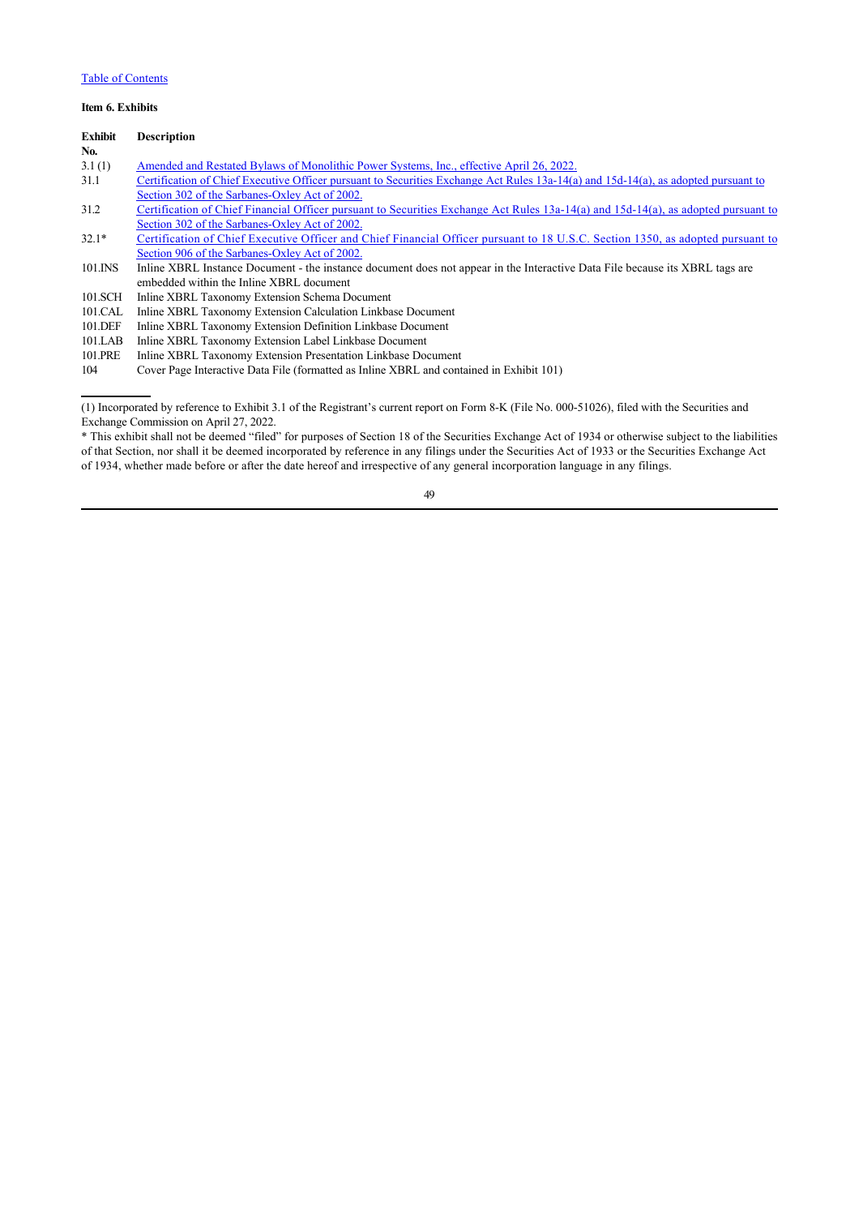[Table of Contents](#)

**Item 6. Exhibits**

| Exhibit No. | Description |
| --- | --- |
| 3.1 (1) | Amended and Restated Bylaws of Monolithic Power Systems, Inc., effective April 26, 2022. |
| 31.1 | Certification of Chief Executive Officer pursuant to Securities Exchange Act Rules 13a-14(a) and 15d-14(a), as adopted pursuant to Section 302 of the Sarbanes-Oxley Act of 2002. |
| 31.2 | Certification of Chief Financial Officer pursuant to Securities Exchange Act Rules 13a-14(a) and 15d-14(a), as adopted pursuant to Section 302 of the Sarbanes-Oxley Act of 2002. |
| 32.1* | Certification of Chief Executive Officer and Chief Financial Officer pursuant to 18 U.S.C. Section 1350, as adopted pursuant to Section 906 of the Sarbanes-Oxley Act of 2002. |
| 101.INS | Inline XBRL Instance Document - the instance document does not appear in the Interactive Data File because its XBRL tags are embedded within the Inline XBRL document |
| 101.SCH | Inline XBRL Taxonomy Extension Schema Document |
| 101.CAL | Inline XBRL Taxonomy Extension Calculation Linkbase Document |
| 101.DEF | Inline XBRL Taxonomy Extension Definition Linkbase Document |
| 101.LAB | Inline XBRL Taxonomy Extension Label Linkbase Document |
| 101.PRE | Inline XBRL Taxonomy Extension Presentation Linkbase Document |
| 104 | Cover Page Interactive Data File (formatted as Inline XBRL and contained in Exhibit 101) |

---

(1) Incorporated by reference to Exhibit 3.1 of the Registrant's current report on Form 8-K (File No. 000-51026), filed with the Securities and Exchange Commission on April 27, 2022.

* This exhibit shall not be deemed "filed" for purposes of Section 18 of the Securities Exchange Act of 1934 or otherwise subject to the liabilities of that Section, nor shall it be deemed incorporated by reference in any filings under the Securities Act of 1933 or the Securities Exchange Act of 1934, whether made before or after the date hereof and irrespective of any general incorporation language in any filings.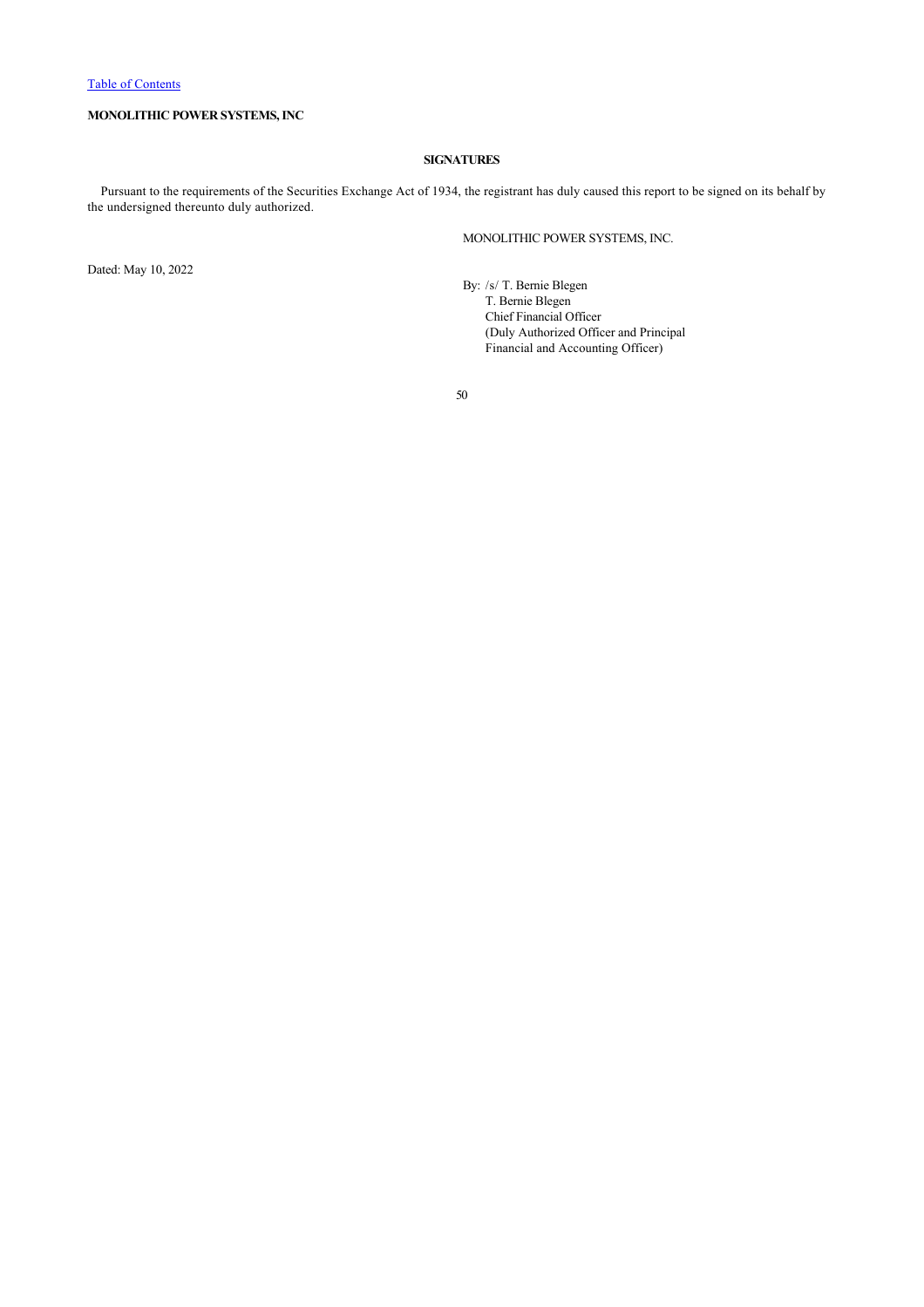MONOLITHIC POWER SYSTEMS, INC

## SIGNATURES

Pursuant to the requirements of the Securities Exchange Act of 1934, the registrant has duly caused this report to be signed on its behalf by the undersigned thereunto duly authorized.

MONOLITHIC POWER SYSTEMS, INC.

Dated: May 10, 2022

By: /s/ T. Bernie Blegen
T. Bernie Blegen
Chief Financial Officer
(Duly Authorized Officer and Principal
Financial and Accounting Officer)